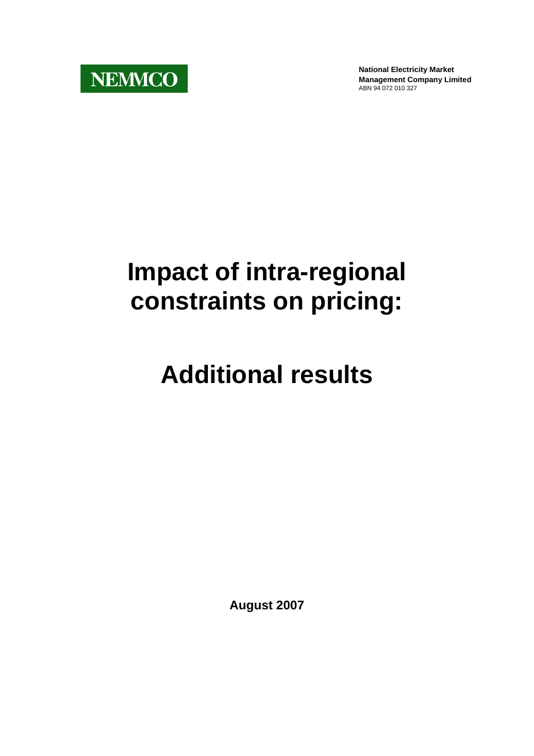NEMMCO

**National Electricity Market Management Company Limited**
ABN 94 072 010 327

# Impact of intra-regional constraints on pricing:

# Additional results

**August 2007**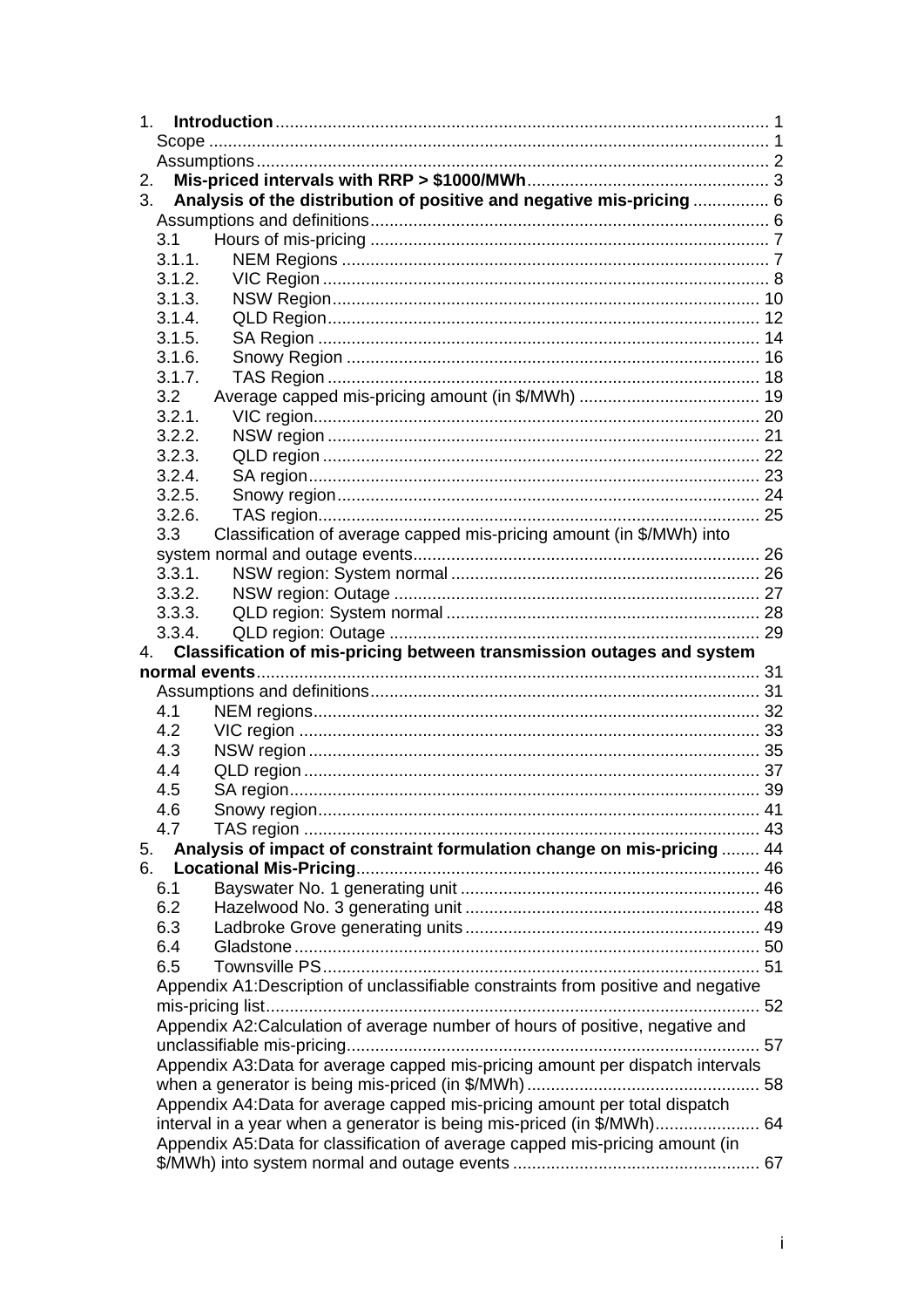1. **Introduction** ........ 1
   - Scope ........ 1
   - Assumptions ........ 2
2. **Mis-priced intervals with RRP > $1000/MWh** ........ 3
3. **Analysis of the distribution of positive and negative mis-pricing** ........ 6
   - Assumptions and definitions ........ 6
   - 3.1 Hours of mis-pricing ........ 7
     - 3.1.1. NEM Regions ........ 7
     - 3.1.2. VIC Region ........ 8
     - 3.1.3. NSW Region ........ 10
     - 3.1.4. QLD Region ........ 12
     - 3.1.5. SA Region ........ 14
     - 3.1.6. Snowy Region ........ 16
     - 3.1.7. TAS Region ........ 18
   - 3.2 Average capped mis-pricing amount (in $/MWh) ........ 19
     - 3.2.1. VIC region ........ 20
     - 3.2.2. NSW region ........ 21
     - 3.2.3. QLD region ........ 22
     - 3.2.4. SA region ........ 23
     - 3.2.5. Snowy region ........ 24
     - 3.2.6. TAS region ........ 25
   - 3.3 Classification of average capped mis-pricing amount (in $/MWh) into system normal and outage events ........ 26
     - 3.3.1. NSW region: System normal ........ 26
     - 3.3.2. NSW region: Outage ........ 27
     - 3.3.3. QLD region: System normal ........ 28
     - 3.3.4. QLD region: Outage ........ 29
4. **Classification of mis-pricing between transmission outages and system normal events** ........ 31
   - Assumptions and definitions ........ 31
   - 4.1 NEM regions ........ 32
   - 4.2 VIC region ........ 33
   - 4.3 NSW region ........ 35
   - 4.4 QLD region ........ 37
   - 4.5 SA region ........ 39
   - 4.6 Snowy region ........ 41
   - 4.7 TAS region ........ 43
5. **Analysis of impact of constraint formulation change on mis-pricing** ........ 44
6. **Locational Mis-Pricing** ........ 46
   - 6.1 Bayswater No. 1 generating unit ........ 46
   - 6.2 Hazelwood No. 3 generating unit ........ 48
   - 6.3 Ladbroke Grove generating units ........ 49
   - 6.4 Gladstone ........ 50
   - 6.5 Townsville PS ........ 51
   - Appendix A1: Description of unclassifiable constraints from positive and negative mis-pricing list ........ 52
   - Appendix A2: Calculation of average number of hours of positive, negative and unclassifiable mis-pricing ........ 57
   - Appendix A3: Data for average capped mis-pricing amount per dispatch intervals when a generator is being mis-priced (in $/MWh) ........ 58
   - Appendix A4: Data for average capped mis-pricing amount per total dispatch interval in a year when a generator is being mis-priced (in $/MWh) ........ 64
   - Appendix A5: Data for classification of average capped mis-pricing amount (in $/MWh) into system normal and outage events ........ 67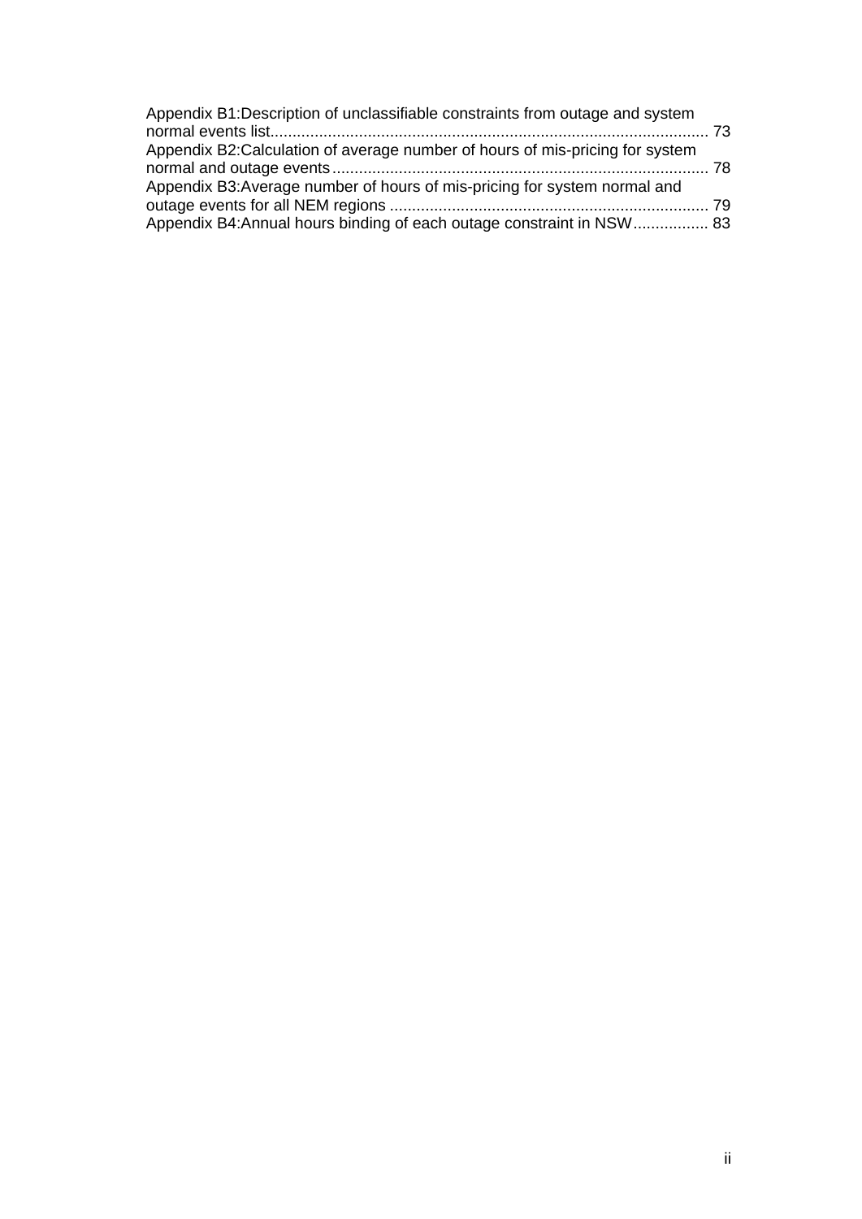Appendix B1:Description of unclassifiable constraints from outage and system normal events list ..... 73

Appendix B2:Calculation of average number of hours of mis-pricing for system normal and outage events ..... 78

Appendix B3:Average number of hours of mis-pricing for system normal and outage events for all NEM regions ..... 79

Appendix B4:Annual hours binding of each outage constraint in NSW ..... 83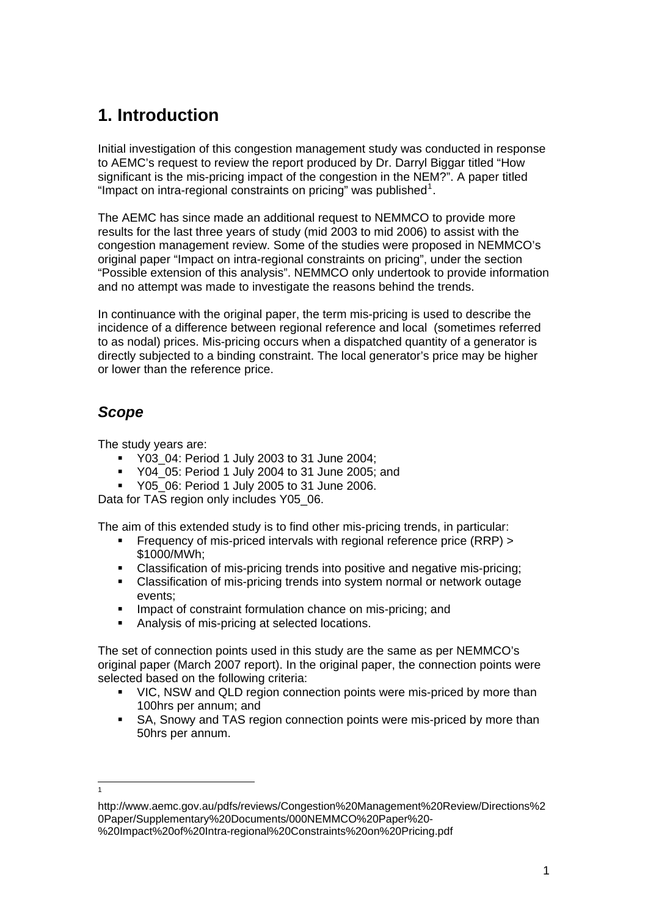# 1. Introduction

Initial investigation of this congestion management study was conducted in response to AEMC's request to review the report produced by Dr. Darryl Biggar titled "How significant is the mis-pricing impact of the congestion in the NEM?". A paper titled "Impact on intra-regional constraints on pricing" was published[1].

The AEMC has since made an additional request to NEMMCO to provide more results for the last three years of study (mid 2003 to mid 2006) to assist with the congestion management review. Some of the studies were proposed in NEMMCO's original paper "Impact on intra-regional constraints on pricing", under the section "Possible extension of this analysis". NEMMCO only undertook to provide information and no attempt was made to investigate the reasons behind the trends.

In continuance with the original paper, the term mis-pricing is used to describe the incidence of a difference between regional reference and local (sometimes referred to as nodal) prices. Mis-pricing occurs when a dispatched quantity of a generator is directly subjected to a binding constraint. The local generator's price may be higher or lower than the reference price.

## *Scope*

The study years are:

- Y03_04: Period 1 July 2003 to 31 June 2004;
- Y04_05: Period 1 July 2004 to 31 June 2005; and
- Y05_06: Period 1 July 2005 to 31 June 2006.

Data for TAS region only includes Y05_06.

The aim of this extended study is to find other mis-pricing trends, in particular:

- Frequency of mis-priced intervals with regional reference price (RRP) > $1000/MWh;
- Classification of mis-pricing trends into positive and negative mis-pricing;
- Classification of mis-pricing trends into system normal or network outage events;
- Impact of constraint formulation chance on mis-pricing; and
- Analysis of mis-pricing at selected locations.

The set of connection points used in this study are the same as per NEMMCO's original paper (March 2007 report). In the original paper, the connection points were selected based on the following criteria:

- VIC, NSW and QLD region connection points were mis-priced by more than 100hrs per annum; and
- SA, Snowy and TAS region connection points were mis-priced by more than 50hrs per annum.

[1] http://www.aemc.gov.au/pdfs/reviews/Congestion%20Management%20Review/Directions%20Paper/Supplementary%20Documents/000NEMMCO%20Paper%20-%20Impact%20of%20Intra-regional%20Constraints%20on%20Pricing.pdf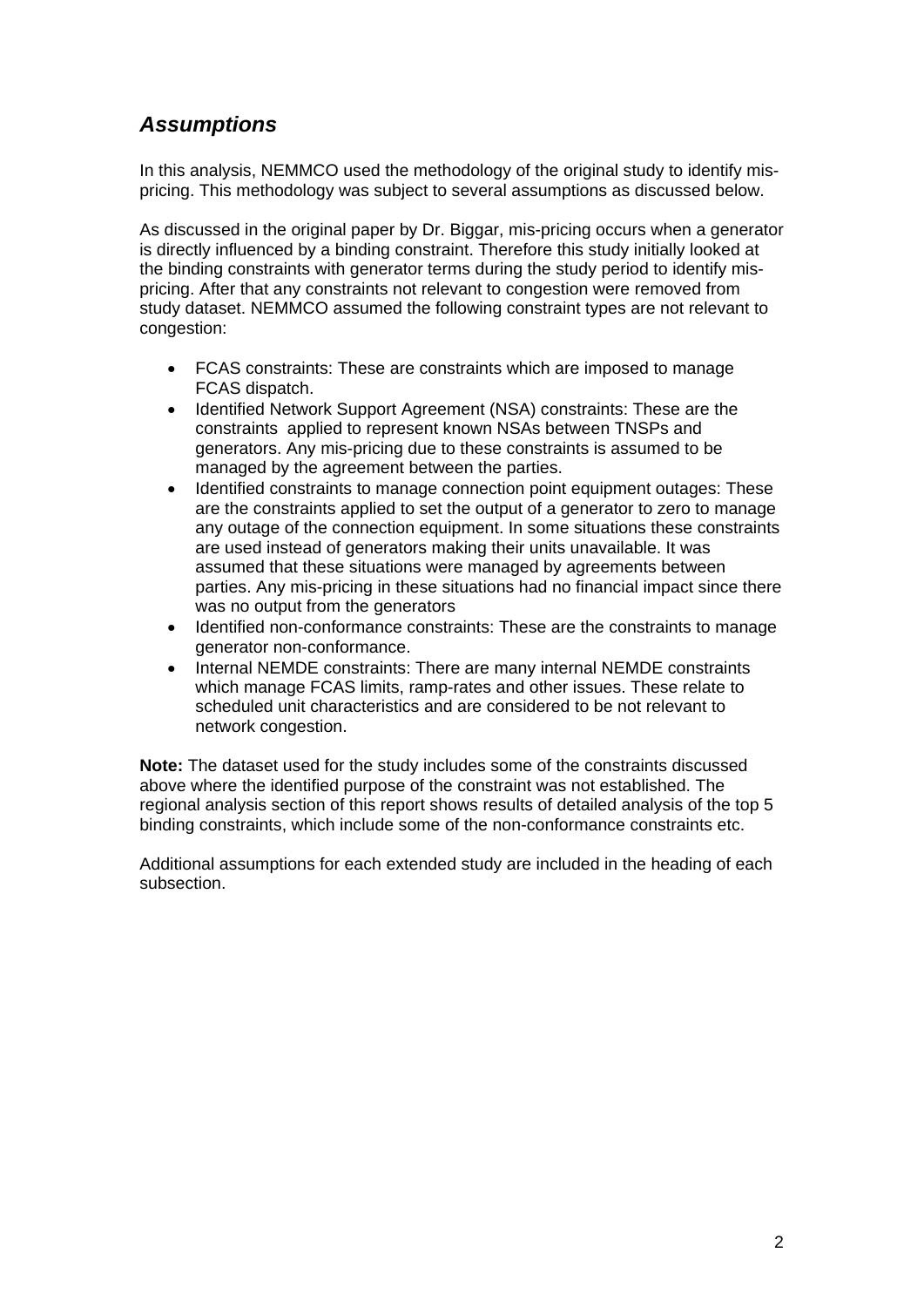## *Assumptions*

In this analysis, NEMMCO used the methodology of the original study to identify mis-pricing. This methodology was subject to several assumptions as discussed below.

As discussed in the original paper by Dr. Biggar, mis-pricing occurs when a generator is directly influenced by a binding constraint. Therefore this study initially looked at the binding constraints with generator terms during the study period to identify mis-pricing. After that any constraints not relevant to congestion were removed from study dataset. NEMMCO assumed the following constraint types are not relevant to congestion:

- FCAS constraints: These are constraints which are imposed to manage FCAS dispatch.
- Identified Network Support Agreement (NSA) constraints: These are the constraints applied to represent known NSAs between TNSPs and generators. Any mis-pricing due to these constraints is assumed to be managed by the agreement between the parties.
- Identified constraints to manage connection point equipment outages: These are the constraints applied to set the output of a generator to zero to manage any outage of the connection equipment. In some situations these constraints are used instead of generators making their units unavailable. It was assumed that these situations were managed by agreements between parties. Any mis-pricing in these situations had no financial impact since there was no output from the generators
- Identified non-conformance constraints: These are the constraints to manage generator non-conformance.
- Internal NEMDE constraints: There are many internal NEMDE constraints which manage FCAS limits, ramp-rates and other issues. These relate to scheduled unit characteristics and are considered to be not relevant to network congestion.

**Note:** The dataset used for the study includes some of the constraints discussed above where the identified purpose of the constraint was not established. The regional analysis section of this report shows results of detailed analysis of the top 5 binding constraints, which include some of the non-conformance constraints etc.

Additional assumptions for each extended study are included in the heading of each subsection.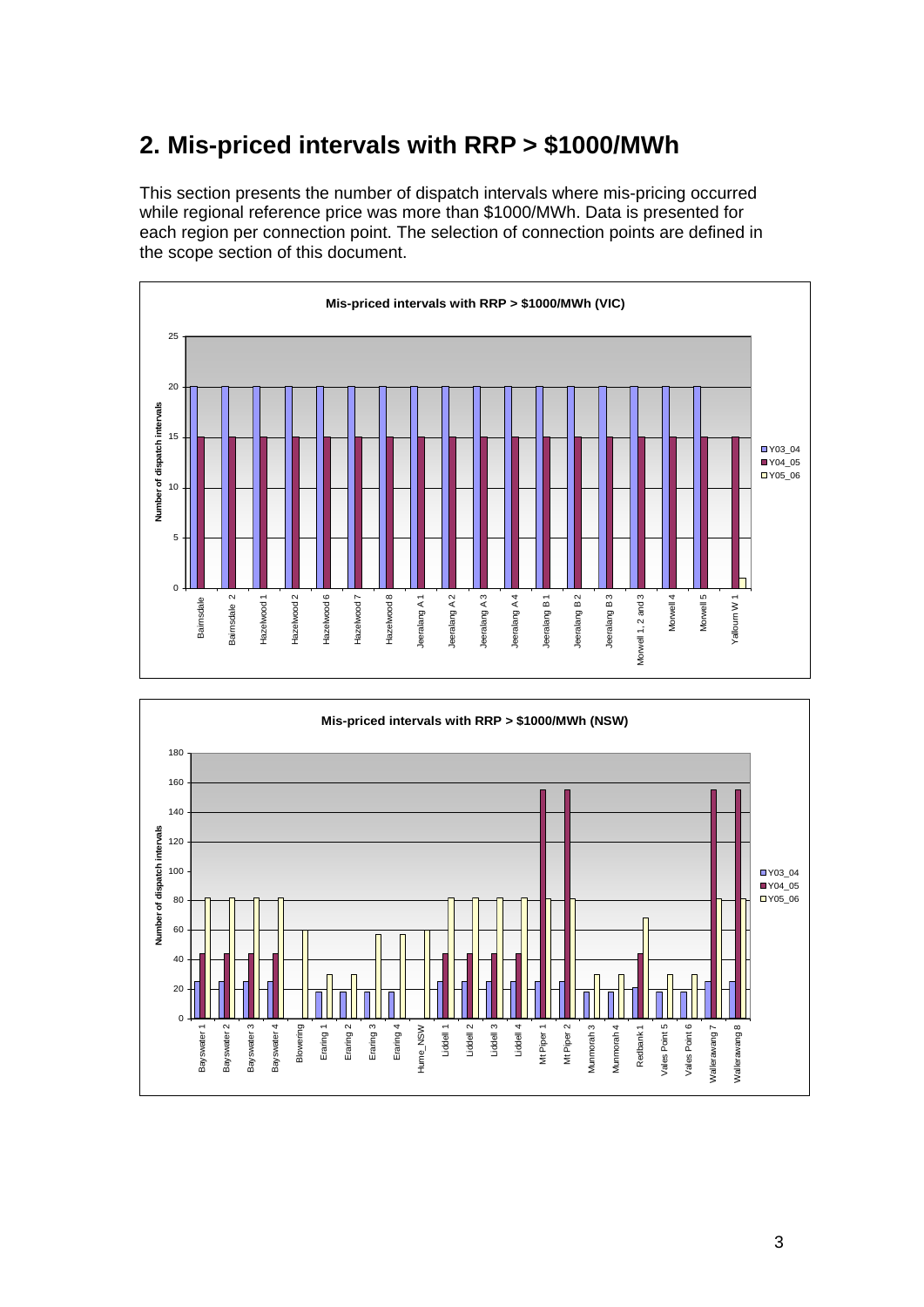## 2. Mis-priced intervals with RRP > $1000/MWh

This section presents the number of dispatch intervals where mis-pricing occurred while regional reference price was more than $1000/MWh. Data is presented for each region per connection point. The selection of connection points are defined in the scope section of this document.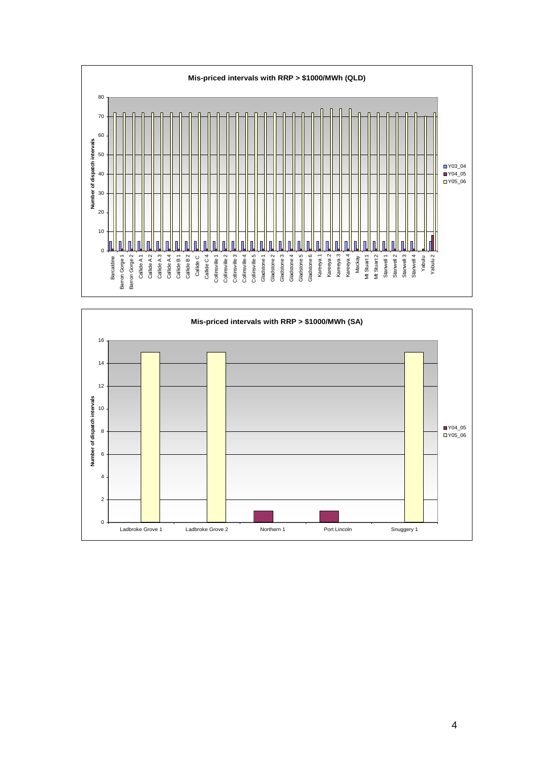**Mis-priced intervals with RRP > $1000/MWh (QLD)**

**Mis-priced intervals with RRP > $1000/MWh (SA)**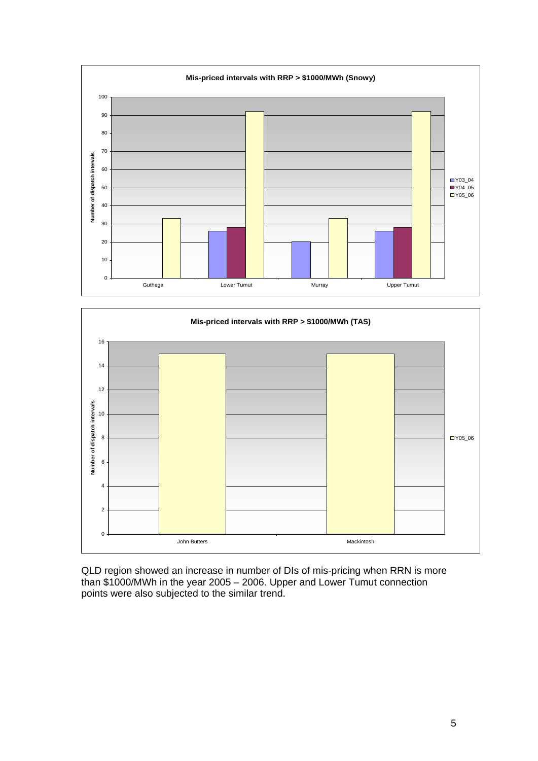**Mis-priced intervals with RRP > $1000/MWh (Snowy)**

| Connection point | Y03_04 | Y04_05 | Y05_06 |
| --- | --- | --- | --- |
| Guthega | | | 33 |
| Lower Tumut | 26 | 28 | 92 |
| Murray | 20 | | 33 |
| Upper Tumut | 26 | 28 | 92 |

*Y-axis: Number of dispatch intervals*

**Mis-priced intervals with RRP > $1000/MWh (TAS)**

| Connection point | Y05_06 |
| --- | --- |
| John Butters | 15 |
| Mackintosh | 15 |

*Y-axis: Number of dispatch intervals*

QLD region showed an increase in number of DIs of mis-pricing when RRN is more than $1000/MWh in the year 2005 – 2006. Upper and Lower Tumut connection points were also subjected to the similar trend.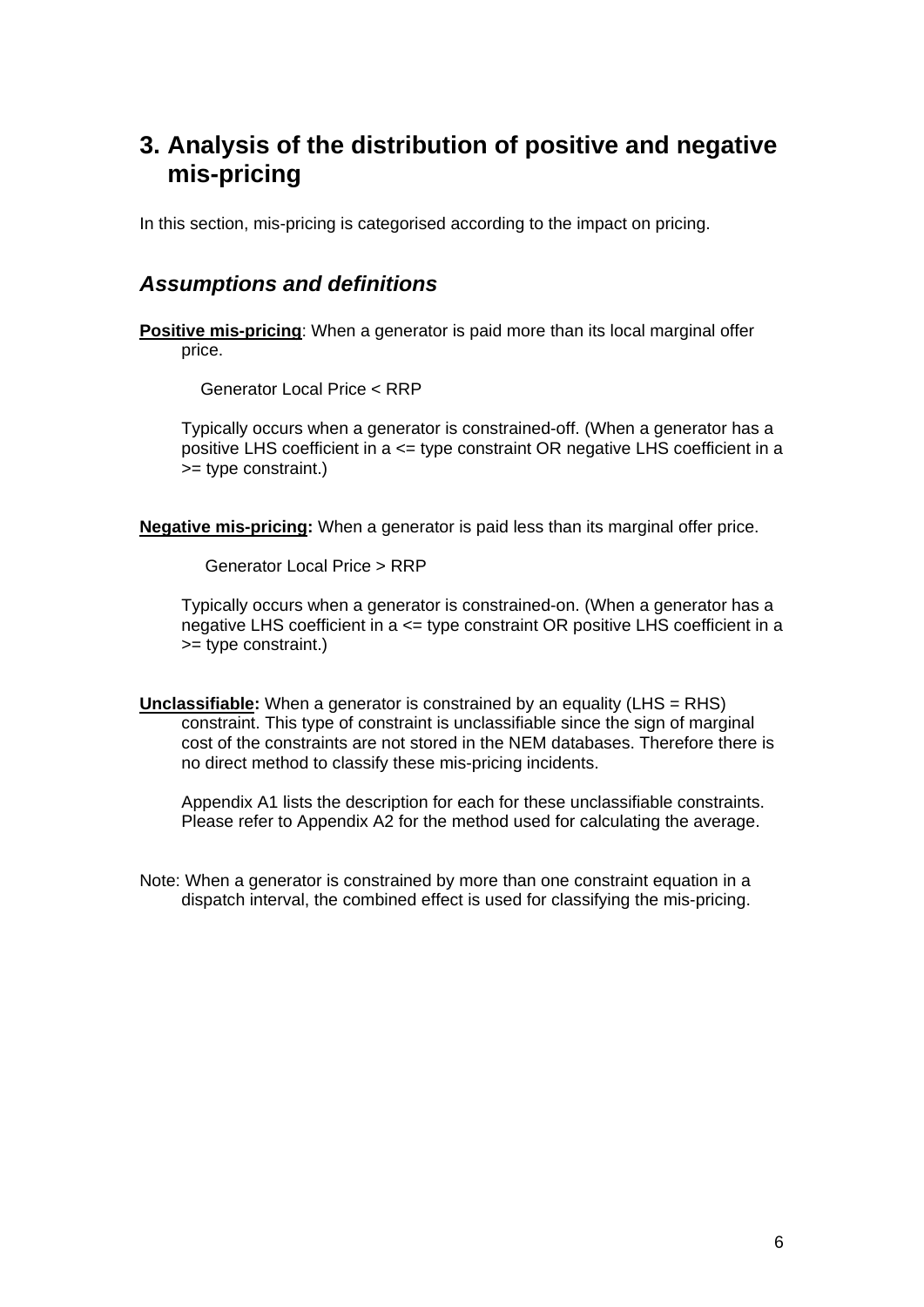# 3. Analysis of the distribution of positive and negative mis-pricing

In this section, mis-pricing is categorised according to the impact on pricing.

## *Assumptions and definitions*

**Positive mis-pricing**: When a generator is paid more than its local marginal offer price.

Generator Local Price < RRP

Typically occurs when a generator is constrained-off. (When a generator has a positive LHS coefficient in a <= type constraint OR negative LHS coefficient in a >= type constraint.)

**Negative mis-pricing:** When a generator is paid less than its marginal offer price.

Generator Local Price > RRP

Typically occurs when a generator is constrained-on. (When a generator has a negative LHS coefficient in a <= type constraint OR positive LHS coefficient in a >= type constraint.)

**Unclassifiable:** When a generator is constrained by an equality (LHS = RHS) constraint. This type of constraint is unclassifiable since the sign of marginal cost of the constraints are not stored in the NEM databases. Therefore there is no direct method to classify these mis-pricing incidents.

Appendix A1 lists the description for each for these unclassifiable constraints. Please refer to Appendix A2 for the method used for calculating the average.

Note: When a generator is constrained by more than one constraint equation in a dispatch interval, the combined effect is used for classifying the mis-pricing.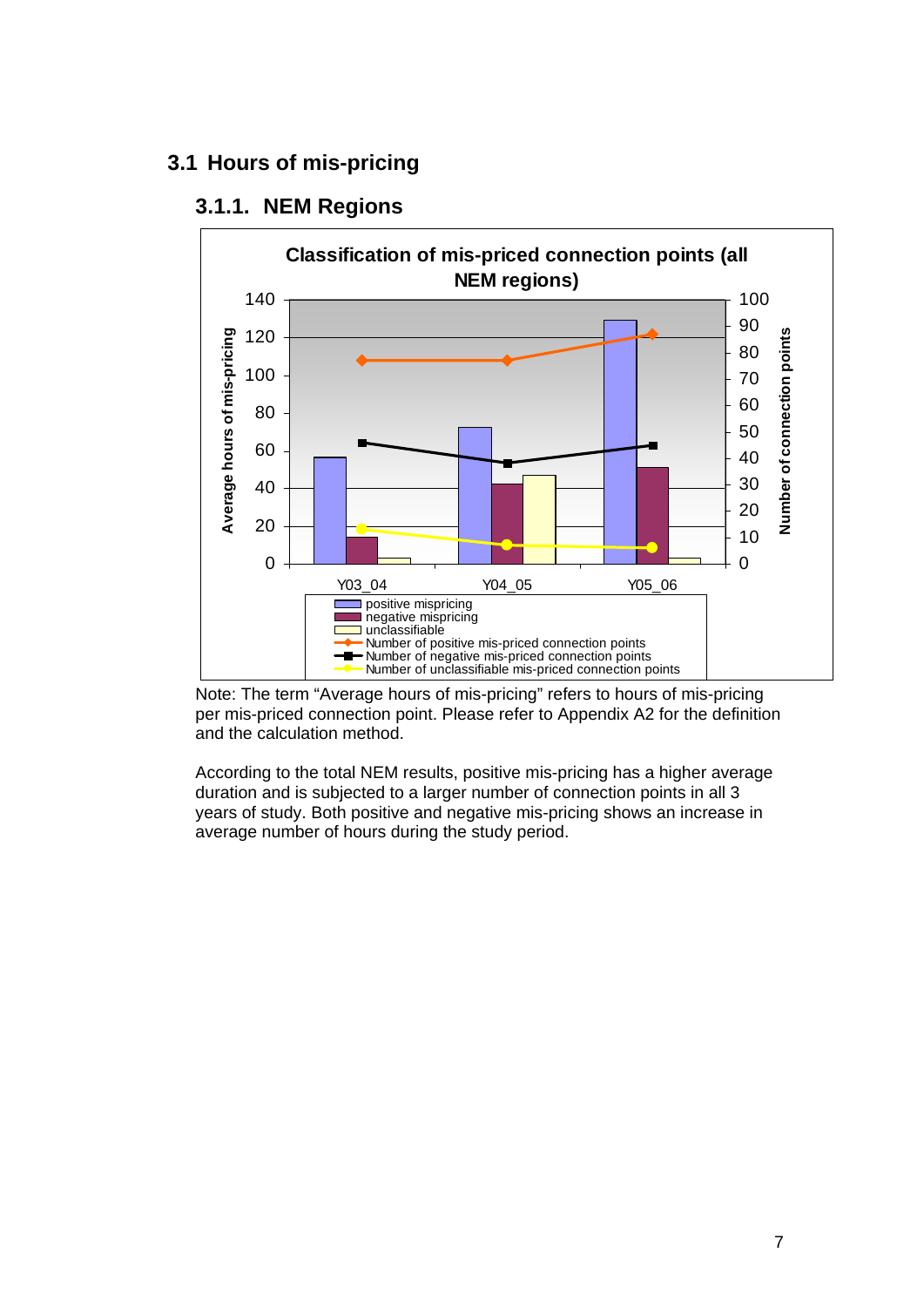## 3.1 Hours of mis-pricing

### 3.1.1. NEM Regions

Note: The term “Average hours of mis-pricing” refers to hours of mis-pricing per mis-priced connection point. Please refer to Appendix A2 for the definition and the calculation method.

According to the total NEM results, positive mis-pricing has a higher average duration and is subjected to a larger number of connection points in all 3 years of study. Both positive and negative mis-pricing shows an increase in average number of hours during the study period.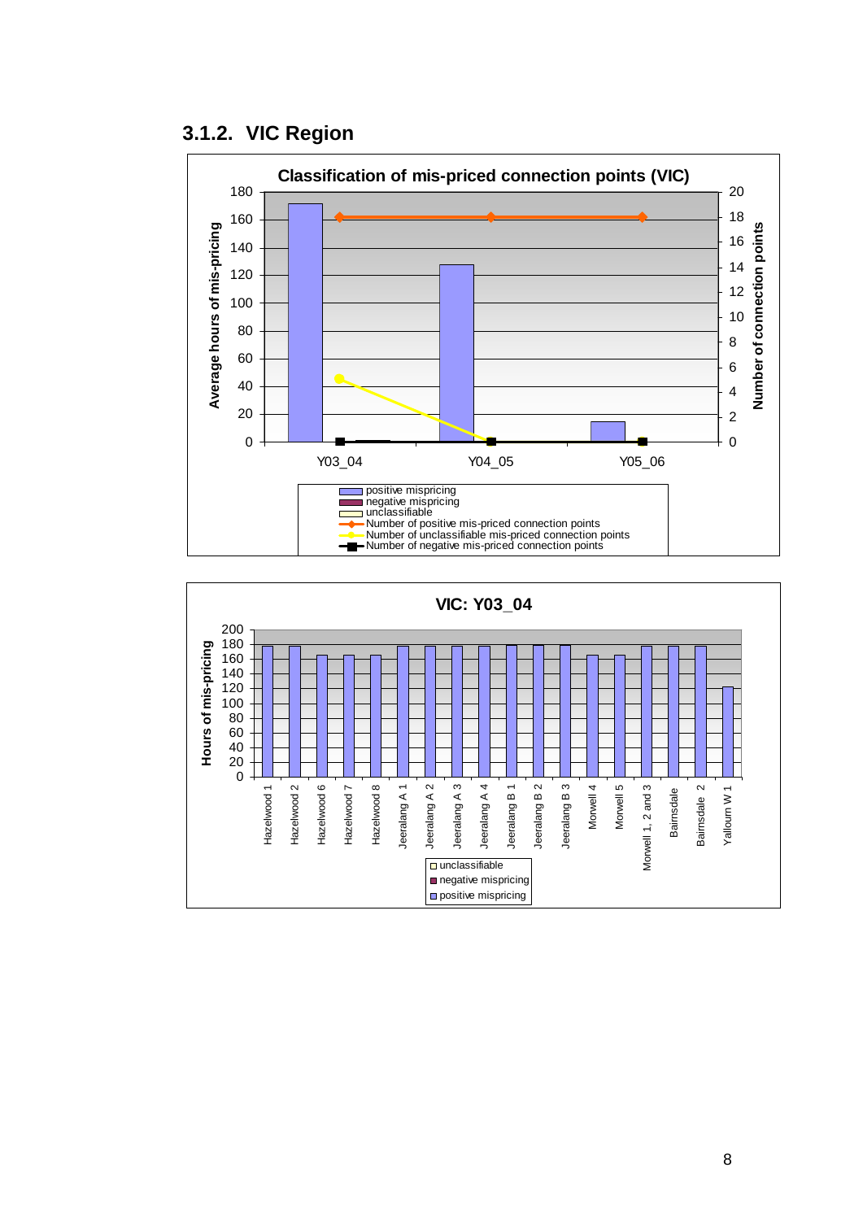### 3.1.2. VIC Region

**Classification of mis-priced connection points (VIC)**

- Left axis: Average hours of mis-pricing (0–180)
- Right axis: Number of connection points (0–20)
- Categories: Y03_04, Y04_05, Y05_06

Legend:
- positive mispricing
- negative mispricing
- unclassifiable
- Number of positive mis-priced connection points
- Number of unclassifiable mis-priced connection points
- Number of negative mis-priced connection points

**VIC: Y03_04**

- Axis: Hours of mis-pricing (0–200)
- Connection points: Hazelwood 1, Hazelwood 2, Hazelwood 6, Hazelwood 7, Hazelwood 8, Jeeralang A 1, Jeeralang A 2, Jeeralang A 3, Jeeralang A 4, Jeeralang B 1, Jeeralang B 2, Jeeralang B 3, Morwell 4, Morwell 5, Morwell 1, 2 and 3, Bairnsdale, Bairnsdale 2, Yallourn W 1

Legend:
- unclassifiable
- negative mispricing
- positive mispricing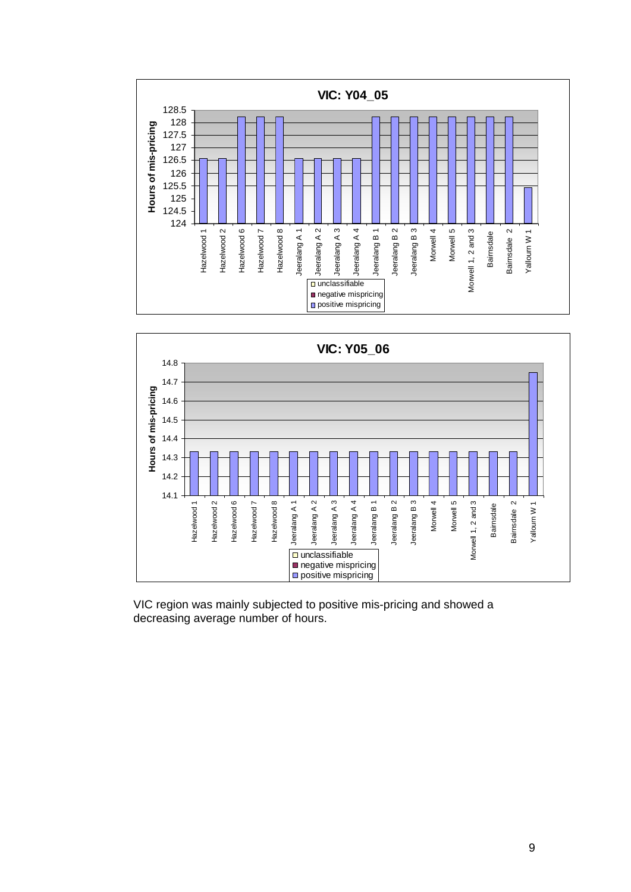**VIC: Y04_05**

| Generator | Hours of mis-pricing (positive mispricing) |
|---|---|
| Hazelwood 1 | ~126.6 |
| Hazelwood 2 | ~126.6 |
| Hazelwood 6 | ~128.2 |
| Hazelwood 7 | ~128.2 |
| Hazelwood 8 | ~128.2 |
| Jeeralang A 1 | ~126.6 |
| Jeeralang A 2 | ~126.6 |
| Jeeralang A 3 | ~126.6 |
| Jeeralang A 4 | ~126.6 |
| Jeeralang B 1 | ~128.2 |
| Jeeralang B 2 | ~128.2 |
| Jeeralang B 3 | ~128.2 |
| Morwell 4 | ~128.2 |
| Morwell 5 | ~128.2 |
| Morwell 1, 2 and 3 | ~128.2 |
| Bairnsdale | ~128.2 |
| Bairnsdale 2 | ~128.2 |
| Yallourn W 1 | ~125.4 |

Legend: unclassifiable; negative mispricing; positive mispricing

**VIC: Y05_06**

| Generator | Hours of mis-pricing (positive mispricing) |
|---|---|
| Hazelwood 1 | ~14.33 |
| Hazelwood 2 | ~14.33 |
| Hazelwood 6 | ~14.33 |
| Hazelwood 7 | ~14.33 |
| Hazelwood 8 | ~14.33 |
| Jeeralang A 1 | ~14.33 |
| Jeeralang A 2 | ~14.33 |
| Jeeralang A 3 | ~14.33 |
| Jeeralang A 4 | ~14.33 |
| Jeeralang B 1 | ~14.33 |
| Jeeralang B 2 | ~14.33 |
| Jeeralang B 3 | ~14.33 |
| Morwell 4 | ~14.33 |
| Morwell 5 | ~14.33 |
| Morwell 1, 2 and 3 | ~14.33 |
| Bairnsdale | ~14.33 |
| Bairnsdale 2 | ~14.33 |
| Yallourn W 1 | ~14.75 |

Legend: unclassifiable; negative mispricing; positive mispricing

VIC region was mainly subjected to positive mis-pricing and showed a decreasing average number of hours.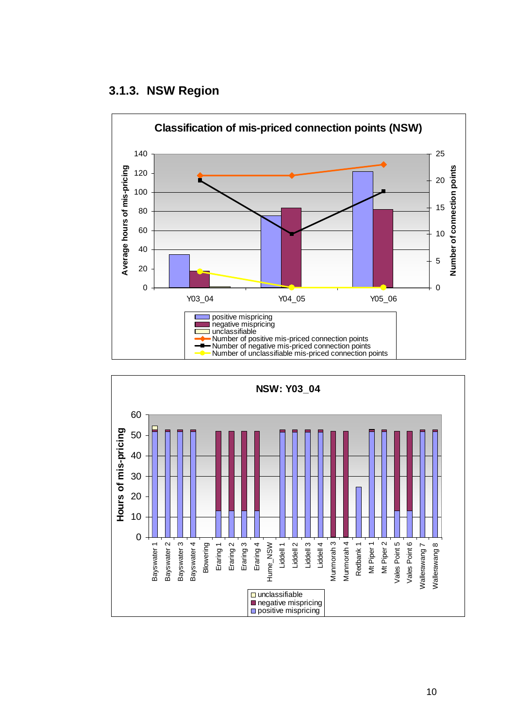### 3.1.3. NSW Region

**Classification of mis-priced connection points (NSW)**

Average hours of mis-pricing (left axis: 0–140); Number of connection points (right axis: 0–25)

Categories: Y03_04, Y04_05, Y05_06

- positive mispricing
- negative mispricing
- unclassifiable
- Number of positive mis-priced connection points
- Number of negative mis-priced connection points
- Number of unclassifiable mis-priced connection points

**NSW: Y03_04**

Hours of mis-pricing (axis: 0–60)

Connection points: Bayswater 1, Bayswater 2, Bayswater 3, Bayswater 4, Blowering, Eraring 1, Eraring 2, Eraring 3, Eraring 4, Hume_NSW, Liddell 1, Liddell 2, Liddell 3, Liddell 4, Munmorah 3, Munmorah 4, Redbank 1, Mt Piper 1, Mt Piper 2, Vales Point 5, Vales Point 6, Wallerawang 7, Wallerawang 8

- unclassifiable
- negative mispricing
- positive mispricing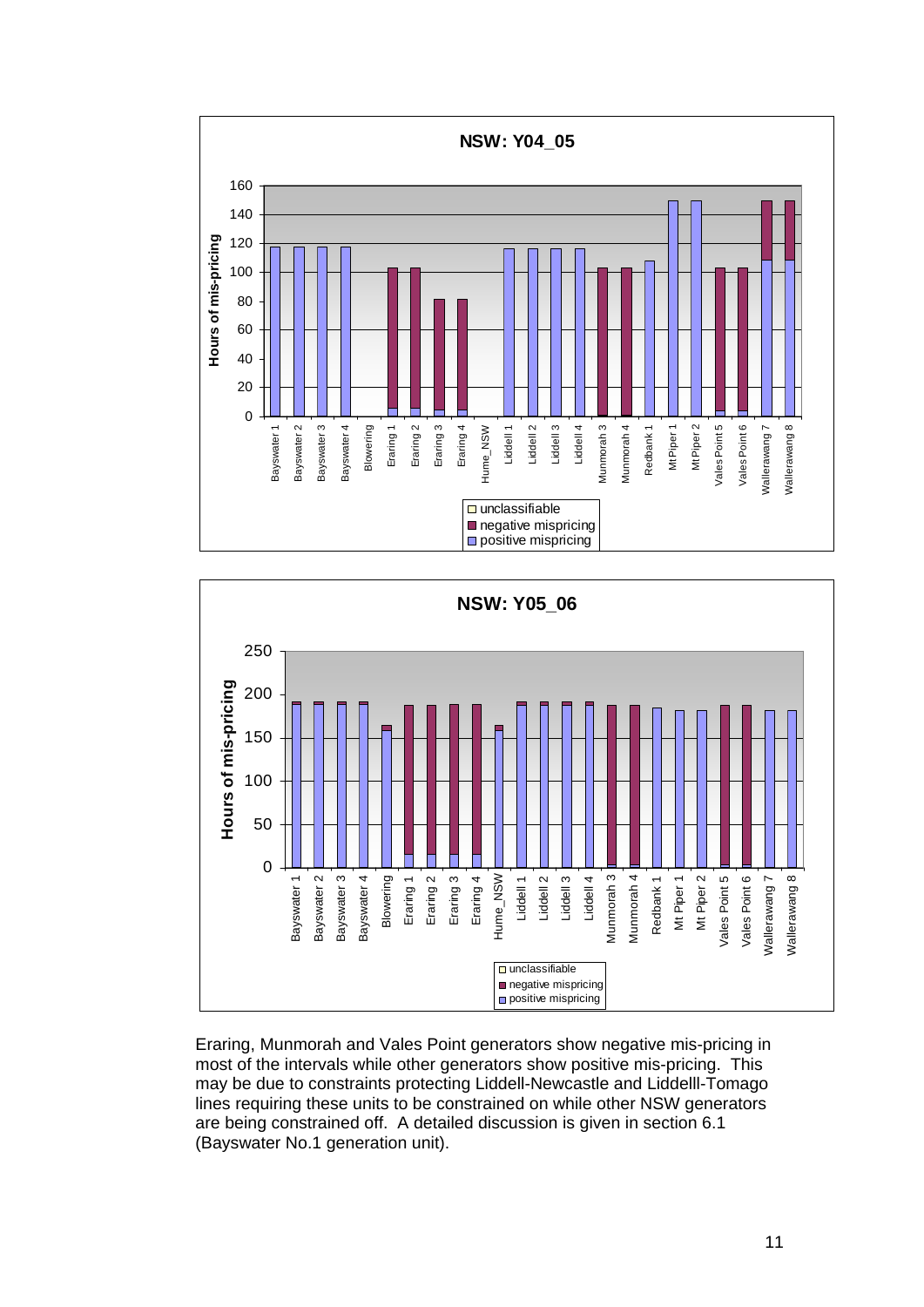Eraring, Munmorah and Vales Point generators show negative mis-pricing in most of the intervals while other generators show positive mis-pricing. This may be due to constraints protecting Liddell-Newcastle and Liddelll-Tomago lines requiring these units to be constrained on while other NSW generators are being constrained off. A detailed discussion is given in section 6.1 (Bayswater No.1 generation unit).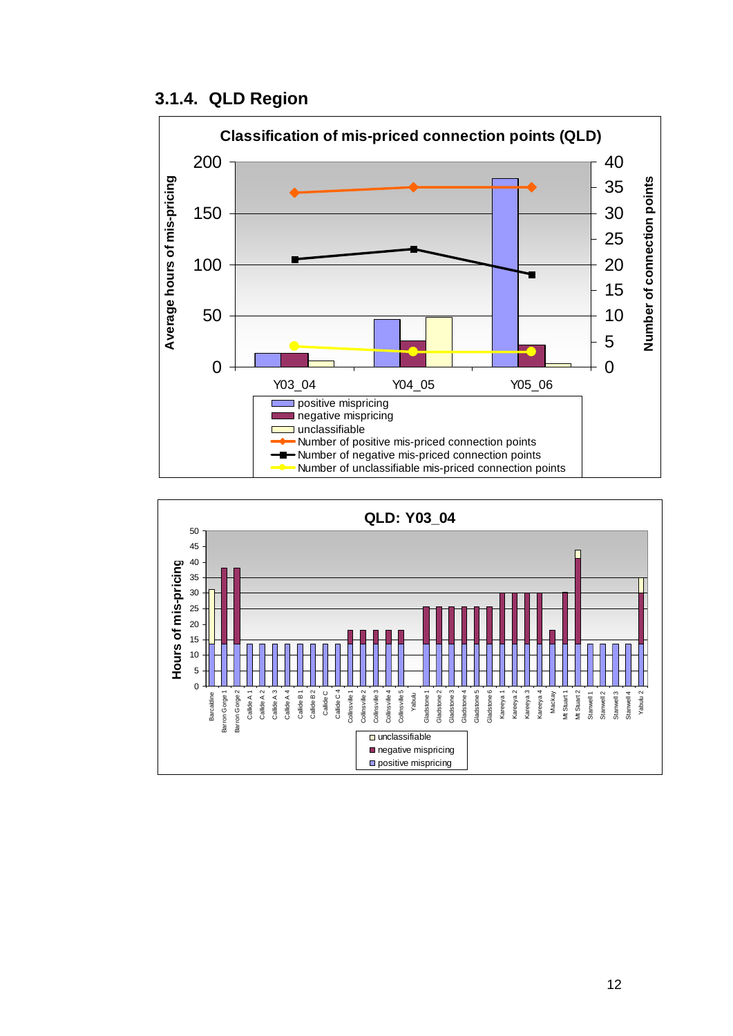### 3.1.4. QLD Region

**Classification of mis-priced connection points (QLD)**

Average hours of mis-pricing / Number of connection points

Y03_04, Y04_05, Y05_06

- positive mispricing
- negative mispricing
- unclassifiable
- Number of positive mis-priced connection points
- Number of negative mis-priced connection points
- Number of unclassifiable mis-priced connection points

**QLD: Y03_04**

Hours of mis-pricing

Barcaldine, Barron Gorge 1, Barron Gorge 2, Callide A 1, Callide A 2, Callide A 3, Callide A 4, Callide B 1, Callide B 2, Callide C, Callide C 4, Collinsville 1, Collinsville 2, Collinsville 3, Collinsville 4, Collinsville 5, Yabulu, Gladstone 1, Gladstone 2, Gladstone 3, Gladstone 4, Gladstone 5, Gladstone 6, Kareeya 1, Kareeya 2, Kareeya 3, Kareeya 4, Mackay, Mt Stuart 1, Mt Stuart 2, Stanwell 1, Stanwell 2, Stanwell 3, Stanwell 4, Yabulu 2

- unclassifiable
- negative mispricing
- positive mispricing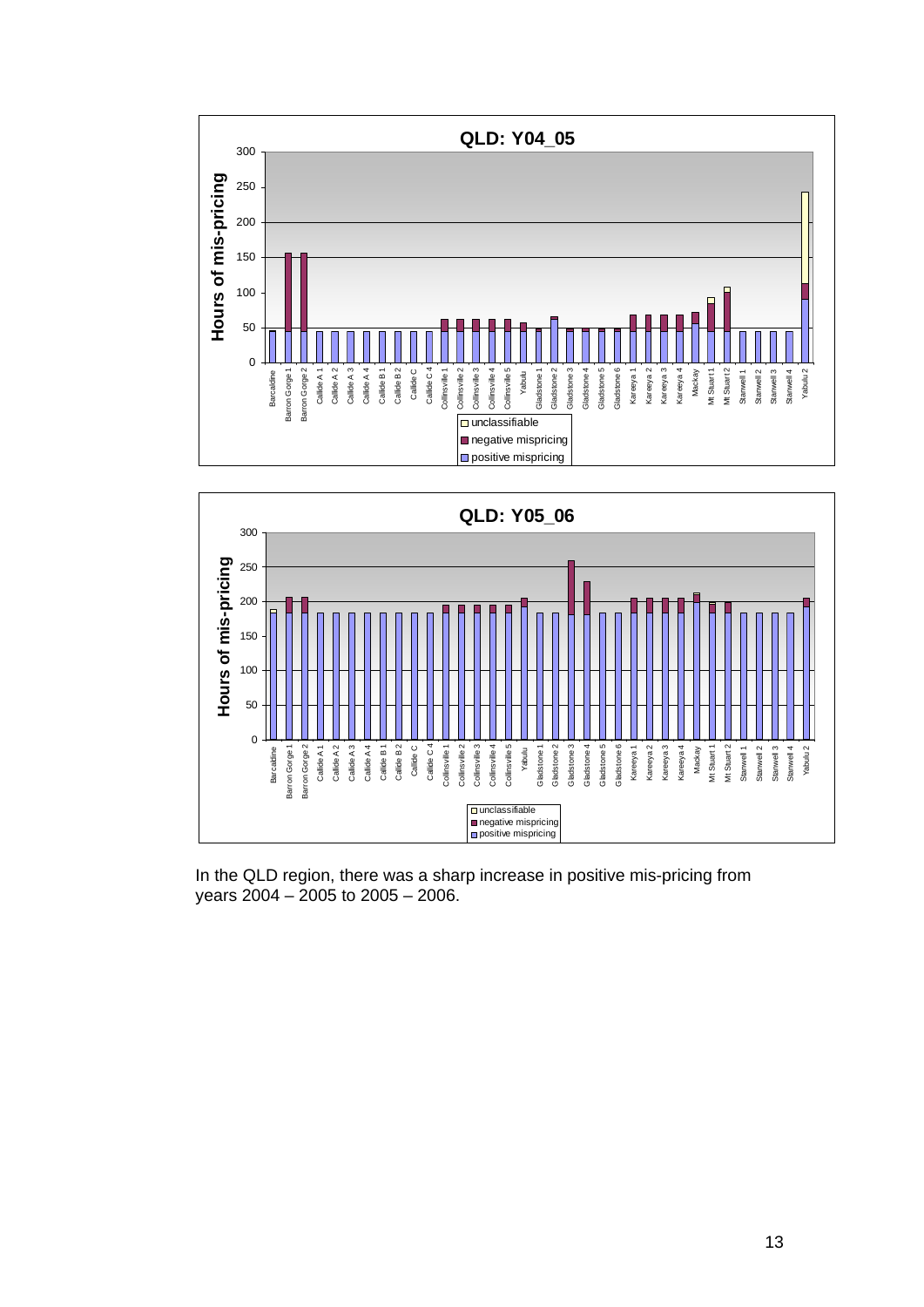**QLD: Y04_05**

**QLD: Y05_06**

In the QLD region, there was a sharp increase in positive mis-pricing from years 2004 – 2005 to 2005 – 2006.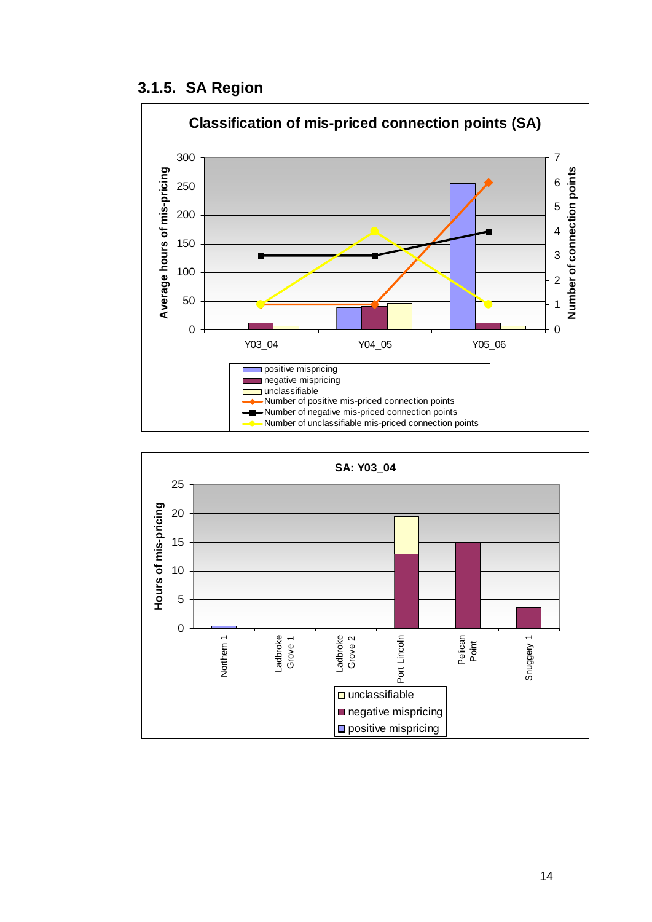### 3.1.5. SA Region

**Classification of mis-priced connection points (SA)**

Average hours of mis-pricing: 0, 50, 100, 150, 200, 250, 300

Number of connection points: 0, 1, 2, 3, 4, 5, 6, 7

Y03_04 Y04_05 Y05_06

- positive mispricing
- negative mispricing
- unclassifiable
- Number of positive mis-priced connection points
- Number of negative mis-priced connection points
- Number of unclassifiable mis-priced connection points

**SA: Y03_04**

Hours of mis-pricing: 0, 5, 10, 15, 20, 25

Northern 1, Ladbroke Grove 1, Ladbroke Grove 2, Port Lincoln, Pelican Point, Snuggery 1

- unclassifiable
- negative mispricing
- positive mispricing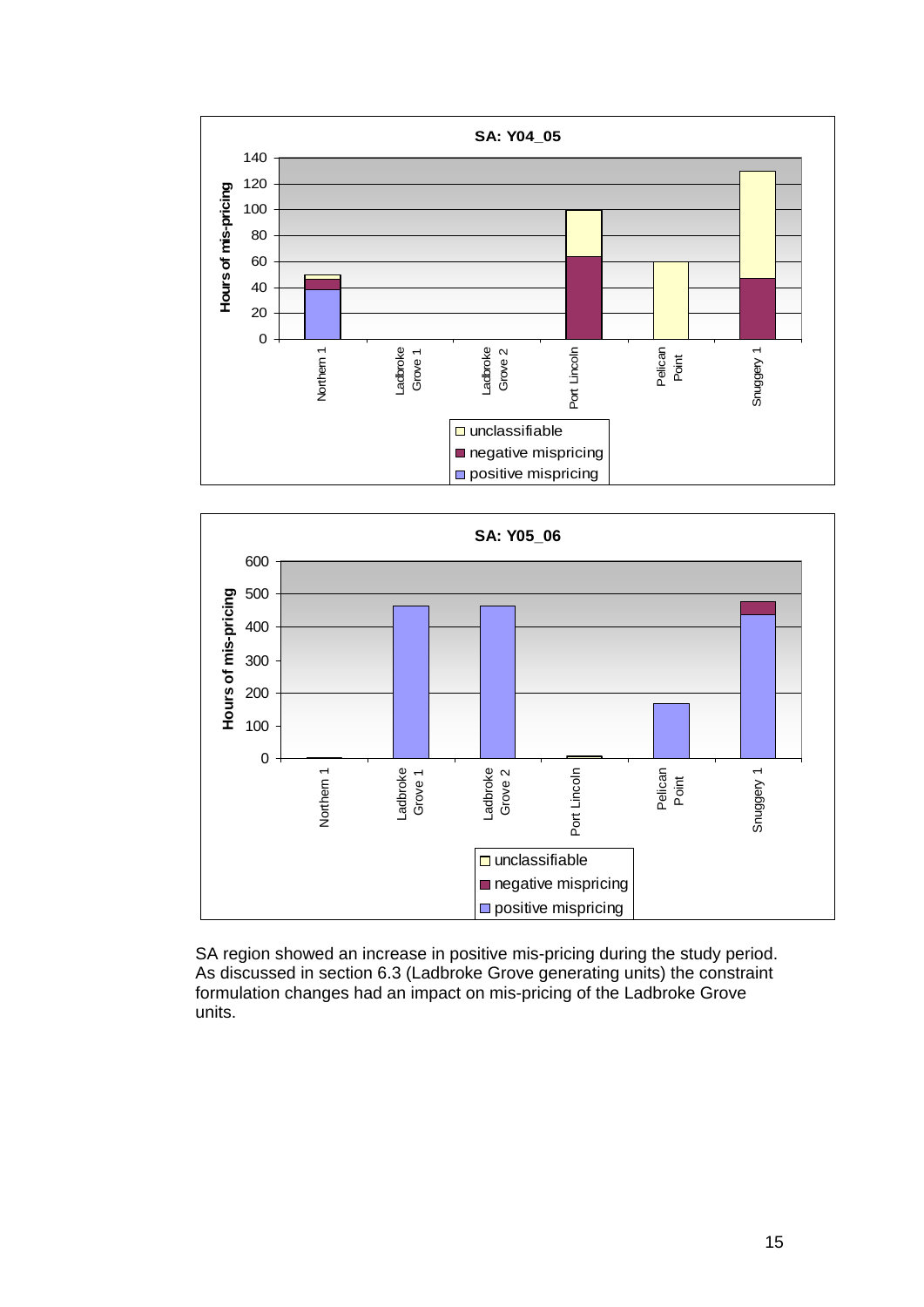**SA: Y04_05**

**SA: Y05_06**

SA region showed an increase in positive mis-pricing during the study period. As discussed in section 6.3 (Ladbroke Grove generating units) the constraint formulation changes had an impact on mis-pricing of the Ladbroke Grove units.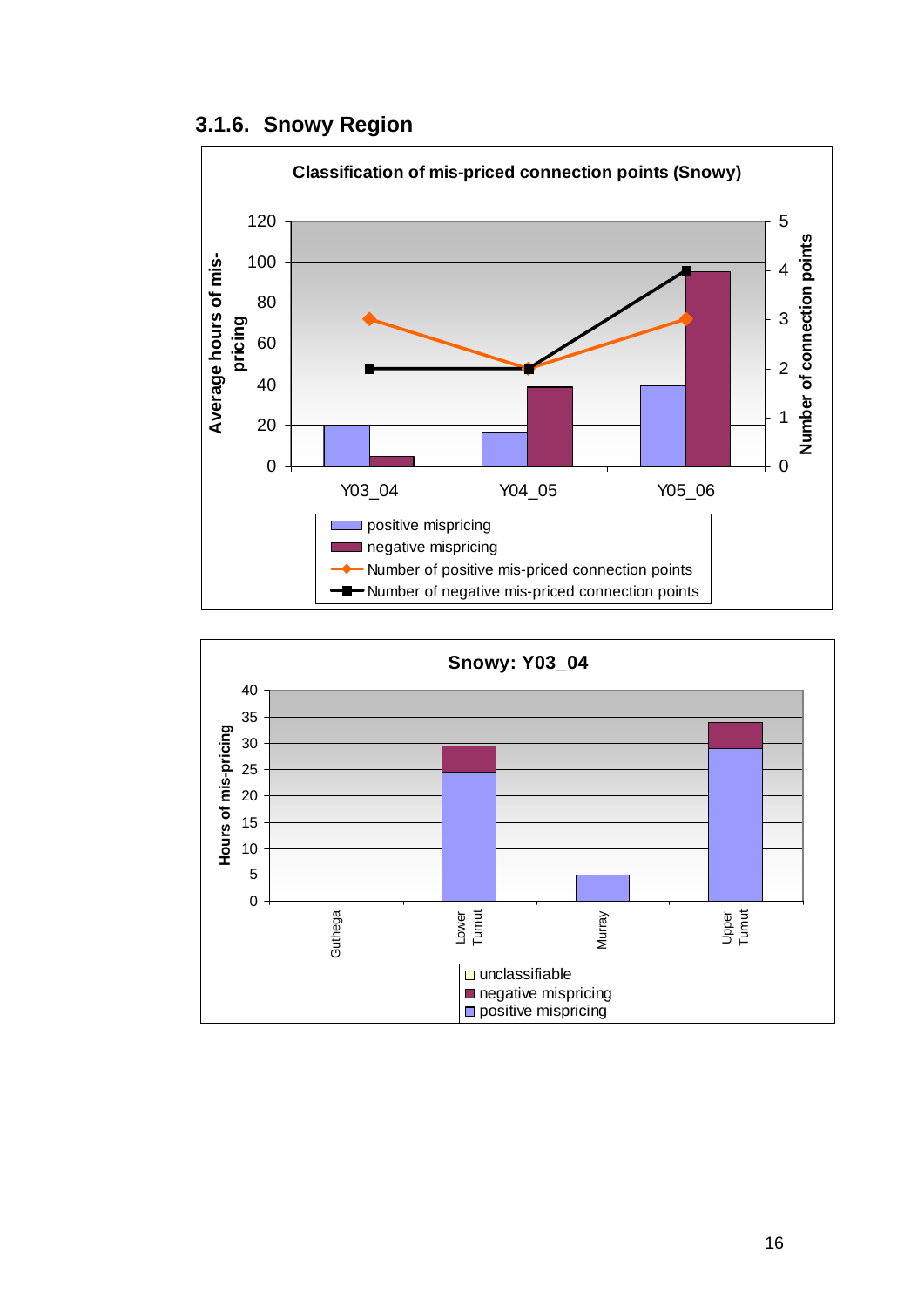### 3.1.6. Snowy Region

**Classification of mis-priced connection points (Snowy)**

Average hours of mis-pricing / Number of connection points

Y03_04, Y04_05, Y05_06

- positive mispricing
- negative mispricing
- Number of positive mis-priced connection points
- Number of negative mis-priced connection points

**Snowy: Y03_04**

Hours of mis-pricing

Guthega, Lower Tumut, Murray, Upper Tumut

- unclassifiable
- negative mispricing
- positive mispricing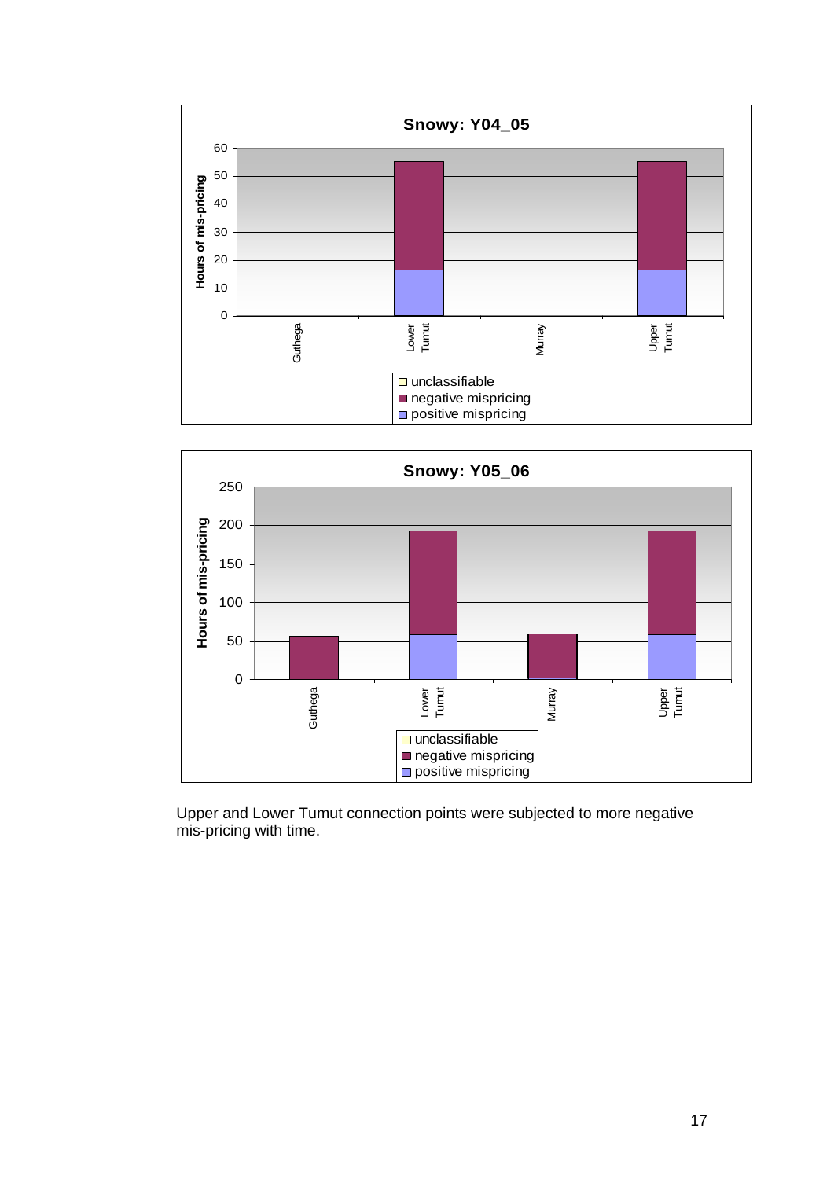**Snowy: Y04_05**

| Connection point | positive mispricing | negative mispricing | unclassifiable |
|---|---|---|---|
| Guthega | | | |
| Lower Tumut | ~16 | ~39 | |
| Murray | | | |
| Upper Tumut | ~16 | ~39 | |

**Snowy: Y05_06**

| Connection point | positive mispricing | negative mispricing | unclassifiable |
|---|---|---|---|
| Guthega | | ~56 | |
| Lower Tumut | ~58 | ~135 | |
| Murray | ~2 | ~58 | |
| Upper Tumut | ~58 | ~135 | |

Upper and Lower Tumut connection points were subjected to more negative mis-pricing with time.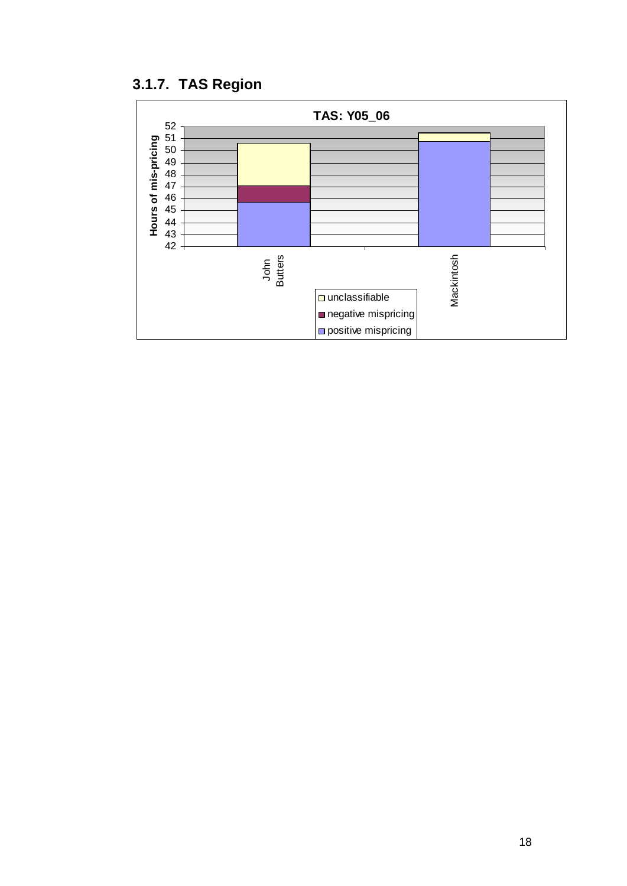### 3.1.7. TAS Region

**TAS: Y05_06**

Hours of mis-pricing

John Butters | Mackintosh

- unclassifiable
- negative mispricing
- positive mispricing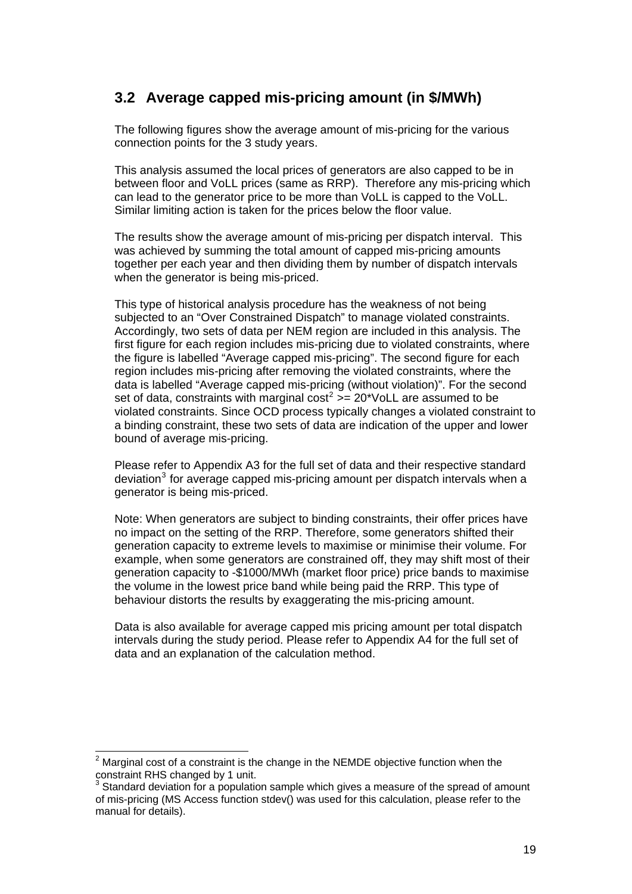## 3.2 Average capped mis-pricing amount (in $/MWh)

The following figures show the average amount of mis-pricing for the various connection points for the 3 study years.

This analysis assumed the local prices of generators are also capped to be in between floor and VoLL prices (same as RRP). Therefore any mis-pricing which can lead to the generator price to be more than VoLL is capped to the VoLL. Similar limiting action is taken for the prices below the floor value.

The results show the average amount of mis-pricing per dispatch interval. This was achieved by summing the total amount of capped mis-pricing amounts together per each year and then dividing them by number of dispatch intervals when the generator is being mis-priced.

This type of historical analysis procedure has the weakness of not being subjected to an "Over Constrained Dispatch" to manage violated constraints. Accordingly, two sets of data per NEM region are included in this analysis. The first figure for each region includes mis-pricing due to violated constraints, where the figure is labelled "Average capped mis-pricing". The second figure for each region includes mis-pricing after removing the violated constraints, where the data is labelled "Average capped mis-pricing (without violation)". For the second set of data, constraints with marginal cost[2] >= 20*VoLL are assumed to be violated constraints. Since OCD process typically changes a violated constraint to a binding constraint, these two sets of data are indication of the upper and lower bound of average mis-pricing.

Please refer to Appendix A3 for the full set of data and their respective standard deviation[3] for average capped mis-pricing amount per dispatch intervals when a generator is being mis-priced.

Note: When generators are subject to binding constraints, their offer prices have no impact on the setting of the RRP. Therefore, some generators shifted their generation capacity to extreme levels to maximise or minimise their volume. For example, when some generators are constrained off, they may shift most of their generation capacity to -$1000/MWh (market floor price) price bands to maximise the volume in the lowest price band while being paid the RRP. This type of behaviour distorts the results by exaggerating the mis-pricing amount.

Data is also available for average capped mis pricing amount per total dispatch intervals during the study period. Please refer to Appendix A4 for the full set of data and an explanation of the calculation method.

---

[2] Marginal cost of a constraint is the change in the NEMDE objective function when the constraint RHS changed by 1 unit.

[3] Standard deviation for a population sample which gives a measure of the spread of amount of mis-pricing (MS Access function stdev() was used for this calculation, please refer to the manual for details).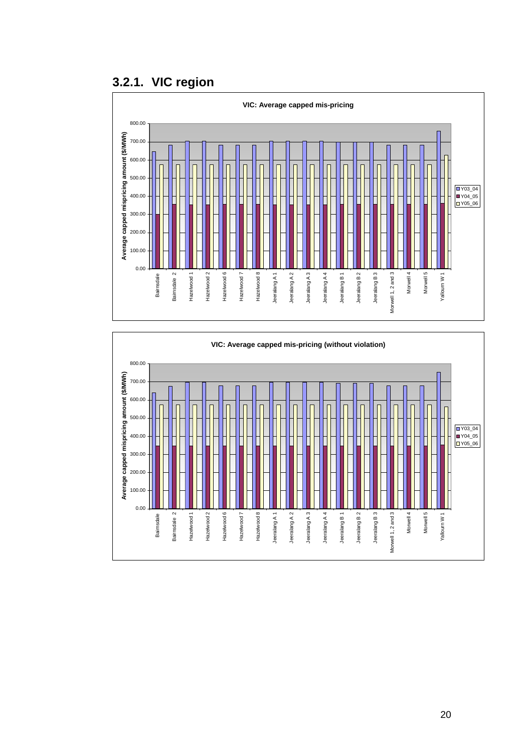### 3.2.1. VIC region

**VIC: Average capped mis-pricing**

Average capped mispricing amount ($/MWh)

0.00, 100.00, 200.00, 300.00, 400.00, 500.00, 600.00, 700.00, 800.00

Bairnsdale, Bairnsdale 2, Hazelwood 1, Hazelwood 2, Hazelwood 6, Hazelwood 7, Hazelwood 8, Jeeralang A 1, Jeeralang A 2, Jeeralang A 3, Jeeralang A 4, Jeeralang B 1, Jeeralang B 2, Jeeralang B 3, Morwell 1, 2 and 3, Morwell 4, Morwell 5, Yallourn W 1

Y03_04, Y04_05, Y05_06

**VIC: Average capped mis-pricing (without violation)**

Average capped mispricing amount ($/MWh)

0.00, 100.00, 200.00, 300.00, 400.00, 500.00, 600.00, 700.00, 800.00

Bairnsdale, Bairnsdale 2, Hazelwood 1, Hazelwood 2, Hazelwood 6, Hazelwood 7, Hazelwood 8, Jeeralang A 1, Jeeralang A 2, Jeeralang A 3, Jeeralang A 4, Jeeralang B 1, Jeeralang B 2, Jeeralang B 3, Morwell 1, 2 and 3, Morwell 4, Morwell 5, Yallourn W 1

Y03_04, Y04_05, Y05_06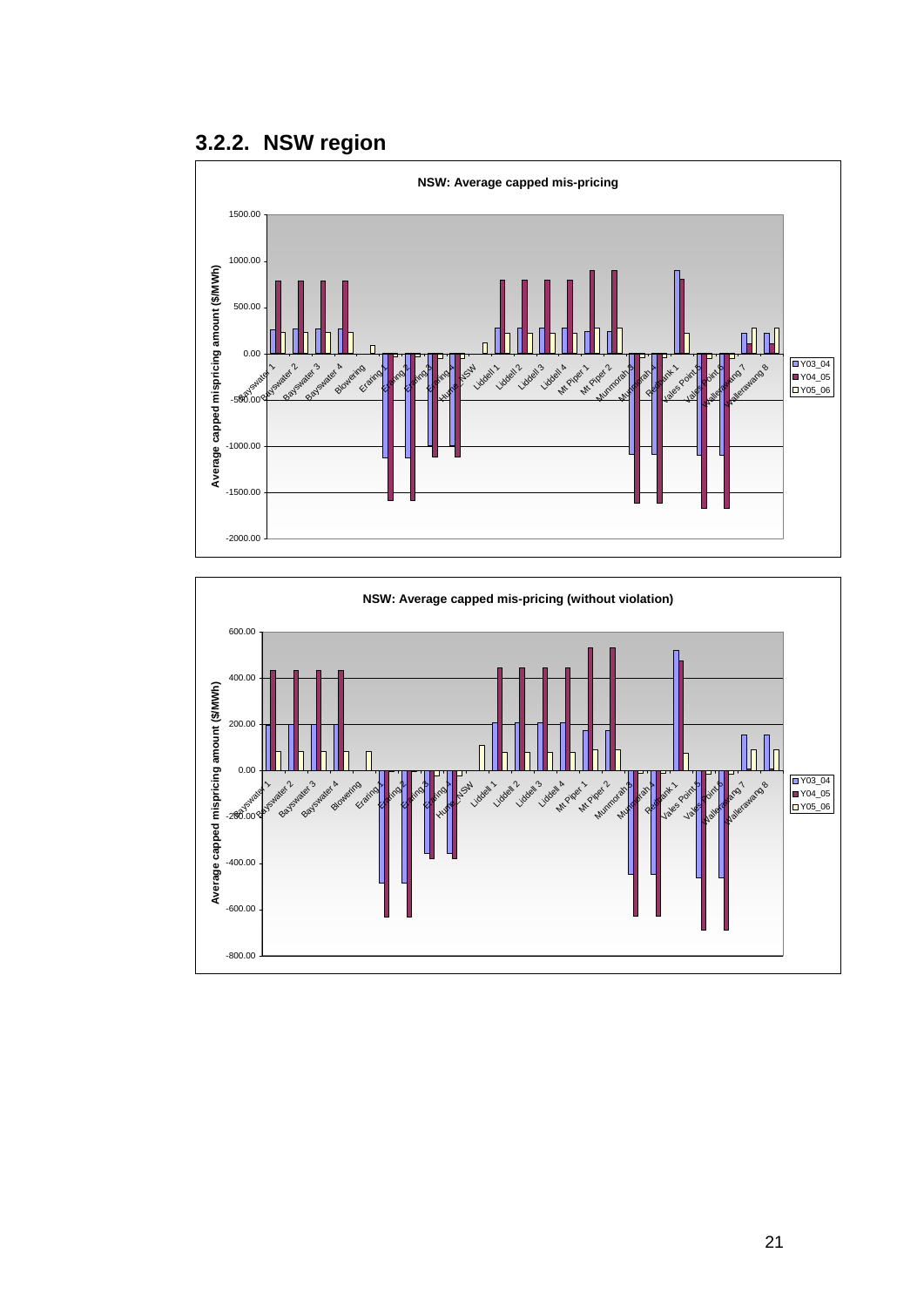## 3.2.2. NSW region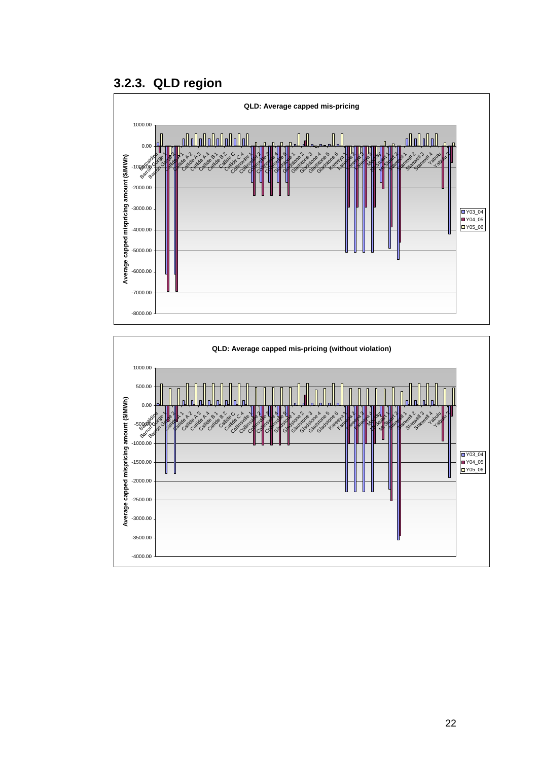### 3.2.3. QLD region

**QLD: Average capped mis-pricing**

Y-axis: Average capped mispricing amount ($/MWh)

Legend: Y03_04, Y04_05, Y05_06

Units: Barcaldine, Barron Gorge 1, Barron Gorge 2, Callide A 1, Callide A 2, Callide A 3, Callide A 4, Callide B 1, Callide B 2, Callide C, Callide C 4, Collinsville 1, Collinsville 2, Collinsville 3, Collinsville 4, Collinsville 5, Gladstone 1, Gladstone 2, Gladstone 3, Gladstone 4, Gladstone 5, Gladstone 6, Kareeya 1, Kareeya 2, Kareeya 3, Kareeya 4, Mackay, Mt Stuart 1, Mt Stuart 2, Stanwell 1, Stanwell 2, Stanwell 3, Stanwell 4, Yabulu, Yabulu 2

**QLD: Average capped mis-pricing (without violation)**

Y-axis: Average capped mispricing amount ($/MWh)

Legend: Y03_04, Y04_05, Y05_06

Units: Barcaldine, Barron Gorge 1, Barron Gorge 2, Callide A 1, Callide A 2, Callide A 3, Callide A 4, Callide B 1, Callide B 2, Callide C, Callide C 4, Collinsville 1, Collinsville 2, Collinsville 3, Collinsville 4, Collinsville 5, Gladstone 1, Gladstone 2, Gladstone 3, Gladstone 4, Gladstone 5, Gladstone 6, Kareeya 1, Kareeya 2, Kareeya 3, Kareeya 4, Mackay, Mt Stuart 1, Mt Stuart 2, Stanwell 1, Stanwell 2, Stanwell 3, Stanwell 4, Yabulu, Yabulu 2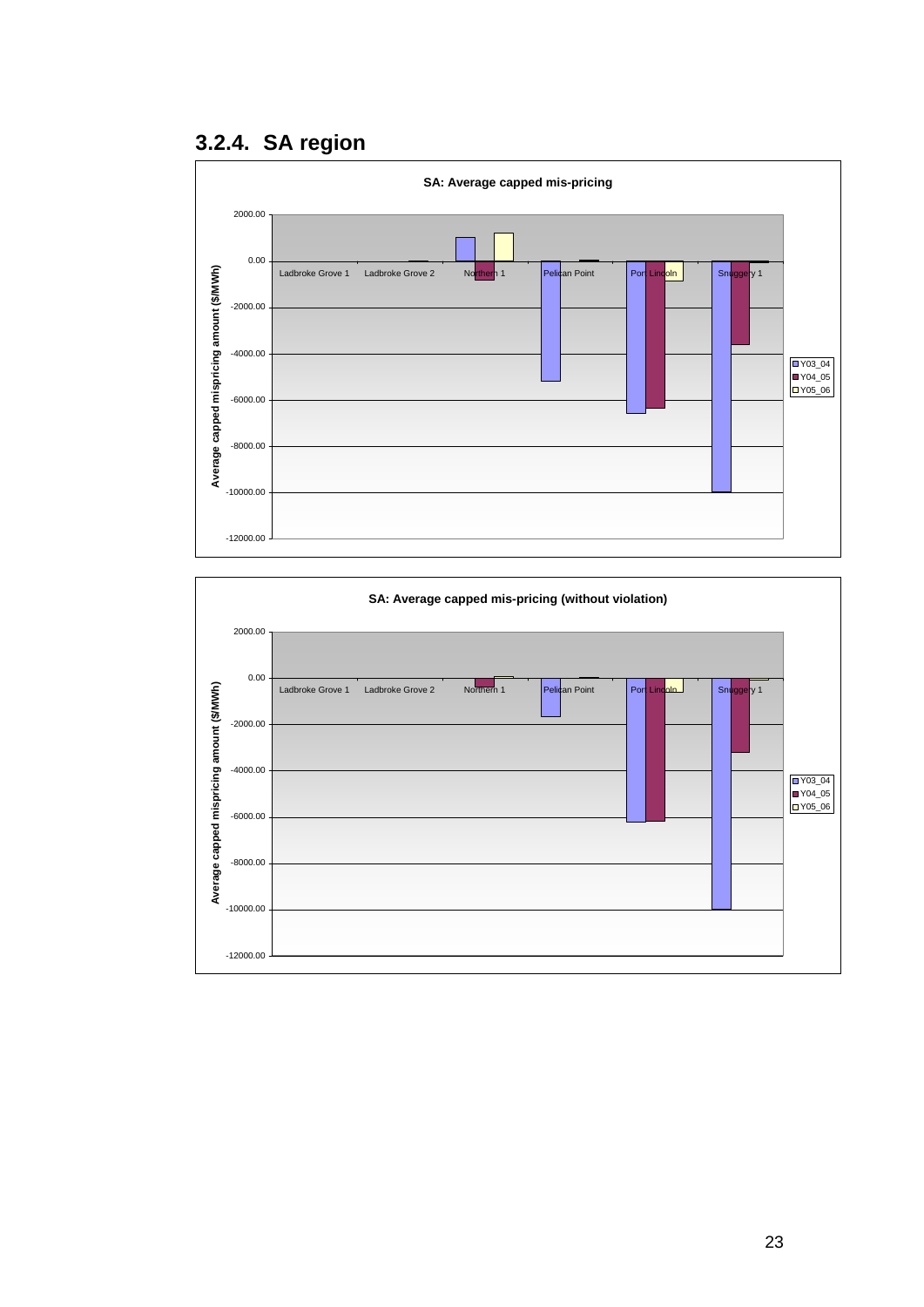### 3.2.4. SA region

**SA: Average capped mis-pricing**

Average capped mispricing amount ($/MWh)

2000.00
0.00
-2000.00
-4000.00
-6000.00
-8000.00
-10000.00
-12000.00

Ladbroke Grove 1 | Ladbroke Grove 2 | Northern 1 | Pelican Point | Port Lincoln | Snuggery 1

Y03_04
Y04_05
Y05_06

**SA: Average capped mis-pricing (without violation)**

Average capped mispricing amount ($/MWh)

2000.00
0.00
-2000.00
-4000.00
-6000.00
-8000.00
-10000.00
-12000.00

Ladbroke Grove 1 | Ladbroke Grove 2 | Northern 1 | Pelican Point | Port Lincoln | Snuggery 1

Y03_04
Y04_05
Y05_06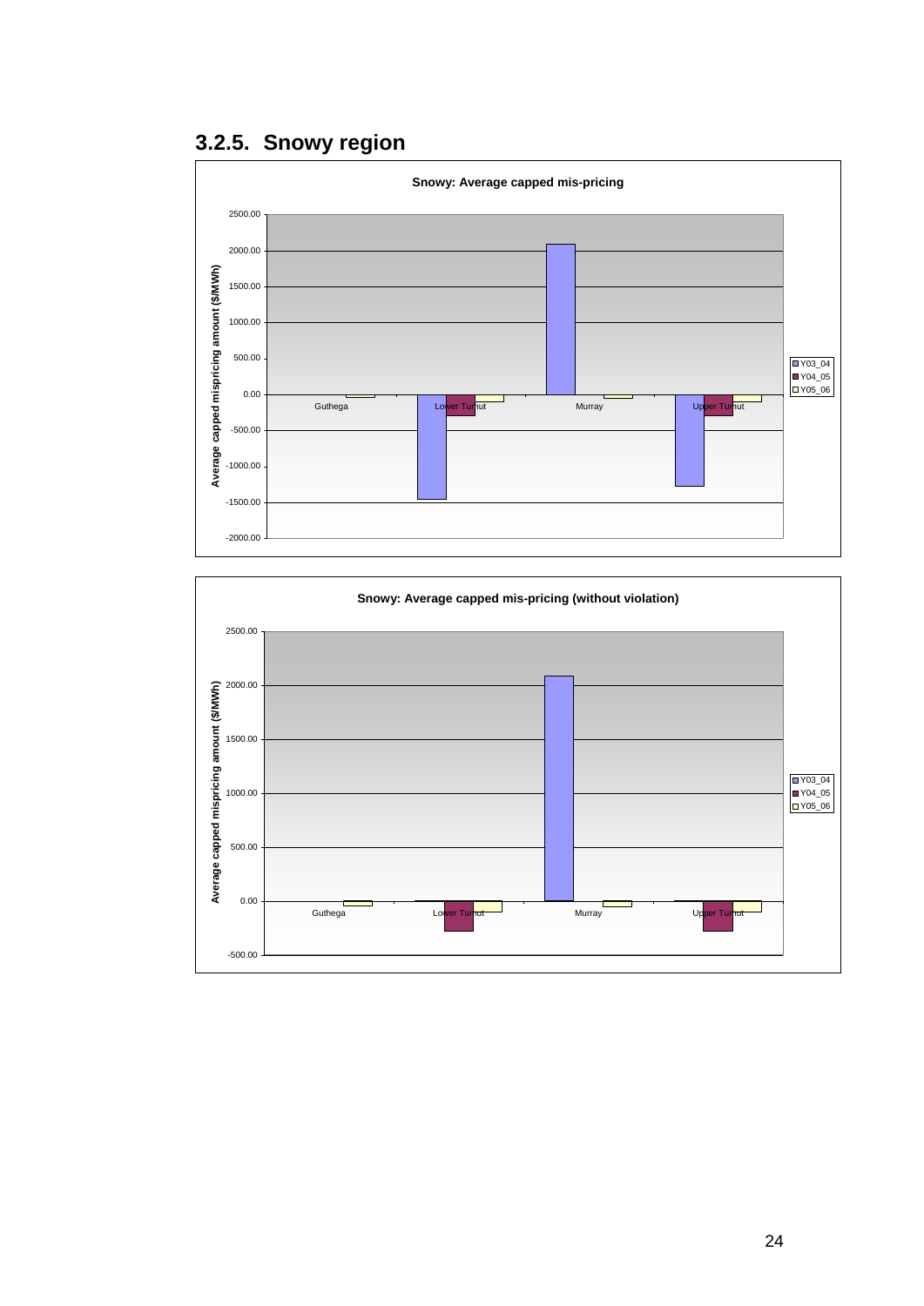### 3.2.5. Snowy region

**Snowy: Average capped mis-pricing**

**Snowy: Average capped mis-pricing (without violation)**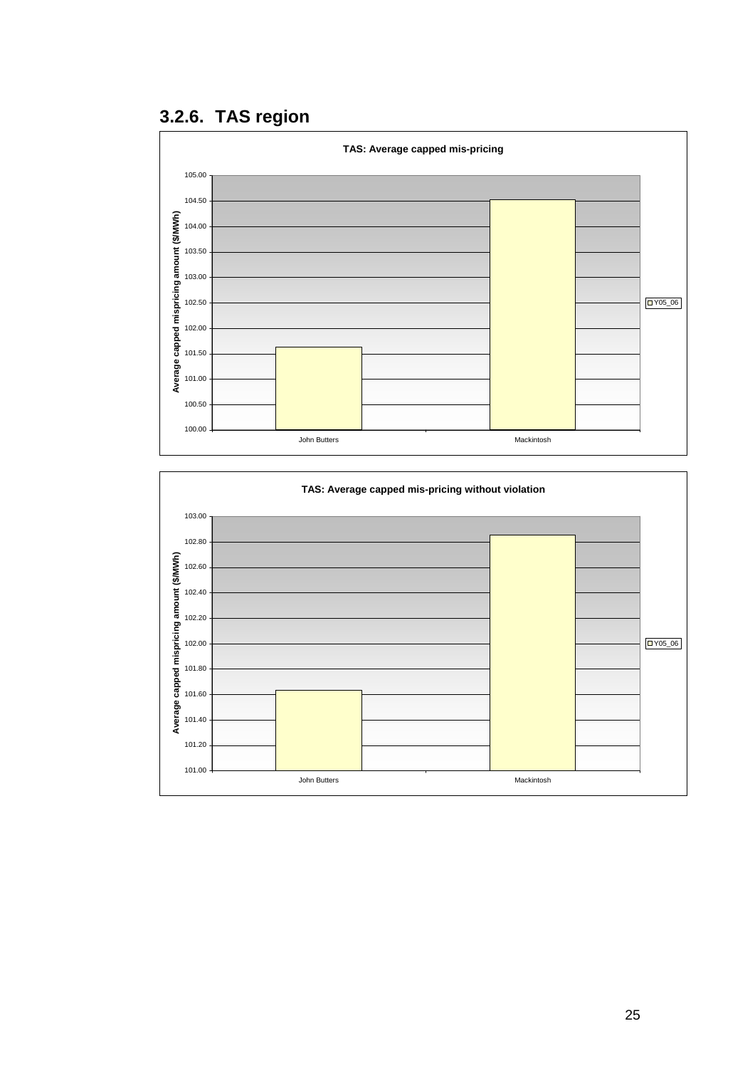### 3.2.6. TAS region

**TAS: Average capped mis-pricing**

Average capped mispricing amount ($/MWh)

| | Y05_06 |
|---|---|
| John Butters | 101.63 |
| Mackintosh | 104.52 |

**TAS: Average capped mis-pricing without violation**

Average capped mispricing amount ($/MWh)

| | Y05_06 |
|---|---|
| John Butters | 101.63 |
| Mackintosh | 102.85 |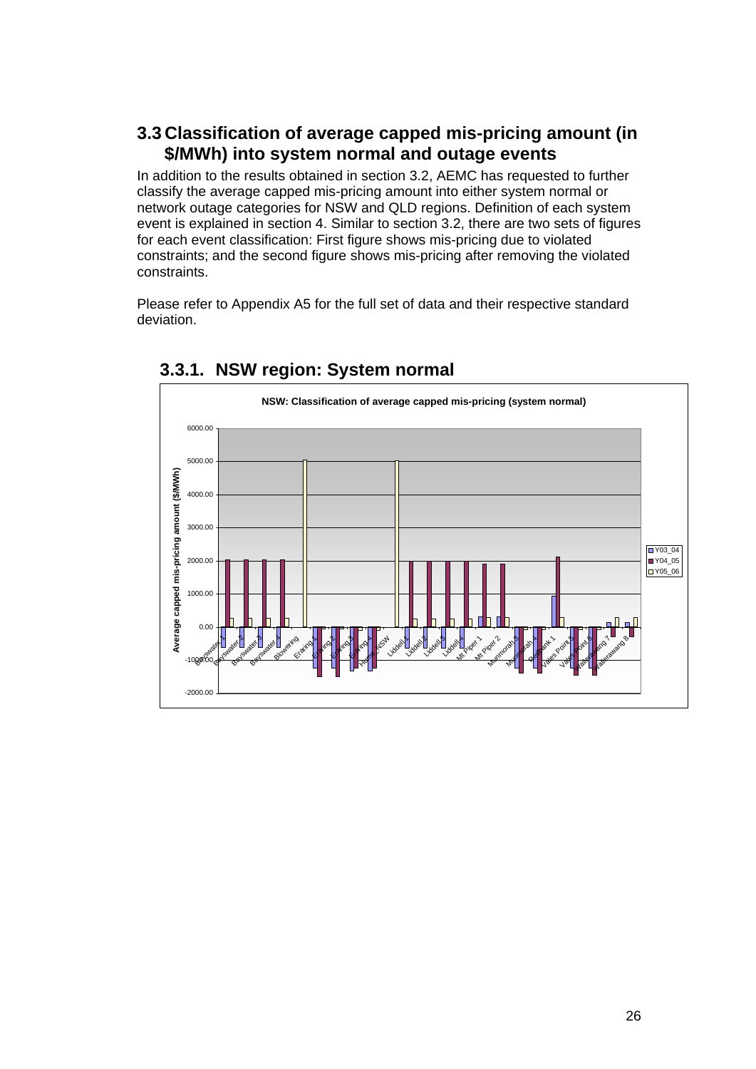## 3.3 Classification of average capped mis-pricing amount (in $/MWh) into system normal and outage events

In addition to the results obtained in section 3.2, AEMC has requested to further classify the average capped mis-pricing amount into either system normal or network outage categories for NSW and QLD regions. Definition of each system event is explained in section 4. Similar to section 3.2, there are two sets of figures for each event classification: First figure shows mis-pricing due to violated constraints; and the second figure shows mis-pricing after removing the violated constraints.

Please refer to Appendix A5 for the full set of data and their respective standard deviation.

### 3.3.1. NSW region: System normal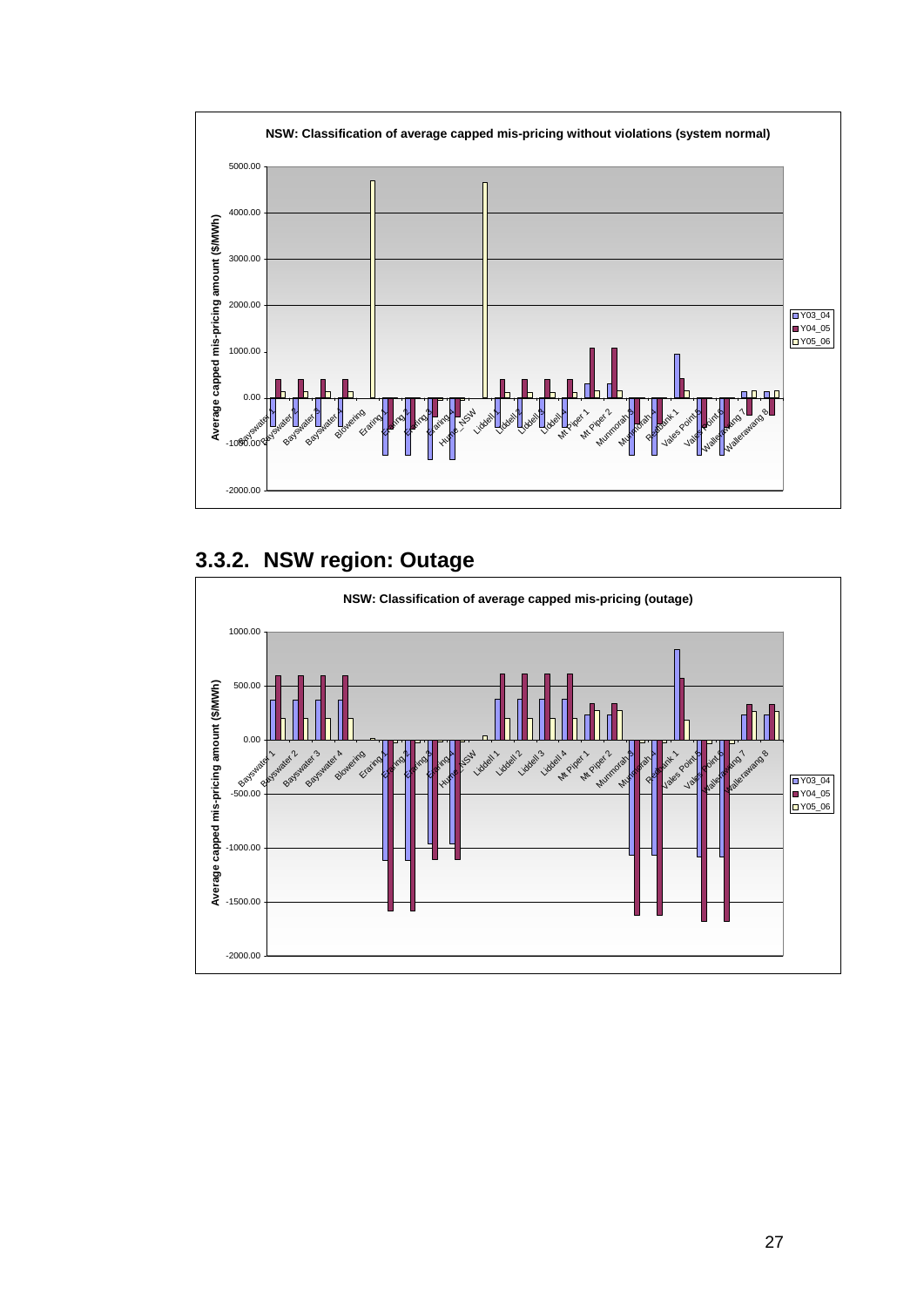NSW: Classification of average capped mis-pricing without violations (system normal)

## 3.3.2. NSW region: Outage

NSW: Classification of average capped mis-pricing (outage)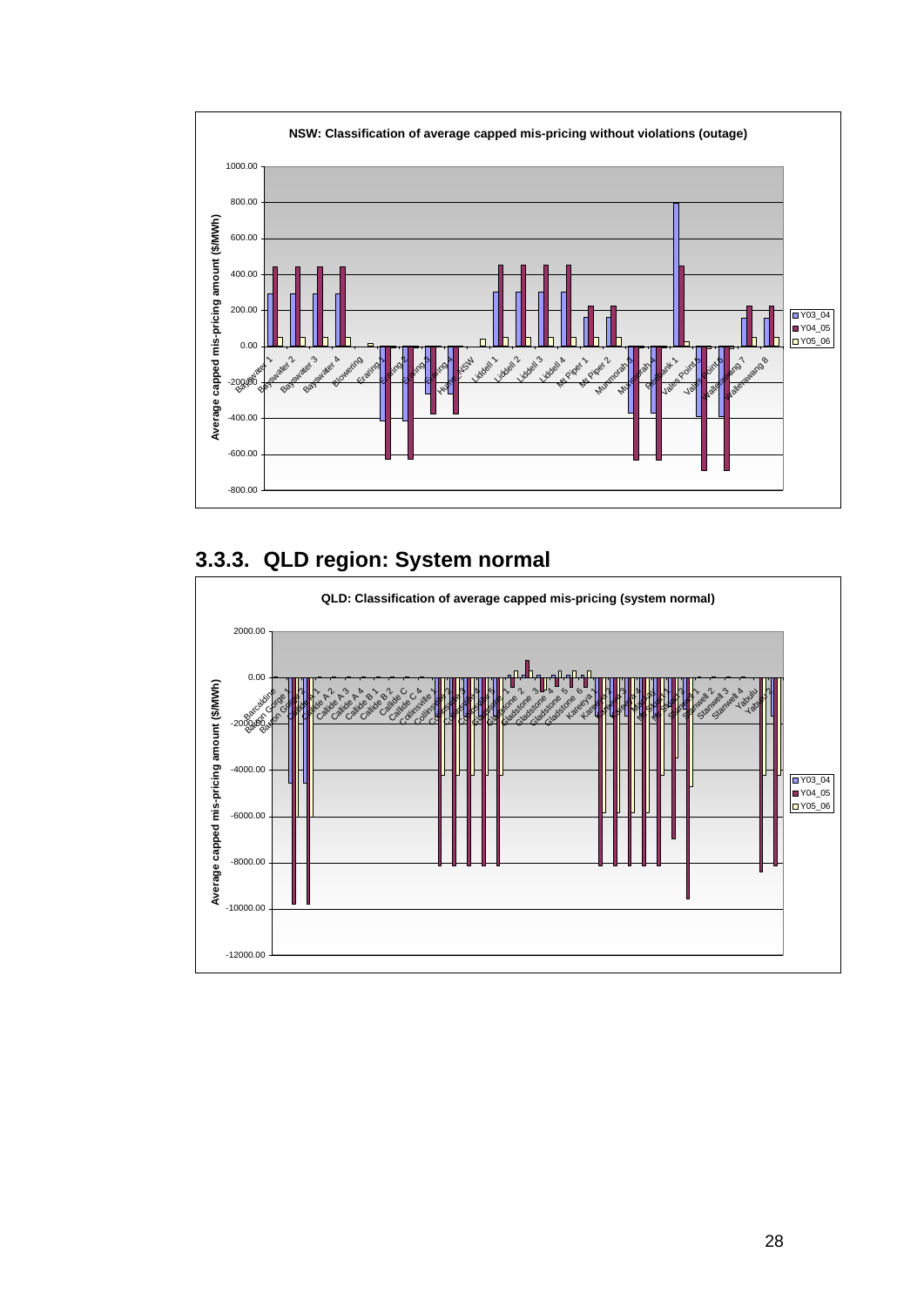NSW: Classification of average capped mis-pricing without violations (outage)

### 3.3.3. QLD region: System normal

QLD: Classification of average capped mis-pricing (system normal)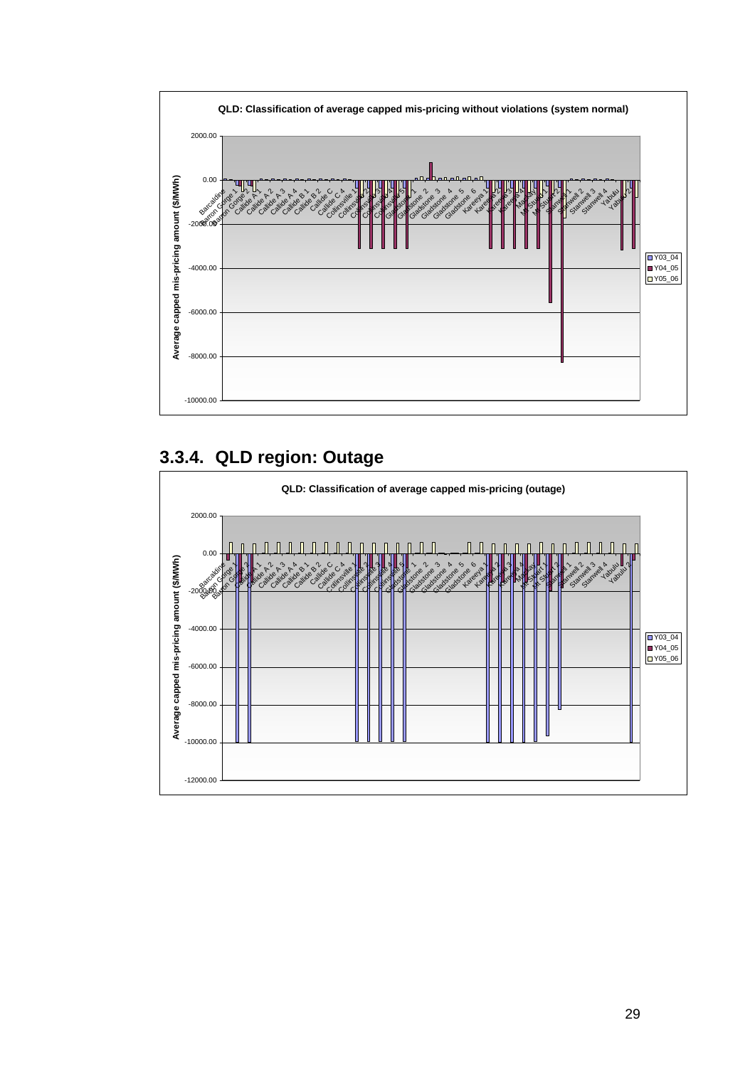QLD: Classification of average capped mis-pricing without violations (system normal)

## 3.3.4. QLD region: Outage

QLD: Classification of average capped mis-pricing (outage)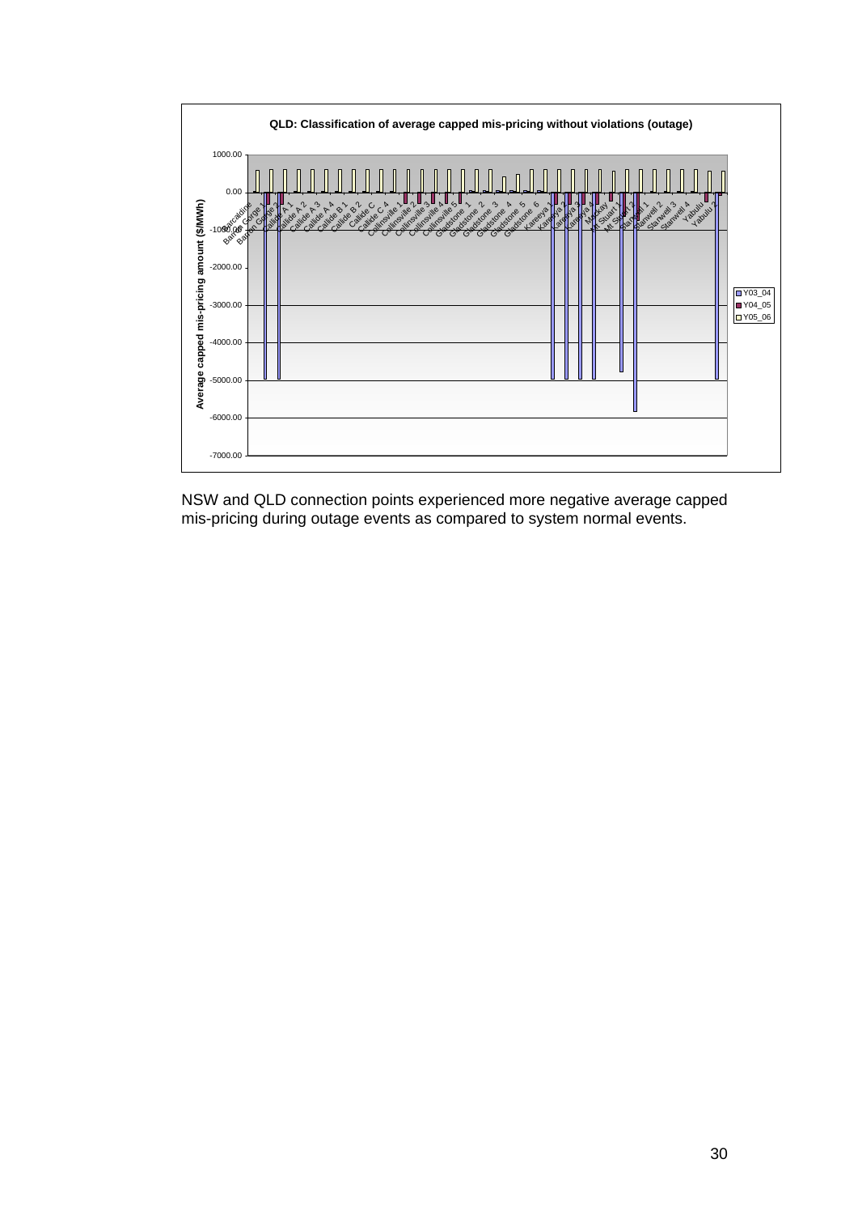**QLD: Classification of average capped mis-pricing without violations (outage)**

NSW and QLD connection points experienced more negative average capped mis-pricing during outage events as compared to system normal events.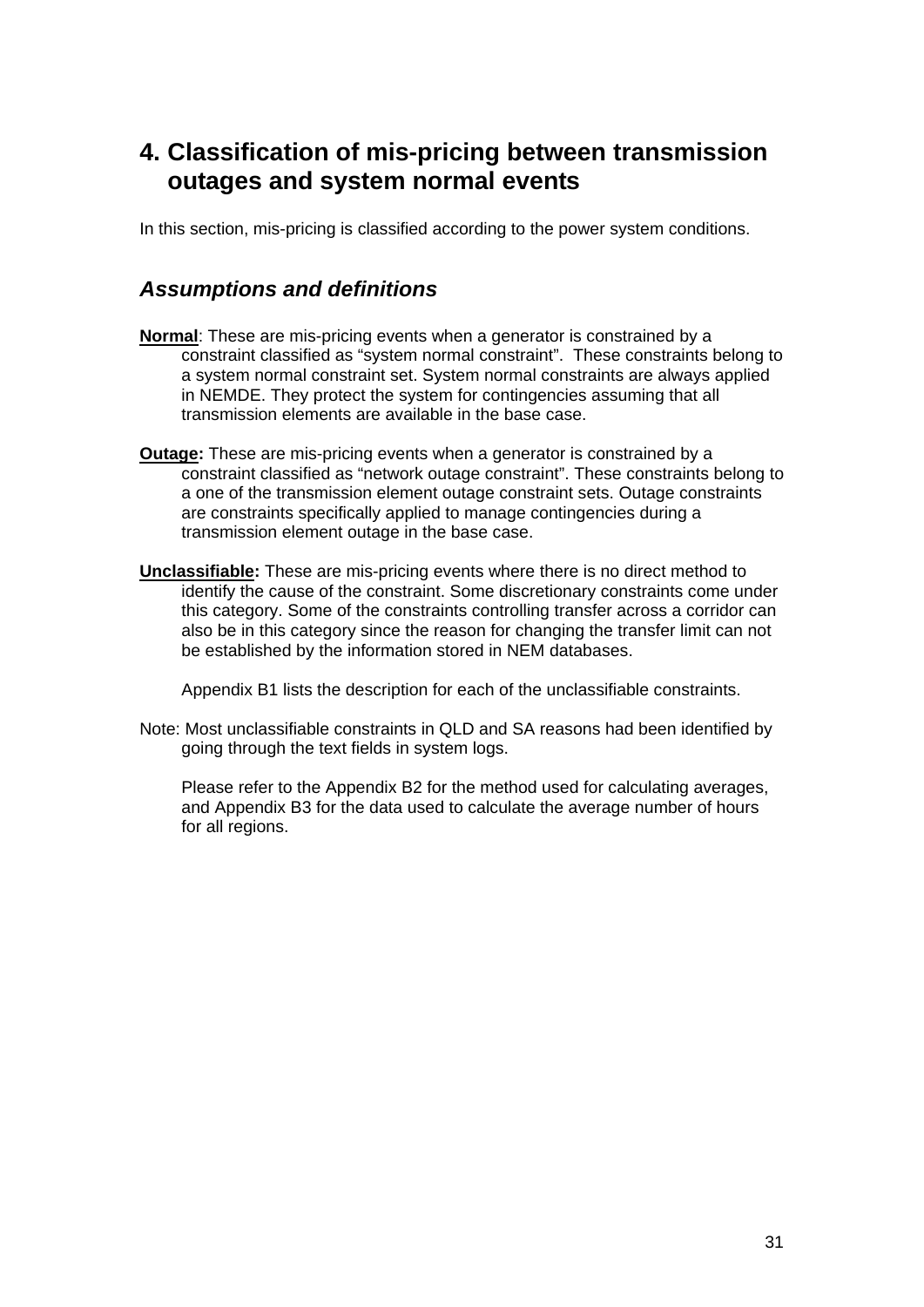# 4. Classification of mis-pricing between transmission outages and system normal events

In this section, mis-pricing is classified according to the power system conditions.

## *Assumptions and definitions*

**Normal**: These are mis-pricing events when a generator is constrained by a constraint classified as "system normal constraint". These constraints belong to a system normal constraint set. System normal constraints are always applied in NEMDE. They protect the system for contingencies assuming that all transmission elements are available in the base case.

**Outage:** These are mis-pricing events when a generator is constrained by a constraint classified as "network outage constraint". These constraints belong to a one of the transmission element outage constraint sets. Outage constraints are constraints specifically applied to manage contingencies during a transmission element outage in the base case.

**Unclassifiable:** These are mis-pricing events where there is no direct method to identify the cause of the constraint. Some discretionary constraints come under this category. Some of the constraints controlling transfer across a corridor can also be in this category since the reason for changing the transfer limit can not be established by the information stored in NEM databases.

Appendix B1 lists the description for each of the unclassifiable constraints.

Note: Most unclassifiable constraints in QLD and SA reasons had been identified by going through the text fields in system logs.

Please refer to the Appendix B2 for the method used for calculating averages, and Appendix B3 for the data used to calculate the average number of hours for all regions.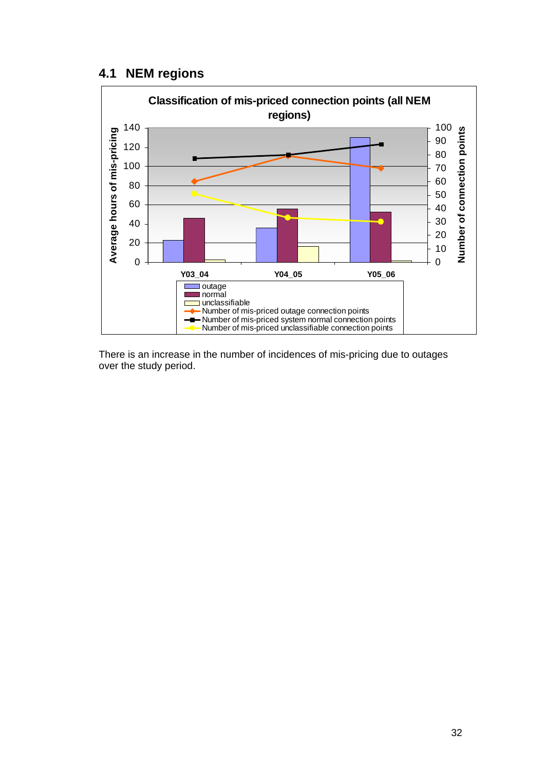## 4.1 NEM regions

There is an increase in the number of incidences of mis-pricing due to outages over the study period.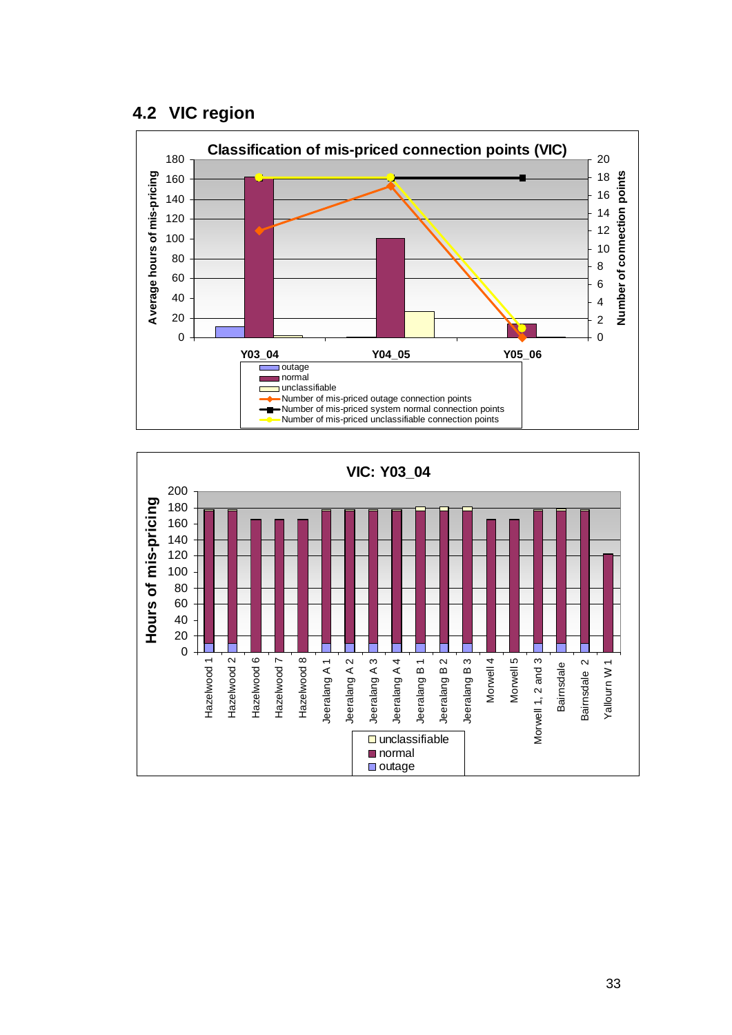## 4.2 VIC region

**Classification of mis-priced connection points (VIC)**

Average hours of mis-pricing (left axis, 0–180); Number of connection points (right axis, 0–20)

Y03_04 Y04_05 Y05_06

- outage
- normal
- unclassifiable
- Number of mis-priced outage connection points
- Number of mis-priced system normal connection points
- Number of mis-priced unclassifiable connection points

**VIC: Y03_04**

Hours of mis-pricing (0–200)

Hazelwood 1, Hazelwood 2, Hazelwood 6, Hazelwood 7, Hazelwood 8, Jeeralang A 1, Jeeralang A 2, Jeeralang A 3, Jeeralang A 4, Jeeralang B 1, Jeeralang B 2, Jeeralang B 3, Morwell 4, Morwell 5, Morwell 1, 2 and 3, Bairnsdale, Bairnsdale 2, Yallourn W 1

- unclassifiable
- normal
- outage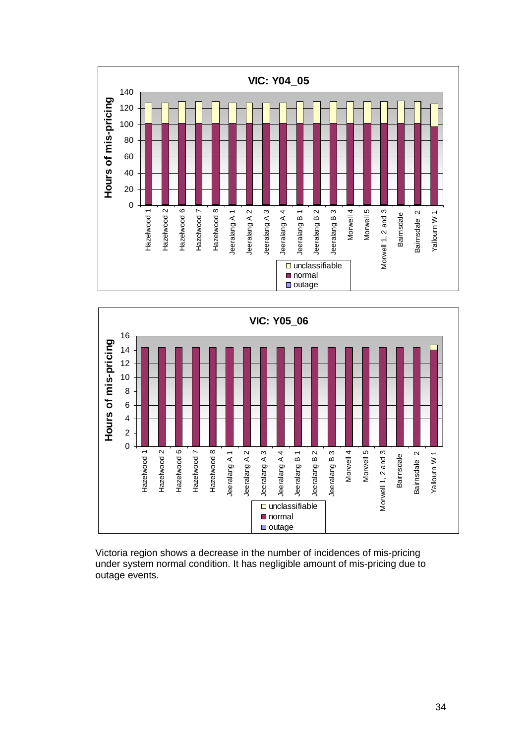**VIC: Y04_05**

**VIC: Y05_06**

Victoria region shows a decrease in the number of incidences of mis-pricing under system normal condition. It has negligible amount of mis-pricing due to outage events.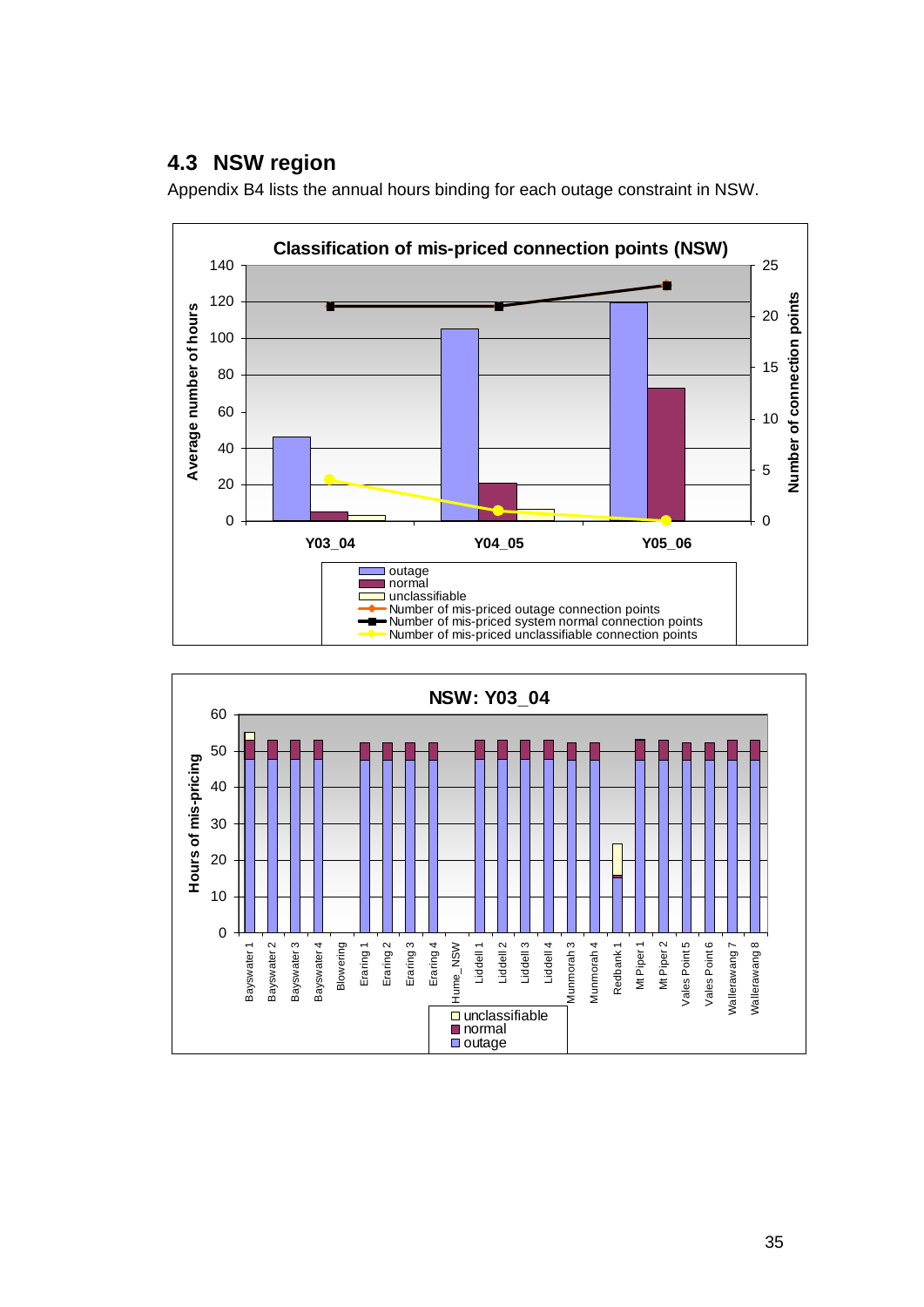## 4.3 NSW region

Appendix B4 lists the annual hours binding for each outage constraint in NSW.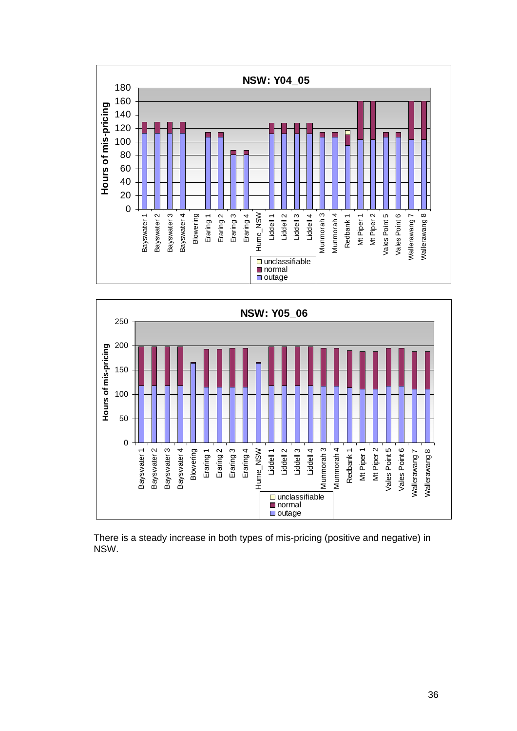**NSW: Y04_05**

Hours of mis-pricing (0–180) by unit: Bayswater 1, Bayswater 2, Bayswater 3, Bayswater 4, Blowering, Eraring 1, Eraring 2, Eraring 3, Eraring 4, Hume_NSW, Liddell 1, Liddell 2, Liddell 3, Liddell 4, Munmorah 3, Munmorah 4, Redbank 1, Mt Piper 1, Mt Piper 2, Vales Point 5, Vales Point 6, Wallerawang 7, Wallerawang 8

Legend: unclassifiable, normal, outage

**NSW: Y05_06**

Hours of mis-pricing (0–250) by unit: Bayswater 1, Bayswater 2, Bayswater 3, Bayswater 4, Blowering, Eraring 1, Eraring 2, Eraring 3, Eraring 4, Hume_NSW, Liddell 1, Liddell 2, Liddell 3, Liddell 4, Munmorah 3, Munmorah 4, Redbank 1, Mt Piper 1, Mt Piper 2, Vales Point 5, Vales Point 6, Wallerawang 7, Wallerawang 8

Legend: unclassifiable, normal, outage

There is a steady increase in both types of mis-pricing (positive and negative) in NSW.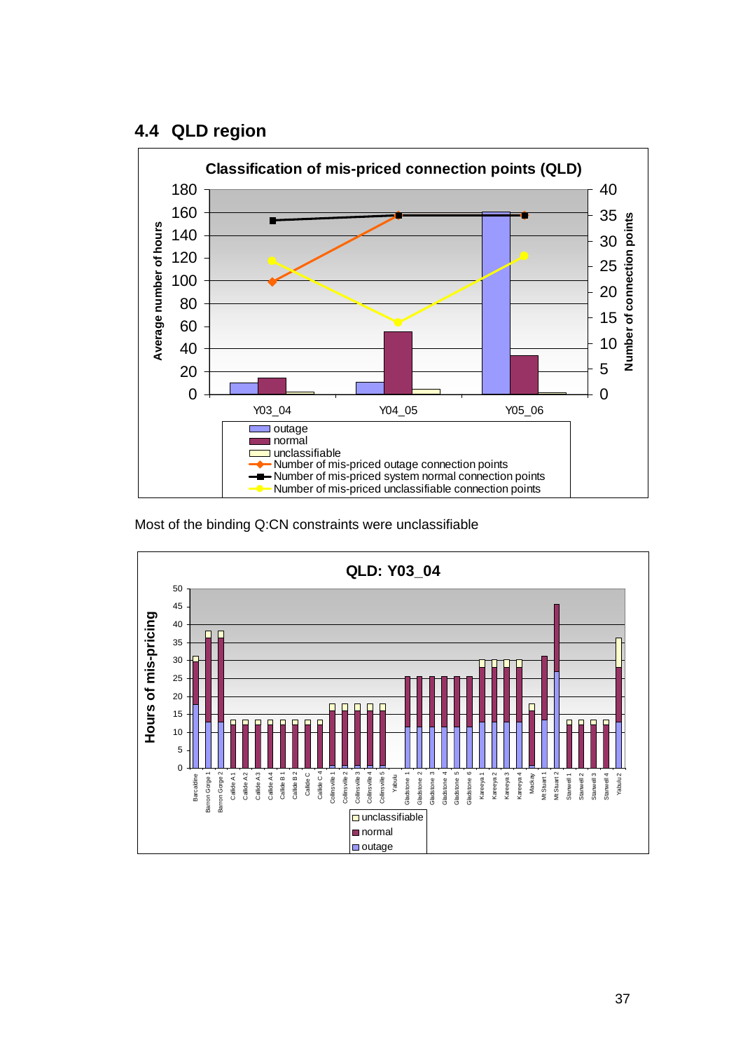## 4.4 QLD region

Most of the binding Q:CN constraints were unclassifiable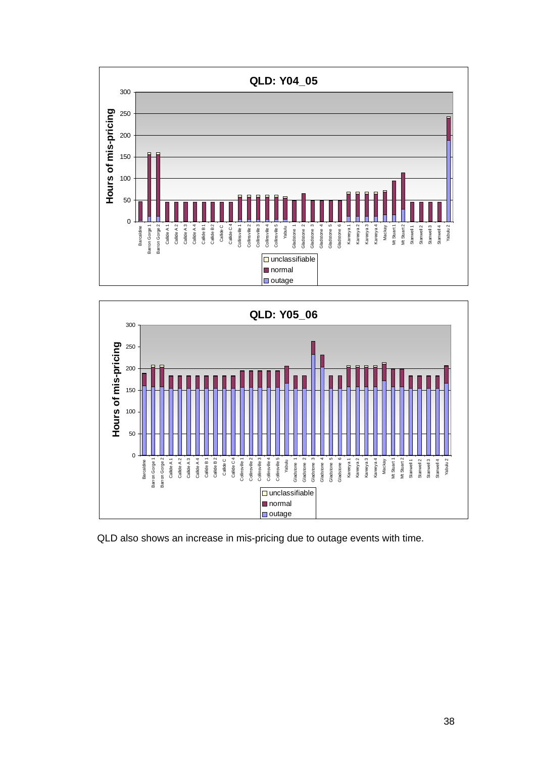QLD also shows an increase in mis-pricing due to outage events with time.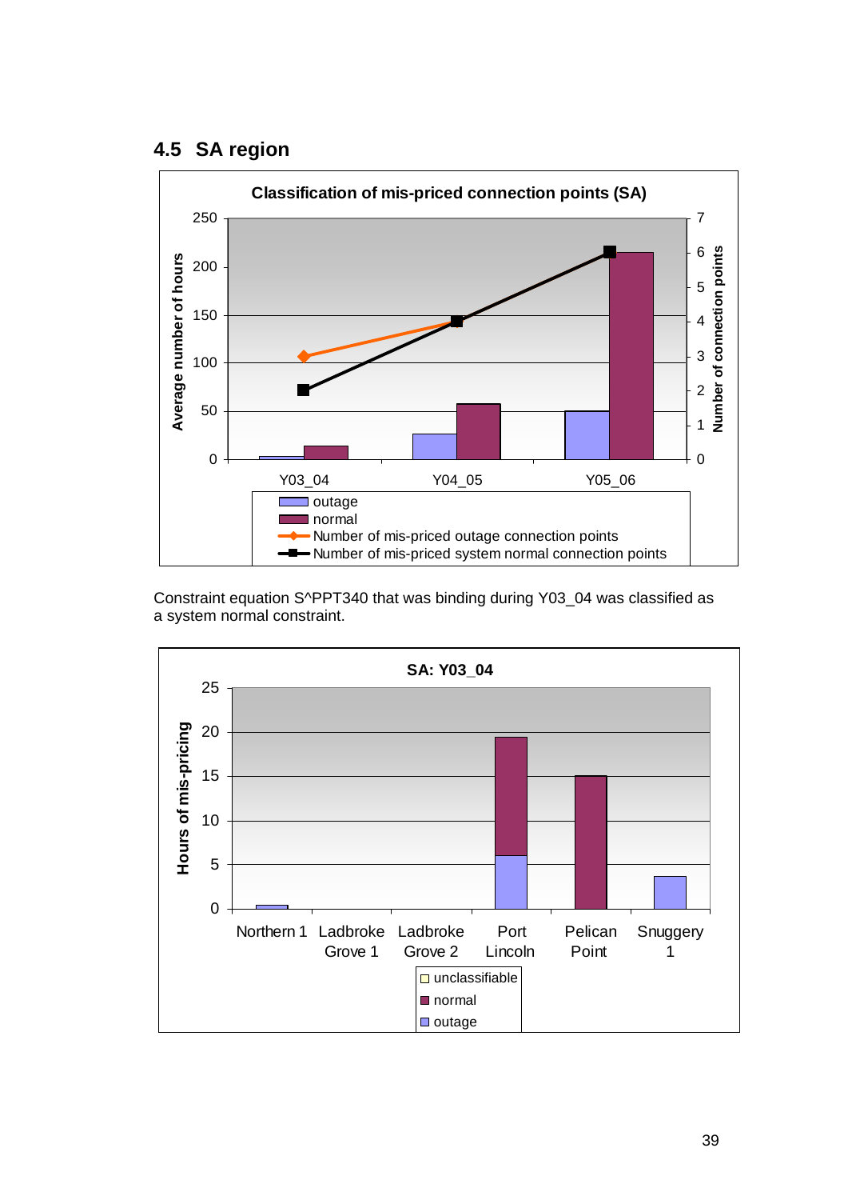## 4.5 SA region

**Classification of mis-priced connection points (SA)**

| | outage (avg hours) | normal (avg hours) | Number of mis-priced outage connection points | Number of mis-priced system normal connection points |
|---|---|---|---|---|
| Y03_04 | ~3 | ~14 | 3 | 2 |
| Y04_05 | ~27 | ~58 | 4 | 4 |
| Y05_06 | ~50 | ~215 | 6 | 6 |

Constraint equation S^PPT340 that was binding during Y03_04 was classified as a system normal constraint.

**SA: Y03_04**

| Connection point | outage (hours) | normal (hours) | unclassifiable (hours) |
|---|---|---|---|
| Northern 1 | ~0.5 | | |
| Ladbroke Grove 1 | | | |
| Ladbroke Grove 2 | | | |
| Port Lincoln | ~6 | ~13.5 | |
| Pelican Point | | ~15 | |
| Snuggery 1 | ~3.7 | | |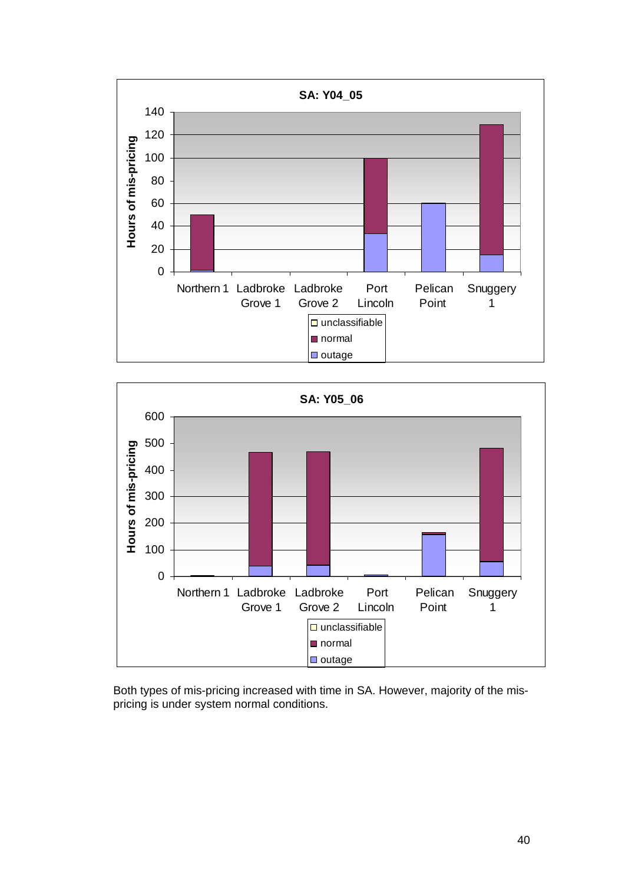**SA: Y04_05**

Hours of mis-pricing

Northern 1, Ladbroke Grove 1, Ladbroke Grove 2, Port Lincoln, Pelican Point, Snuggery 1

unclassifiable, normal, outage

**SA: Y05_06**

Hours of mis-pricing

Northern 1, Ladbroke Grove 1, Ladbroke Grove 2, Port Lincoln, Pelican Point, Snuggery 1

unclassifiable, normal, outage

Both types of mis-pricing increased with time in SA. However, majority of the mis-pricing is under system normal conditions.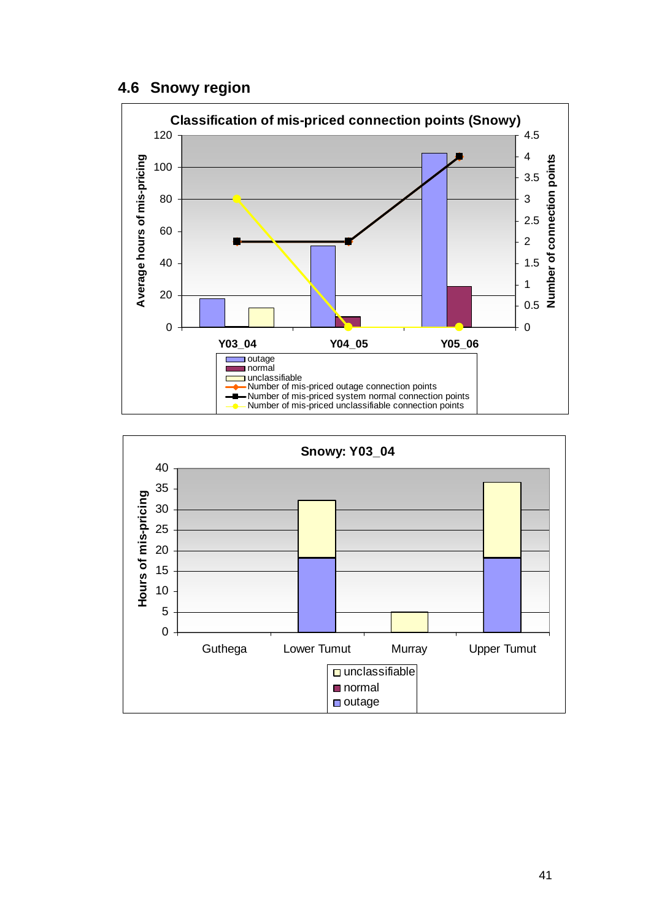## 4.6 Snowy region

**Classification of mis-priced connection points (Snowy)**

Average hours of mis-pricing (left axis, 0–120); Number of connection points (right axis, 0–4.5)

Y03_04 | Y04_05 | Y05_06

- outage
- normal
- unclassifiable
- Number of mis-priced outage connection points
- Number of mis-priced system normal connection points
- Number of mis-priced unclassifiable connection points

**Snowy: Y03_04**

Hours of mis-pricing (0–40)

Guthega | Lower Tumut | Murray | Upper Tumut

- unclassifiable
- normal
- outage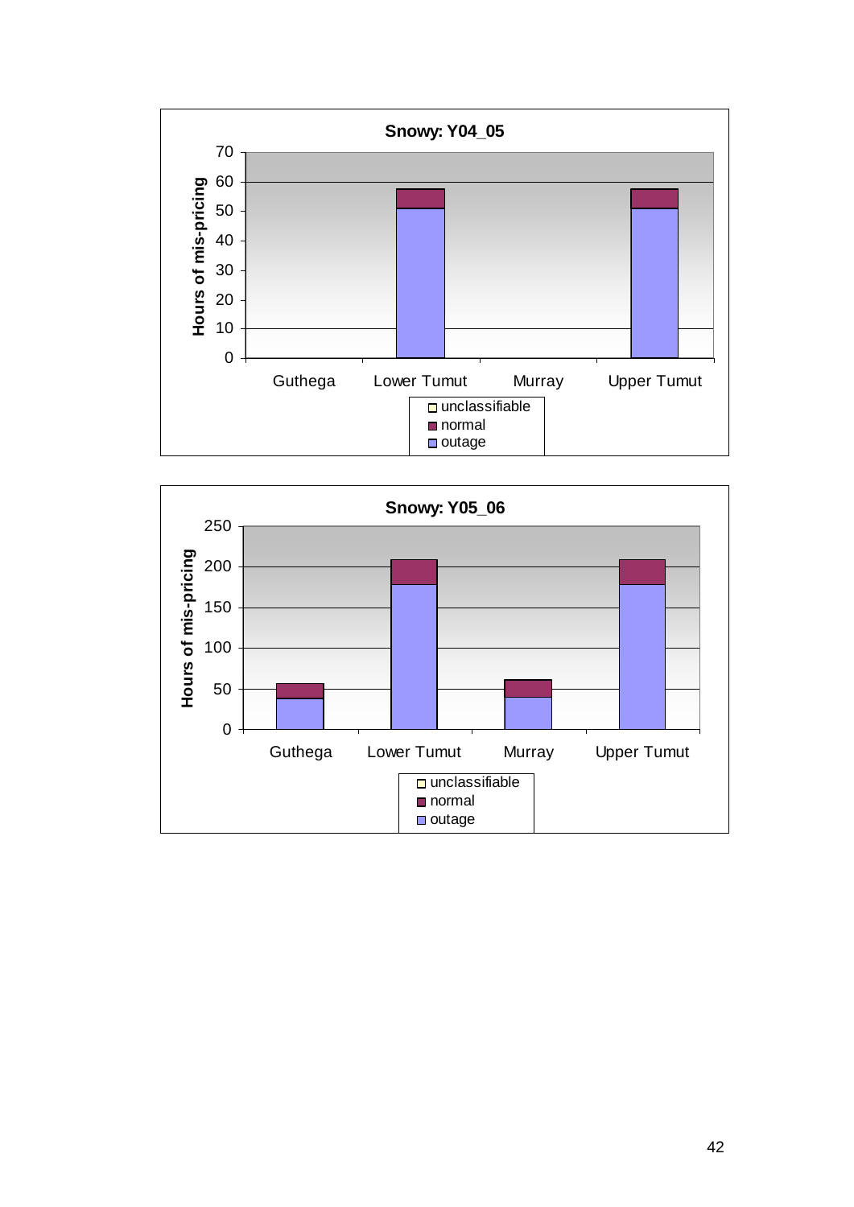**Snowy: Y04_05**

Hours of mis-pricing

Guthega | Lower Tumut | Murray | Upper Tumut

unclassifiable
normal
outage

**Snowy: Y05_06**

Hours of mis-pricing

Guthega | Lower Tumut | Murray | Upper Tumut

unclassifiable
normal
outage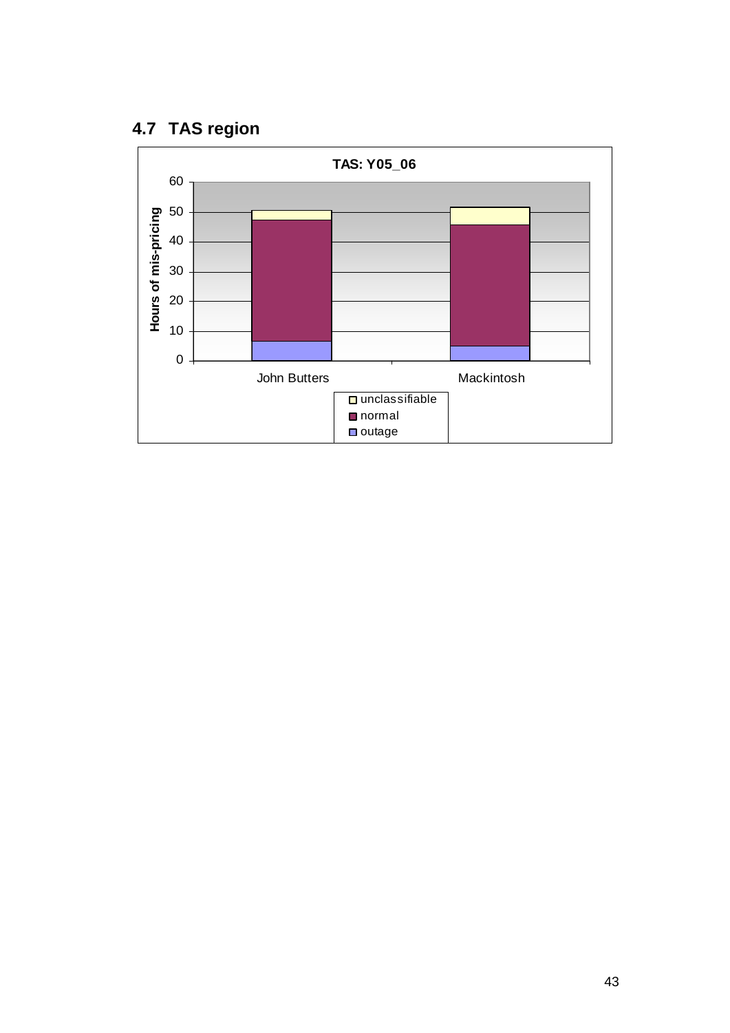## 4.7 TAS region

**TAS: Y05_06**

Hours of mis-pricing

60
50
40
30
20
10
0

John Butters

Mackintosh

- unclassifiable
- normal
- outage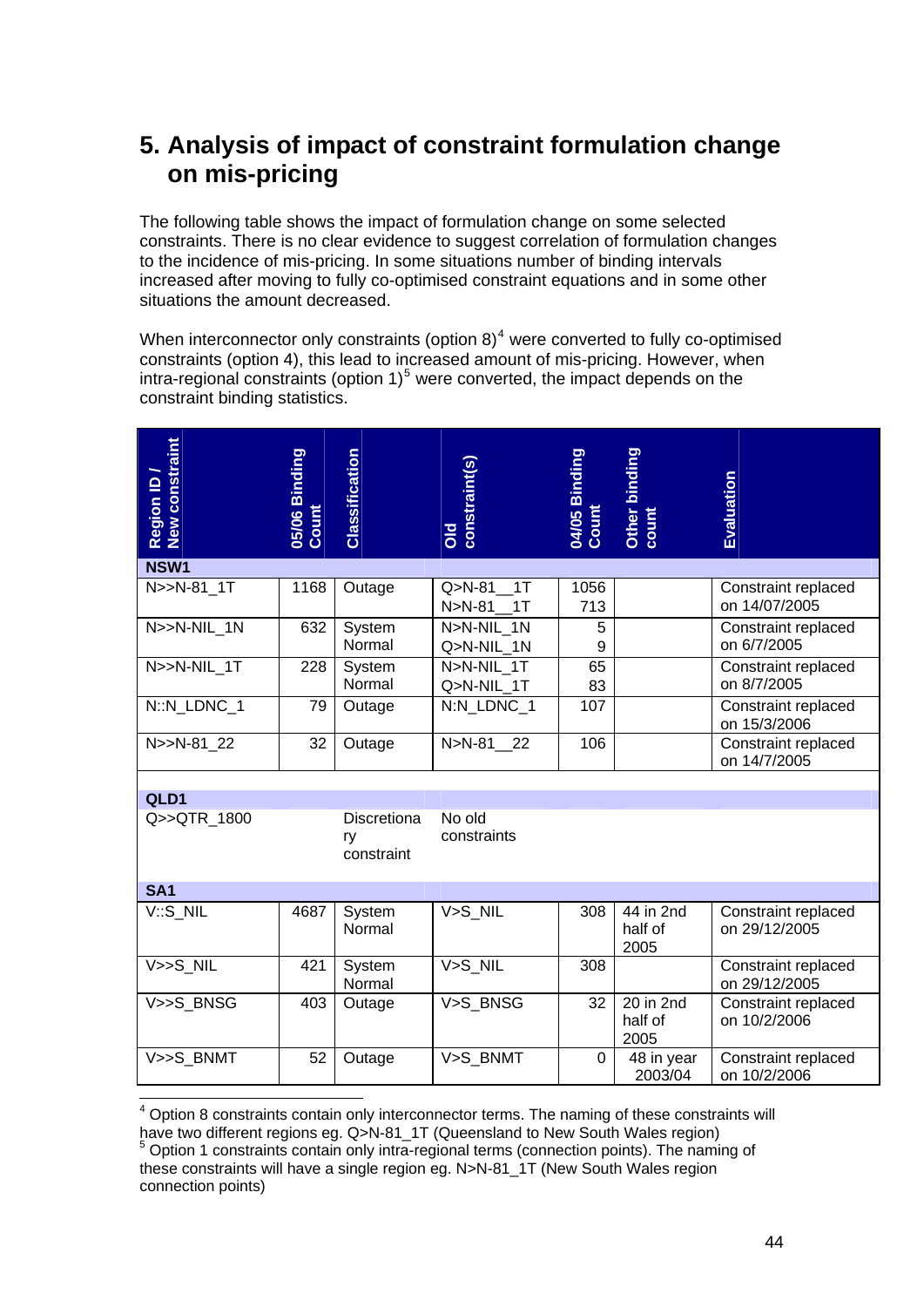# 5. Analysis of impact of constraint formulation change on mis-pricing

The following table shows the impact of formulation change on some selected constraints. There is no clear evidence to suggest correlation of formulation changes to the incidence of mis-pricing. In some situations number of binding intervals increased after moving to fully co-optimised constraint equations and in some other situations the amount decreased.

When interconnector only constraints (option 8)[4] were converted to fully co-optimised constraints (option 4), this lead to increased amount of mis-pricing. However, when intra-regional constraints (option 1)[5] were converted, the impact depends on the constraint binding statistics.

| Region ID / New constraint | 05/06 Binding Count | Classification | Old constraint(s) | 04/05 Binding Count | Other binding count | Evaluation |
|---|---|---|---|---|---|---|
| **NSW1** | | | | | | |
| N>>N-81_1T | 1168 | Outage | Q>N-81__1T<br>N>N-81__1T | 1056<br>713 | | Constraint replaced on 14/07/2005 |
| N>>N-NIL_1N | 632 | System Normal | N>N-NIL_1N<br>Q>N-NIL_1N | 5<br>9 | | Constraint replaced on 6/7/2005 |
| N>>N-NIL_1T | 228 | System Normal | N>N-NIL_1T<br>Q>N-NIL_1T | 65<br>83 | | Constraint replaced on 8/7/2005 |
| N::N_LDNC_1 | 79 | Outage | N:N_LDNC_1 | 107 | | Constraint replaced on 15/3/2006 |
| N>>N-81_22 | 32 | Outage | N>N-81__22 | 106 | | Constraint replaced on 14/7/2005 |
| **QLD1** | | | | | | |
| Q>>QTR_1800 | | Discretionary constraint | No old constraints | | | |
| **SA1** | | | | | | |
| V::S_NIL | 4687 | System Normal | V>S_NIL | 308 | 44 in 2nd half of 2005 | Constraint replaced on 29/12/2005 |
| V>>S_NIL | 421 | System Normal | V>S_NIL | 308 | | Constraint replaced on 29/12/2005 |
| V>>S_BNSG | 403 | Outage | V>S_BNSG | 32 | 20 in 2nd half of 2005 | Constraint replaced on 10/2/2006 |
| V>>S_BNMT | 52 | Outage | V>S_BNMT | 0 | 48 in year 2003/04 | Constraint replaced on 10/2/2006 |

[4] Option 8 constraints contain only interconnector terms. The naming of these constraints will have two different regions eg. Q>N-81_1T (Queensland to New South Wales region)

[5] Option 1 constraints contain only intra-regional terms (connection points). The naming of these constraints will have a single region eg. N>N-81_1T (New South Wales region connection points)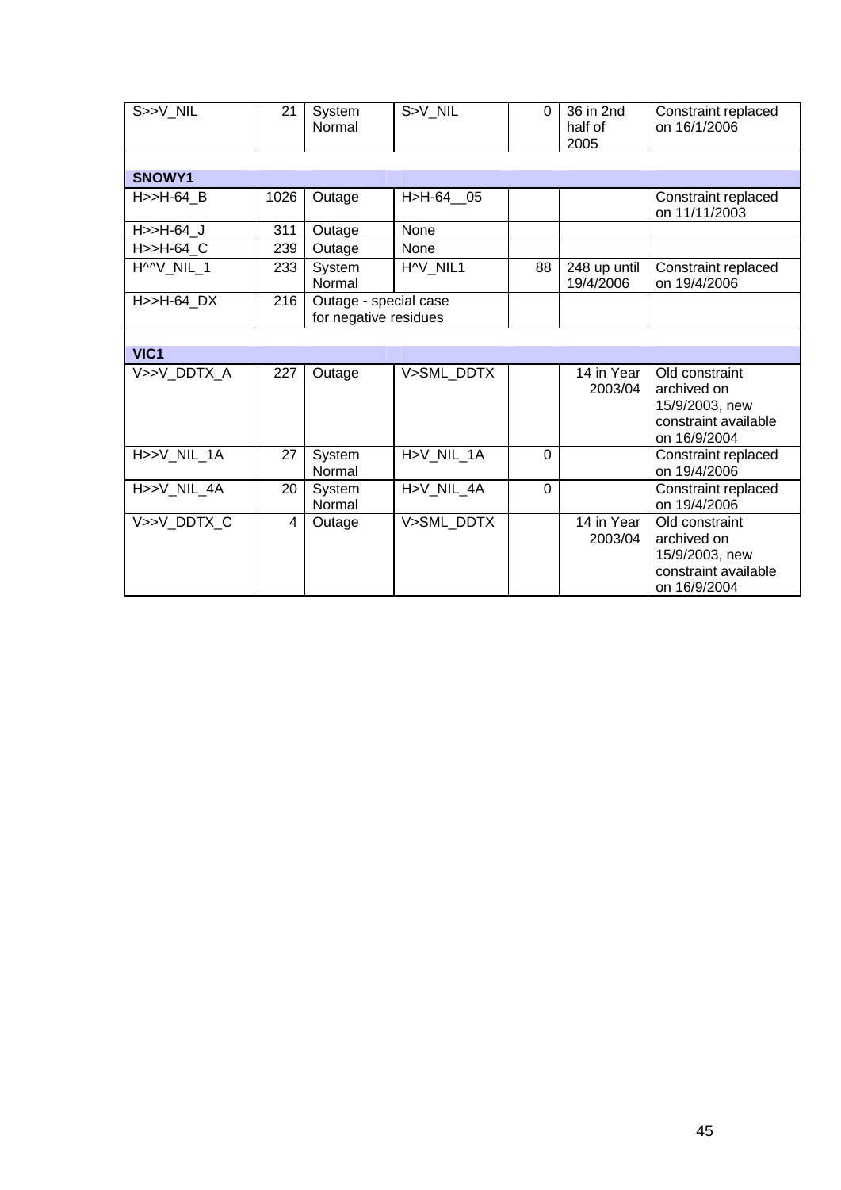| | | | | | | |
|---|---|---|---|---|---|---|
| S>>V_NIL | 21 | System Normal | S>V_NIL | 0 | 36 in 2nd half of 2005 | Constraint replaced on 16/1/2006 |
| **SNOWY1** | | | | | | |
| H>>H-64_B | 1026 | Outage | H>H-64__05 | | | Constraint replaced on 11/11/2003 |
| H>>H-64_J | 311 | Outage | None | | | |
| H>>H-64_C | 239 | Outage | None | | | |
| H^^V_NIL_1 | 233 | System Normal | H^V_NIL1 | 88 | 248 up until 19/4/2006 | Constraint replaced on 19/4/2006 |
| H>>H-64_DX | 216 | Outage - special case for negative residues | | | | |
| **VIC1** | | | | | | |
| V>>V_DDTX_A | 227 | Outage | V>SML_DDTX | | 14 in Year 2003/04 | Old constraint archived on 15/9/2003, new constraint available on 16/9/2004 |
| H>>V_NIL_1A | 27 | System Normal | H>V_NIL_1A | 0 | | Constraint replaced on 19/4/2006 |
| H>>V_NIL_4A | 20 | System Normal | H>V_NIL_4A | 0 | | Constraint replaced on 19/4/2006 |
| V>>V_DDTX_C | 4 | Outage | V>SML_DDTX | | 14 in Year 2003/04 | Old constraint archived on 15/9/2003, new constraint available on 16/9/2004 |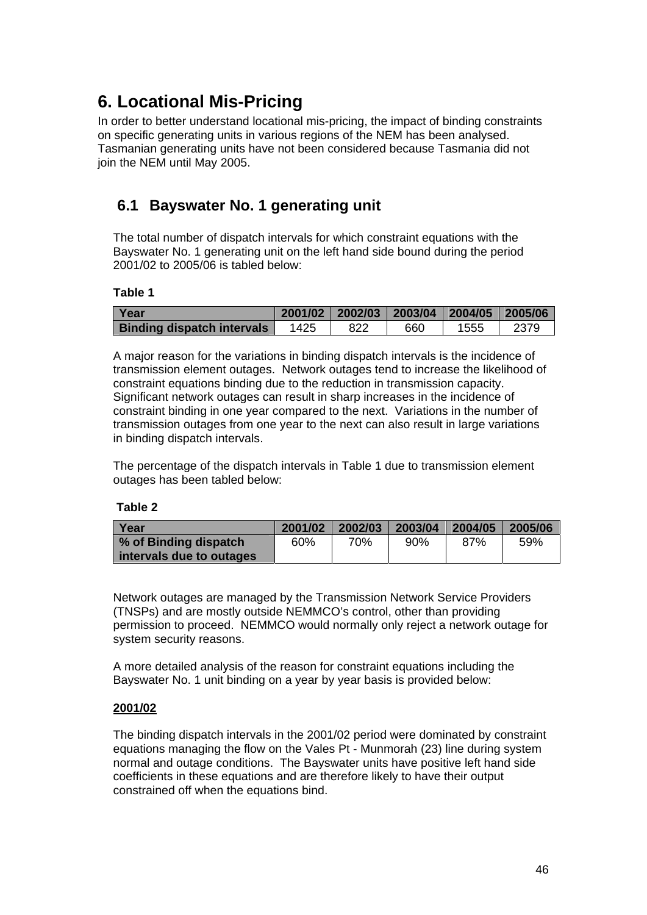# 6. Locational Mis-Pricing

In order to better understand locational mis-pricing, the impact of binding constraints on specific generating units in various regions of the NEM has been analysed. Tasmanian generating units have not been considered because Tasmania did not join the NEM until May 2005.

## 6.1 Bayswater No. 1 generating unit

The total number of dispatch intervals for which constraint equations with the Bayswater No. 1 generating unit on the left hand side bound during the period 2001/02 to 2005/06 is tabled below:

**Table 1**

| Year | 2001/02 | 2002/03 | 2003/04 | 2004/05 | 2005/06 |
|---|---|---|---|---|---|
| **Binding dispatch intervals** | 1425 | 822 | 660 | 1555 | 2379 |

A major reason for the variations in binding dispatch intervals is the incidence of transmission element outages. Network outages tend to increase the likelihood of constraint equations binding due to the reduction in transmission capacity. Significant network outages can result in sharp increases in the incidence of constraint binding in one year compared to the next. Variations in the number of transmission outages from one year to the next can also result in large variations in binding dispatch intervals.

The percentage of the dispatch intervals in Table 1 due to transmission element outages has been tabled below:

**Table 2**

| Year | 2001/02 | 2002/03 | 2003/04 | 2004/05 | 2005/06 |
|---|---|---|---|---|---|
| **% of Binding dispatch intervals due to outages** | 60% | 70% | 90% | 87% | 59% |

Network outages are managed by the Transmission Network Service Providers (TNSPs) and are mostly outside NEMMCO's control, other than providing permission to proceed. NEMMCO would normally only reject a network outage for system security reasons.

A more detailed analysis of the reason for constraint equations including the Bayswater No. 1 unit binding on a year by year basis is provided below:

**2001/02**

The binding dispatch intervals in the 2001/02 period were dominated by constraint equations managing the flow on the Vales Pt - Munmorah (23) line during system normal and outage conditions. The Bayswater units have positive left hand side coefficients in these equations and are therefore likely to have their output constrained off when the equations bind.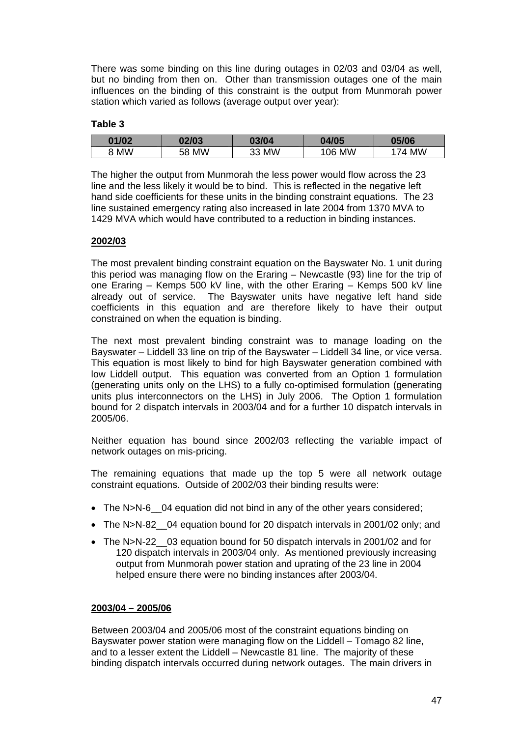There was some binding on this line during outages in 02/03 and 03/04 as well, but no binding from then on. Other than transmission outages one of the main influences on the binding of this constraint is the output from Munmorah power station which varied as follows (average output over year):

**Table 3**

| 01/02 | 02/03 | 03/04 | 04/05 | 05/06 |
|---|---|---|---|---|
| 8 MW | 58 MW | 33 MW | 106 MW | 174 MW |

The higher the output from Munmorah the less power would flow across the 23 line and the less likely it would be to bind. This is reflected in the negative left hand side coefficients for these units in the binding constraint equations. The 23 line sustained emergency rating also increased in late 2004 from 1370 MVA to 1429 MVA which would have contributed to a reduction in binding instances.

**2002/03**

The most prevalent binding constraint equation on the Bayswater No. 1 unit during this period was managing flow on the Eraring – Newcastle (93) line for the trip of one Eraring – Kemps 500 kV line, with the other Eraring – Kemps 500 kV line already out of service. The Bayswater units have negative left hand side coefficients in this equation and are therefore likely to have their output constrained on when the equation is binding.

The next most prevalent binding constraint was to manage loading on the Bayswater – Liddell 33 line on trip of the Bayswater – Liddell 34 line, or vice versa. This equation is most likely to bind for high Bayswater generation combined with low Liddell output. This equation was converted from an Option 1 formulation (generating units only on the LHS) to a fully co-optimised formulation (generating units plus interconnectors on the LHS) in July 2006. The Option 1 formulation bound for 2 dispatch intervals in 2003/04 and for a further 10 dispatch intervals in 2005/06.

Neither equation has bound since 2002/03 reflecting the variable impact of network outages on mis-pricing.

The remaining equations that made up the top 5 were all network outage constraint equations. Outside of 2002/03 their binding results were:

- The N>N-6__04 equation did not bind in any of the other years considered;
- The N>N-82__04 equation bound for 20 dispatch intervals in 2001/02 only; and
- The N>N-22__03 equation bound for 50 dispatch intervals in 2001/02 and for 120 dispatch intervals in 2003/04 only. As mentioned previously increasing output from Munmorah power station and uprating of the 23 line in 2004 helped ensure there were no binding instances after 2003/04.

**2003/04 – 2005/06**

Between 2003/04 and 2005/06 most of the constraint equations binding on Bayswater power station were managing flow on the Liddell – Tomago 82 line, and to a lesser extent the Liddell – Newcastle 81 line. The majority of these binding dispatch intervals occurred during network outages. The main drivers in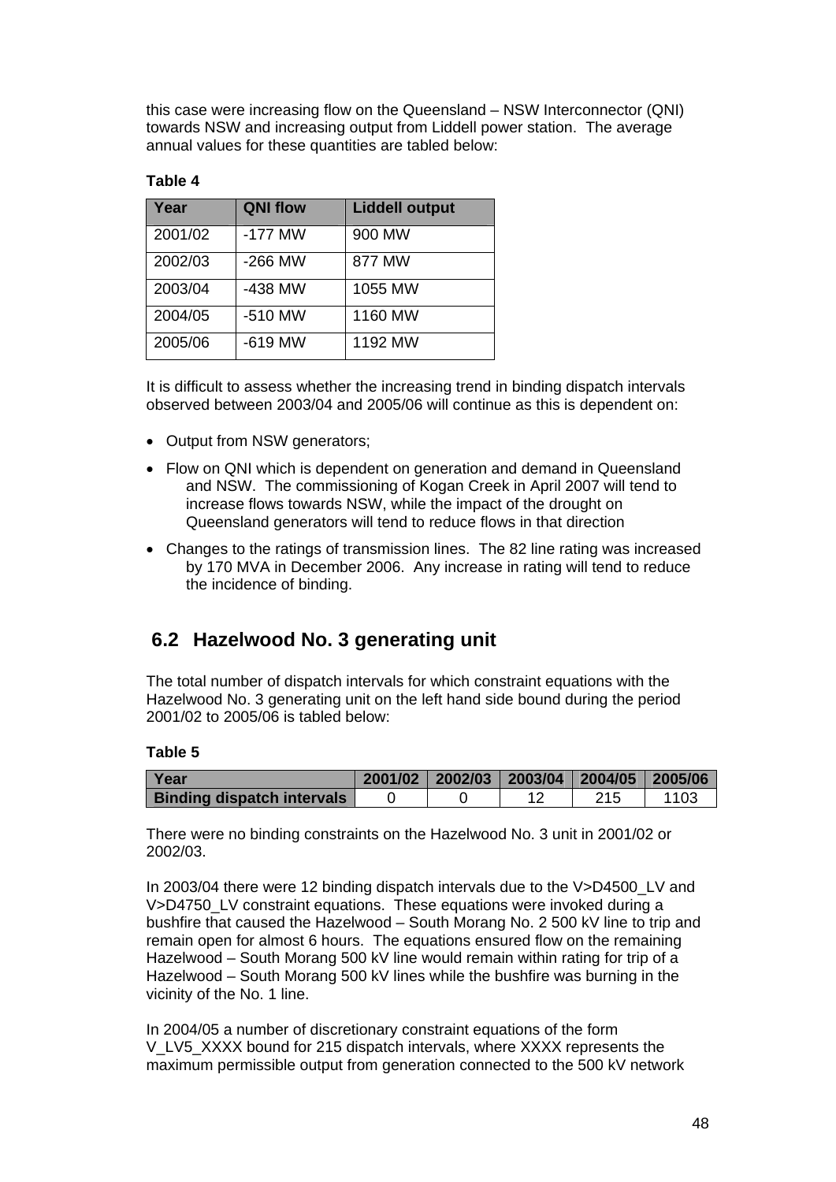this case were increasing flow on the Queensland – NSW Interconnector (QNI) towards NSW and increasing output from Liddell power station. The average annual values for these quantities are tabled below:

**Table 4**

| Year | QNI flow | Liddell output |
|---|---|---|
| 2001/02 | -177 MW | 900 MW |
| 2002/03 | -266 MW | 877 MW |
| 2003/04 | -438 MW | 1055 MW |
| 2004/05 | -510 MW | 1160 MW |
| 2005/06 | -619 MW | 1192 MW |

It is difficult to assess whether the increasing trend in binding dispatch intervals observed between 2003/04 and 2005/06 will continue as this is dependent on:

- Output from NSW generators;
- Flow on QNI which is dependent on generation and demand in Queensland and NSW. The commissioning of Kogan Creek in April 2007 will tend to increase flows towards NSW, while the impact of the drought on Queensland generators will tend to reduce flows in that direction
- Changes to the ratings of transmission lines. The 82 line rating was increased by 170 MVA in December 2006. Any increase in rating will tend to reduce the incidence of binding.

## 6.2 Hazelwood No. 3 generating unit

The total number of dispatch intervals for which constraint equations with the Hazelwood No. 3 generating unit on the left hand side bound during the period 2001/02 to 2005/06 is tabled below:

**Table 5**

| Year | 2001/02 | 2002/03 | 2003/04 | 2004/05 | 2005/06 |
|---|---|---|---|---|---|
| **Binding dispatch intervals** | 0 | 0 | 12 | 215 | 1103 |

There were no binding constraints on the Hazelwood No. 3 unit in 2001/02 or 2002/03.

In 2003/04 there were 12 binding dispatch intervals due to the V>D4500_LV and V>D4750_LV constraint equations. These equations were invoked during a bushfire that caused the Hazelwood – South Morang No. 2 500 kV line to trip and remain open for almost 6 hours. The equations ensured flow on the remaining Hazelwood – South Morang 500 kV line would remain within rating for trip of a Hazelwood – South Morang 500 kV lines while the bushfire was burning in the vicinity of the No. 1 line.

In 2004/05 a number of discretionary constraint equations of the form V_LV5_XXXX bound for 215 dispatch intervals, where XXXX represents the maximum permissible output from generation connected to the 500 kV network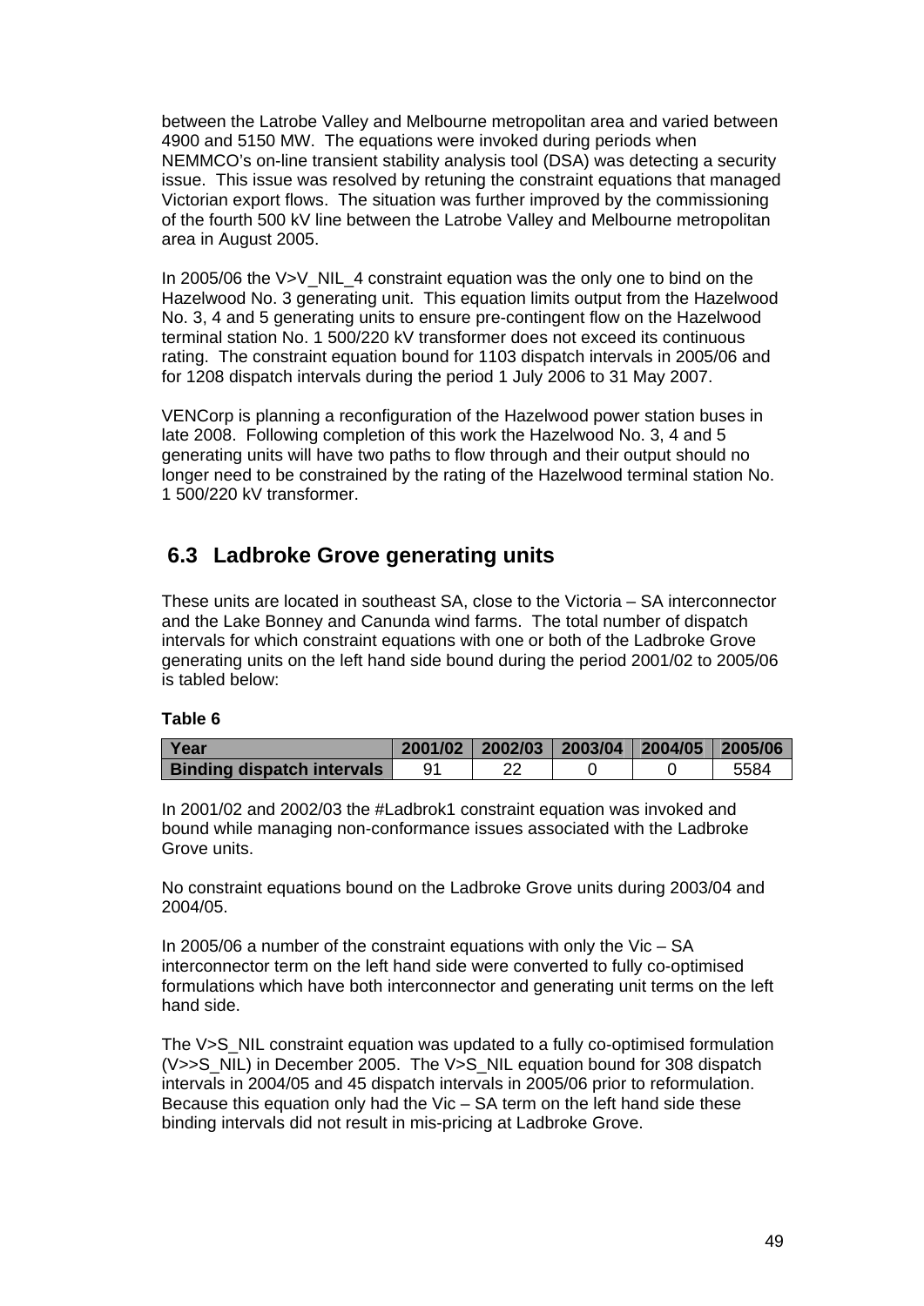between the Latrobe Valley and Melbourne metropolitan area and varied between 4900 and 5150 MW. The equations were invoked during periods when NEMMCO's on-line transient stability analysis tool (DSA) was detecting a security issue. This issue was resolved by retuning the constraint equations that managed Victorian export flows. The situation was further improved by the commissioning of the fourth 500 kV line between the Latrobe Valley and Melbourne metropolitan area in August 2005.

In 2005/06 the V>V_NIL_4 constraint equation was the only one to bind on the Hazelwood No. 3 generating unit. This equation limits output from the Hazelwood No. 3, 4 and 5 generating units to ensure pre-contingent flow on the Hazelwood terminal station No. 1 500/220 kV transformer does not exceed its continuous rating. The constraint equation bound for 1103 dispatch intervals in 2005/06 and for 1208 dispatch intervals during the period 1 July 2006 to 31 May 2007.

VENCorp is planning a reconfiguration of the Hazelwood power station buses in late 2008. Following completion of this work the Hazelwood No. 3, 4 and 5 generating units will have two paths to flow through and their output should no longer need to be constrained by the rating of the Hazelwood terminal station No. 1 500/220 kV transformer.

## 6.3 Ladbroke Grove generating units

These units are located in southeast SA, close to the Victoria – SA interconnector and the Lake Bonney and Canunda wind farms. The total number of dispatch intervals for which constraint equations with one or both of the Ladbroke Grove generating units on the left hand side bound during the period 2001/02 to 2005/06 is tabled below:

**Table 6**

| Year | 2001/02 | 2002/03 | 2003/04 | 2004/05 | 2005/06 |
|---|---|---|---|---|---|
| Binding dispatch intervals | 91 | 22 | 0 | 0 | 5584 |

In 2001/02 and 2002/03 the #Ladbrok1 constraint equation was invoked and bound while managing non-conformance issues associated with the Ladbroke Grove units.

No constraint equations bound on the Ladbroke Grove units during 2003/04 and 2004/05.

In 2005/06 a number of the constraint equations with only the Vic – SA interconnector term on the left hand side were converted to fully co-optimised formulations which have both interconnector and generating unit terms on the left hand side.

The V>S_NIL constraint equation was updated to a fully co-optimised formulation (V>>S_NIL) in December 2005. The V>S_NIL equation bound for 308 dispatch intervals in 2004/05 and 45 dispatch intervals in 2005/06 prior to reformulation. Because this equation only had the Vic – SA term on the left hand side these binding intervals did not result in mis-pricing at Ladbroke Grove.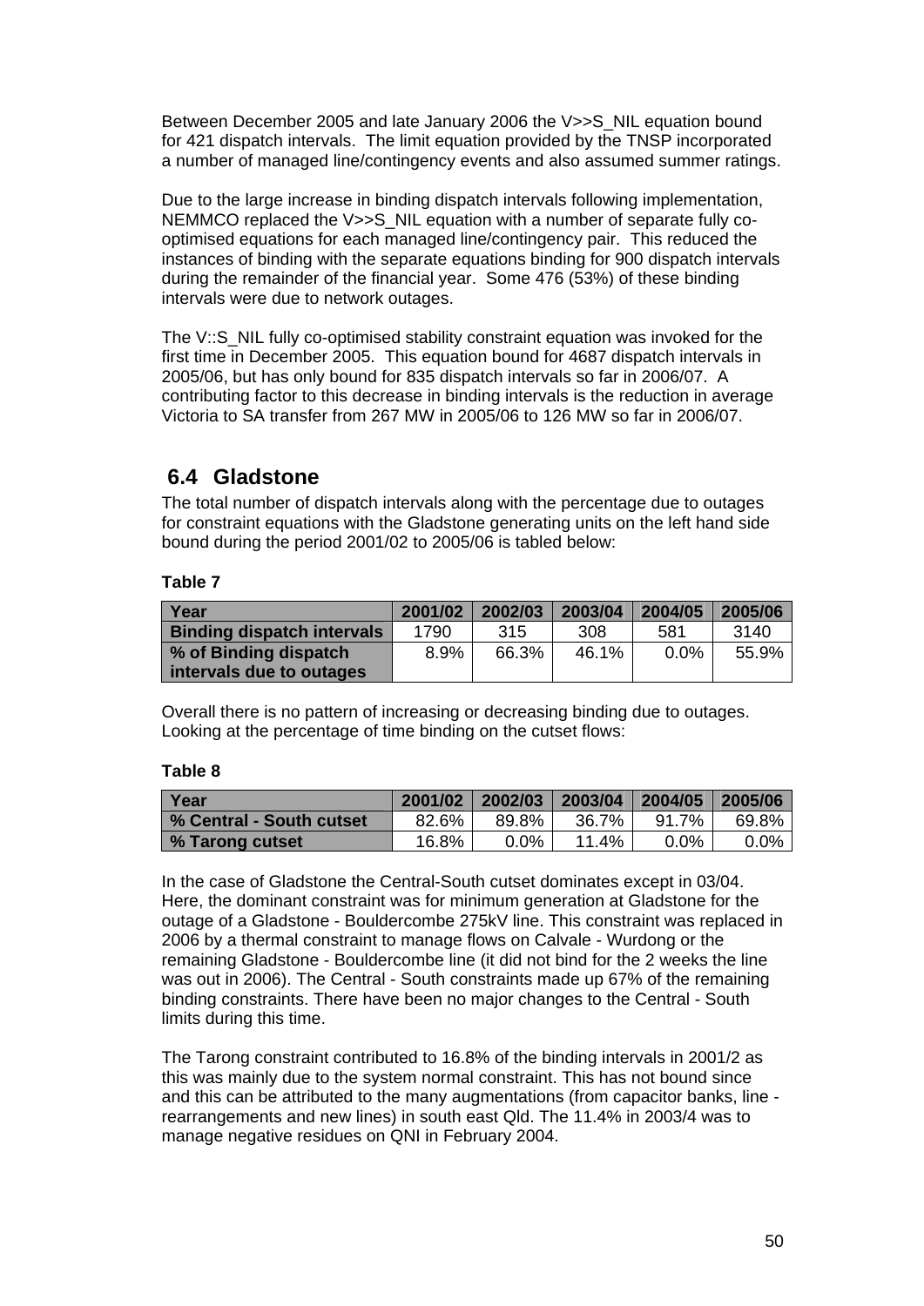Between December 2005 and late January 2006 the V>>S_NIL equation bound for 421 dispatch intervals. The limit equation provided by the TNSP incorporated a number of managed line/contingency events and also assumed summer ratings.

Due to the large increase in binding dispatch intervals following implementation, NEMMCO replaced the V>>S_NIL equation with a number of separate fully co-optimised equations for each managed line/contingency pair. This reduced the instances of binding with the separate equations binding for 900 dispatch intervals during the remainder of the financial year. Some 476 (53%) of these binding intervals were due to network outages.

The V::S_NIL fully co-optimised stability constraint equation was invoked for the first time in December 2005. This equation bound for 4687 dispatch intervals in 2005/06, but has only bound for 835 dispatch intervals so far in 2006/07. A contributing factor to this decrease in binding intervals is the reduction in average Victoria to SA transfer from 267 MW in 2005/06 to 126 MW so far in 2006/07.

## 6.4 Gladstone

The total number of dispatch intervals along with the percentage due to outages for constraint equations with the Gladstone generating units on the left hand side bound during the period 2001/02 to 2005/06 is tabled below:

**Table 7**

| Year | 2001/02 | 2002/03 | 2003/04 | 2004/05 | 2005/06 |
|---|---|---|---|---|---|
| Binding dispatch intervals | 1790 | 315 | 308 | 581 | 3140 |
| % of Binding dispatch intervals due to outages | 8.9% | 66.3% | 46.1% | 0.0% | 55.9% |

Overall there is no pattern of increasing or decreasing binding due to outages. Looking at the percentage of time binding on the cutset flows:

**Table 8**

| Year | 2001/02 | 2002/03 | 2003/04 | 2004/05 | 2005/06 |
|---|---|---|---|---|---|
| % Central - South cutset | 82.6% | 89.8% | 36.7% | 91.7% | 69.8% |
| % Tarong cutset | 16.8% | 0.0% | 11.4% | 0.0% | 0.0% |

In the case of Gladstone the Central-South cutset dominates except in 03/04. Here, the dominant constraint was for minimum generation at Gladstone for the outage of a Gladstone - Bouldercombe 275kV line. This constraint was replaced in 2006 by a thermal constraint to manage flows on Calvale - Wurdong or the remaining Gladstone - Bouldercombe line (it did not bind for the 2 weeks the line was out in 2006). The Central - South constraints made up 67% of the remaining binding constraints. There have been no major changes to the Central - South limits during this time.

The Tarong constraint contributed to 16.8% of the binding intervals in 2001/2 as this was mainly due to the system normal constraint. This has not bound since and this can be attributed to the many augmentations (from capacitor banks, line - rearrangements and new lines) in south east Qld. The 11.4% in 2003/4 was to manage negative residues on QNI in February 2004.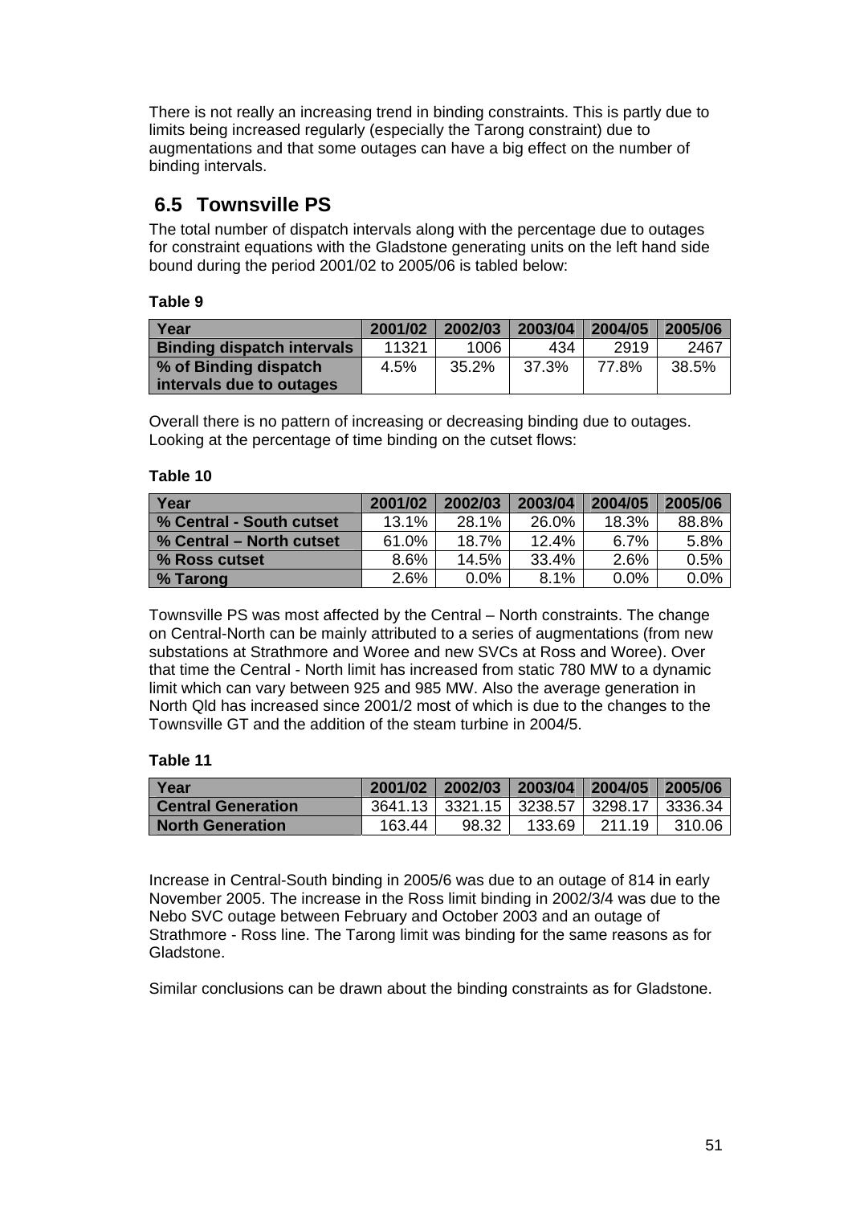There is not really an increasing trend in binding constraints. This is partly due to limits being increased regularly (especially the Tarong constraint) due to augmentations and that some outages can have a big effect on the number of binding intervals.

## 6.5 Townsville PS

The total number of dispatch intervals along with the percentage due to outages for constraint equations with the Gladstone generating units on the left hand side bound during the period 2001/02 to 2005/06 is tabled below:

**Table 9**

| Year | 2001/02 | 2002/03 | 2003/04 | 2004/05 | 2005/06 |
|---|---|---|---|---|---|
| Binding dispatch intervals | 11321 | 1006 | 434 | 2919 | 2467 |
| % of Binding dispatch intervals due to outages | 4.5% | 35.2% | 37.3% | 77.8% | 38.5% |

Overall there is no pattern of increasing or decreasing binding due to outages. Looking at the percentage of time binding on the cutset flows:

**Table 10**

| Year | 2001/02 | 2002/03 | 2003/04 | 2004/05 | 2005/06 |
|---|---|---|---|---|---|
| % Central - South cutset | 13.1% | 28.1% | 26.0% | 18.3% | 88.8% |
| % Central – North cutset | 61.0% | 18.7% | 12.4% | 6.7% | 5.8% |
| % Ross cutset | 8.6% | 14.5% | 33.4% | 2.6% | 0.5% |
| % Tarong | 2.6% | 0.0% | 8.1% | 0.0% | 0.0% |

Townsville PS was most affected by the Central – North constraints. The change on Central-North can be mainly attributed to a series of augmentations (from new substations at Strathmore and Woree and new SVCs at Ross and Woree). Over that time the Central - North limit has increased from static 780 MW to a dynamic limit which can vary between 925 and 985 MW. Also the average generation in North Qld has increased since 2001/2 most of which is due to the changes to the Townsville GT and the addition of the steam turbine in 2004/5.

**Table 11**

| Year | 2001/02 | 2002/03 | 2003/04 | 2004/05 | 2005/06 |
|---|---|---|---|---|---|
| Central Generation | 3641.13 | 3321.15 | 3238.57 | 3298.17 | 3336.34 |
| North Generation | 163.44 | 98.32 | 133.69 | 211.19 | 310.06 |

Increase in Central-South binding in 2005/6 was due to an outage of 814 in early November 2005. The increase in the Ross limit binding in 2002/3/4 was due to the Nebo SVC outage between February and October 2003 and an outage of Strathmore - Ross line. The Tarong limit was binding for the same reasons as for Gladstone.

Similar conclusions can be drawn about the binding constraints as for Gladstone.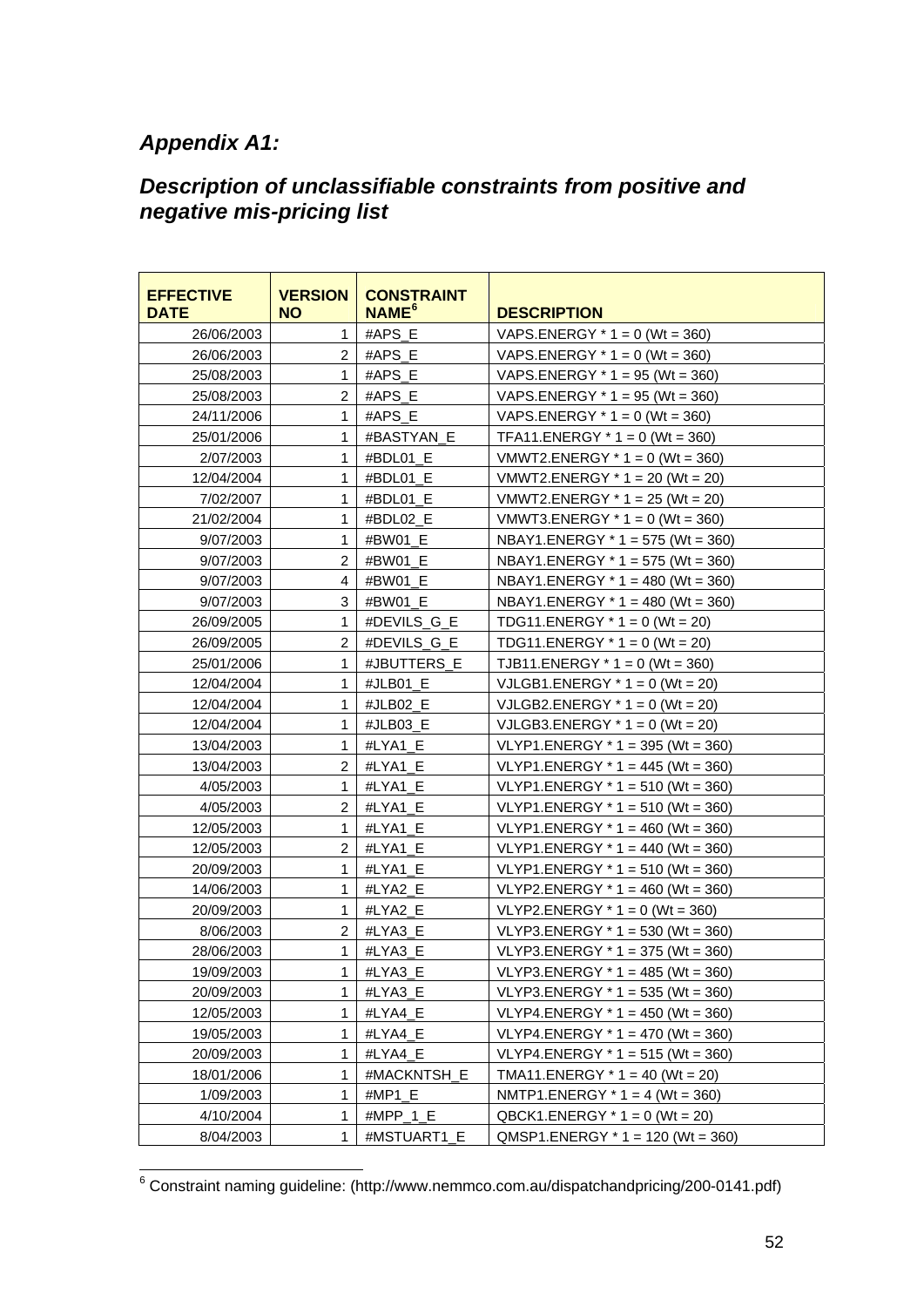# *Appendix A1:*

## *Description of unclassifiable constraints from positive and negative mis-pricing list*

| EFFECTIVE DATE | VERSION NO | CONSTRAINT NAME[6] | DESCRIPTION |
|---|---|---|---|
| 26/06/2003 | 1 | #APS_E | VAPS.ENERGY * 1 = 0 (Wt = 360) |
| 26/06/2003 | 2 | #APS_E | VAPS.ENERGY * 1 = 0 (Wt = 360) |
| 25/08/2003 | 1 | #APS_E | VAPS.ENERGY * 1 = 95 (Wt = 360) |
| 25/08/2003 | 2 | #APS_E | VAPS.ENERGY * 1 = 95 (Wt = 360) |
| 24/11/2006 | 1 | #APS_E | VAPS.ENERGY * 1 = 0 (Wt = 360) |
| 25/01/2006 | 1 | #BASTYAN_E | TFA11.ENERGY * 1 = 0 (Wt = 360) |
| 2/07/2003 | 1 | #BDL01_E | VMWT2.ENERGY * 1 = 0 (Wt = 360) |
| 12/04/2004 | 1 | #BDL01_E | VMWT2.ENERGY * 1 = 20 (Wt = 20) |
| 7/02/2007 | 1 | #BDL01_E | VMWT2.ENERGY * 1 = 25 (Wt = 20) |
| 21/02/2004 | 1 | #BDL02_E | VMWT3.ENERGY * 1 = 0 (Wt = 360) |
| 9/07/2003 | 1 | #BW01_E | NBAY1.ENERGY * 1 = 575 (Wt = 360) |
| 9/07/2003 | 2 | #BW01_E | NBAY1.ENERGY * 1 = 575 (Wt = 360) |
| 9/07/2003 | 4 | #BW01_E | NBAY1.ENERGY * 1 = 480 (Wt = 360) |
| 9/07/2003 | 3 | #BW01_E | NBAY1.ENERGY * 1 = 480 (Wt = 360) |
| 26/09/2005 | 1 | #DEVILS_G_E | TDG11.ENERGY * 1 = 0 (Wt = 20) |
| 26/09/2005 | 2 | #DEVILS_G_E | TDG11.ENERGY * 1 = 0 (Wt = 20) |
| 25/01/2006 | 1 | #JBUTTERS_E | TJB11.ENERGY * 1 = 0 (Wt = 360) |
| 12/04/2004 | 1 | #JLB01_E | VJLGB1.ENERGY * 1 = 0 (Wt = 20) |
| 12/04/2004 | 1 | #JLB02_E | VJLGB2.ENERGY * 1 = 0 (Wt = 20) |
| 12/04/2004 | 1 | #JLB03_E | VJLGB3.ENERGY * 1 = 0 (Wt = 20) |
| 13/04/2003 | 1 | #LYA1_E | VLYP1.ENERGY * 1 = 395 (Wt = 360) |
| 13/04/2003 | 2 | #LYA1_E | VLYP1.ENERGY * 1 = 445 (Wt = 360) |
| 4/05/2003 | 1 | #LYA1_E | VLYP1.ENERGY * 1 = 510 (Wt = 360) |
| 4/05/2003 | 2 | #LYA1_E | VLYP1.ENERGY * 1 = 510 (Wt = 360) |
| 12/05/2003 | 1 | #LYA1_E | VLYP1.ENERGY * 1 = 460 (Wt = 360) |
| 12/05/2003 | 2 | #LYA1_E | VLYP1.ENERGY * 1 = 440 (Wt = 360) |
| 20/09/2003 | 1 | #LYA1_E | VLYP1.ENERGY * 1 = 510 (Wt = 360) |
| 14/06/2003 | 1 | #LYA2_E | VLYP2.ENERGY * 1 = 460 (Wt = 360) |
| 20/09/2003 | 1 | #LYA2_E | VLYP2.ENERGY * 1 = 0 (Wt = 360) |
| 8/06/2003 | 2 | #LYA3_E | VLYP3.ENERGY * 1 = 530 (Wt = 360) |
| 28/06/2003 | 1 | #LYA3_E | VLYP3.ENERGY * 1 = 375 (Wt = 360) |
| 19/09/2003 | 1 | #LYA3_E | VLYP3.ENERGY * 1 = 485 (Wt = 360) |
| 20/09/2003 | 1 | #LYA3_E | VLYP3.ENERGY * 1 = 535 (Wt = 360) |
| 12/05/2003 | 1 | #LYA4_E | VLYP4.ENERGY * 1 = 450 (Wt = 360) |
| 19/05/2003 | 1 | #LYA4_E | VLYP4.ENERGY * 1 = 470 (Wt = 360) |
| 20/09/2003 | 1 | #LYA4_E | VLYP4.ENERGY * 1 = 515 (Wt = 360) |
| 18/01/2006 | 1 | #MACKNTSH_E | TMA11.ENERGY * 1 = 40 (Wt = 20) |
| 1/09/2003 | 1 | #MP1_E | NMTP1.ENERGY * 1 = 4 (Wt = 360) |
| 4/10/2004 | 1 | #MPP_1_E | QBCK1.ENERGY * 1 = 0 (Wt = 20) |
| 8/04/2003 | 1 | #MSTUART1_E | QMSP1.ENERGY * 1 = 120 (Wt = 360) |

[6] Constraint naming guideline: (http://www.nemmco.com.au/dispatchandpricing/200-0141.pdf)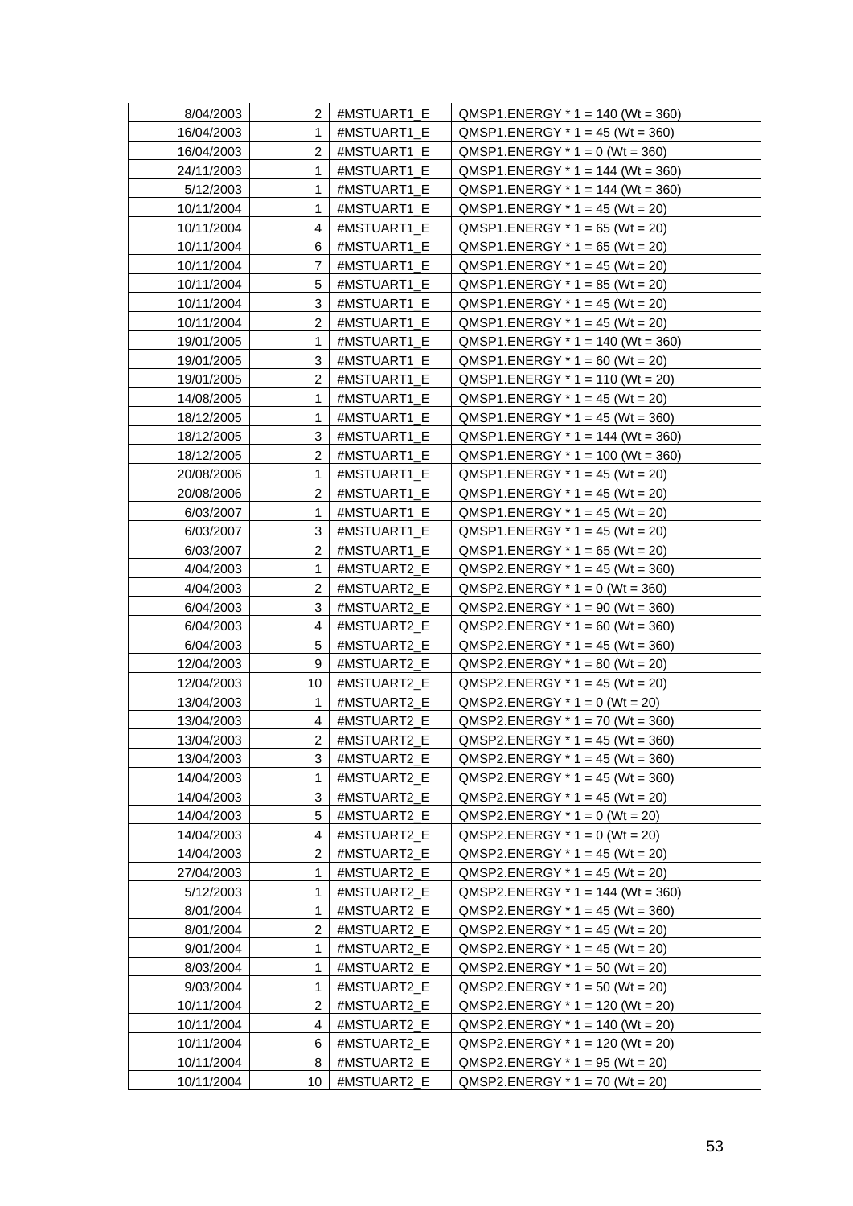| | | | |
|---|---|---|---|
| 8/04/2003 | 2 | #MSTUART1_E | QMSP1.ENERGY * 1 = 140 (Wt = 360) |
| 16/04/2003 | 1 | #MSTUART1_E | QMSP1.ENERGY * 1 = 45 (Wt = 360) |
| 16/04/2003 | 2 | #MSTUART1_E | QMSP1.ENERGY * 1 = 0 (Wt = 360) |
| 24/11/2003 | 1 | #MSTUART1_E | QMSP1.ENERGY * 1 = 144 (Wt = 360) |
| 5/12/2003 | 1 | #MSTUART1_E | QMSP1.ENERGY * 1 = 144 (Wt = 360) |
| 10/11/2004 | 1 | #MSTUART1_E | QMSP1.ENERGY * 1 = 45 (Wt = 20) |
| 10/11/2004 | 4 | #MSTUART1_E | QMSP1.ENERGY * 1 = 65 (Wt = 20) |
| 10/11/2004 | 6 | #MSTUART1_E | QMSP1.ENERGY * 1 = 65 (Wt = 20) |
| 10/11/2004 | 7 | #MSTUART1_E | QMSP1.ENERGY * 1 = 45 (Wt = 20) |
| 10/11/2004 | 5 | #MSTUART1_E | QMSP1.ENERGY * 1 = 85 (Wt = 20) |
| 10/11/2004 | 3 | #MSTUART1_E | QMSP1.ENERGY * 1 = 45 (Wt = 20) |
| 10/11/2004 | 2 | #MSTUART1_E | QMSP1.ENERGY * 1 = 45 (Wt = 20) |
| 19/01/2005 | 1 | #MSTUART1_E | QMSP1.ENERGY * 1 = 140 (Wt = 360) |
| 19/01/2005 | 3 | #MSTUART1_E | QMSP1.ENERGY * 1 = 60 (Wt = 20) |
| 19/01/2005 | 2 | #MSTUART1_E | QMSP1.ENERGY * 1 = 110 (Wt = 20) |
| 14/08/2005 | 1 | #MSTUART1_E | QMSP1.ENERGY * 1 = 45 (Wt = 20) |
| 18/12/2005 | 1 | #MSTUART1_E | QMSP1.ENERGY * 1 = 45 (Wt = 360) |
| 18/12/2005 | 3 | #MSTUART1_E | QMSP1.ENERGY * 1 = 144 (Wt = 360) |
| 18/12/2005 | 2 | #MSTUART1_E | QMSP1.ENERGY * 1 = 100 (Wt = 360) |
| 20/08/2006 | 1 | #MSTUART1_E | QMSP1.ENERGY * 1 = 45 (Wt = 20) |
| 20/08/2006 | 2 | #MSTUART1_E | QMSP1.ENERGY * 1 = 45 (Wt = 20) |
| 6/03/2007 | 1 | #MSTUART1_E | QMSP1.ENERGY * 1 = 45 (Wt = 20) |
| 6/03/2007 | 3 | #MSTUART1_E | QMSP1.ENERGY * 1 = 45 (Wt = 20) |
| 6/03/2007 | 2 | #MSTUART1_E | QMSP1.ENERGY * 1 = 65 (Wt = 20) |
| 4/04/2003 | 1 | #MSTUART2_E | QMSP2.ENERGY * 1 = 45 (Wt = 360) |
| 4/04/2003 | 2 | #MSTUART2_E | QMSP2.ENERGY * 1 = 0 (Wt = 360) |
| 6/04/2003 | 3 | #MSTUART2_E | QMSP2.ENERGY * 1 = 90 (Wt = 360) |
| 6/04/2003 | 4 | #MSTUART2_E | QMSP2.ENERGY * 1 = 60 (Wt = 360) |
| 6/04/2003 | 5 | #MSTUART2_E | QMSP2.ENERGY * 1 = 45 (Wt = 360) |
| 12/04/2003 | 9 | #MSTUART2_E | QMSP2.ENERGY * 1 = 80 (Wt = 20) |
| 12/04/2003 | 10 | #MSTUART2_E | QMSP2.ENERGY * 1 = 45 (Wt = 20) |
| 13/04/2003 | 1 | #MSTUART2_E | QMSP2.ENERGY * 1 = 0 (Wt = 20) |
| 13/04/2003 | 4 | #MSTUART2_E | QMSP2.ENERGY * 1 = 70 (Wt = 360) |
| 13/04/2003 | 2 | #MSTUART2_E | QMSP2.ENERGY * 1 = 45 (Wt = 360) |
| 13/04/2003 | 3 | #MSTUART2_E | QMSP2.ENERGY * 1 = 45 (Wt = 360) |
| 14/04/2003 | 1 | #MSTUART2_E | QMSP2.ENERGY * 1 = 45 (Wt = 360) |
| 14/04/2003 | 3 | #MSTUART2_E | QMSP2.ENERGY * 1 = 45 (Wt = 20) |
| 14/04/2003 | 5 | #MSTUART2_E | QMSP2.ENERGY * 1 = 0 (Wt = 20) |
| 14/04/2003 | 4 | #MSTUART2_E | QMSP2.ENERGY * 1 = 0 (Wt = 20) |
| 14/04/2003 | 2 | #MSTUART2_E | QMSP2.ENERGY * 1 = 45 (Wt = 20) |
| 27/04/2003 | 1 | #MSTUART2_E | QMSP2.ENERGY * 1 = 45 (Wt = 20) |
| 5/12/2003 | 1 | #MSTUART2_E | QMSP2.ENERGY * 1 = 144 (Wt = 360) |
| 8/01/2004 | 1 | #MSTUART2_E | QMSP2.ENERGY * 1 = 45 (Wt = 360) |
| 8/01/2004 | 2 | #MSTUART2_E | QMSP2.ENERGY * 1 = 45 (Wt = 20) |
| 9/01/2004 | 1 | #MSTUART2_E | QMSP2.ENERGY * 1 = 45 (Wt = 20) |
| 8/03/2004 | 1 | #MSTUART2_E | QMSP2.ENERGY * 1 = 50 (Wt = 20) |
| 9/03/2004 | 1 | #MSTUART2_E | QMSP2.ENERGY * 1 = 50 (Wt = 20) |
| 10/11/2004 | 2 | #MSTUART2_E | QMSP2.ENERGY * 1 = 120 (Wt = 20) |
| 10/11/2004 | 4 | #MSTUART2_E | QMSP2.ENERGY * 1 = 140 (Wt = 20) |
| 10/11/2004 | 6 | #MSTUART2_E | QMSP2.ENERGY * 1 = 120 (Wt = 20) |
| 10/11/2004 | 8 | #MSTUART2_E | QMSP2.ENERGY * 1 = 95 (Wt = 20) |
| 10/11/2004 | 10 | #MSTUART2_E | QMSP2.ENERGY * 1 = 70 (Wt = 20) |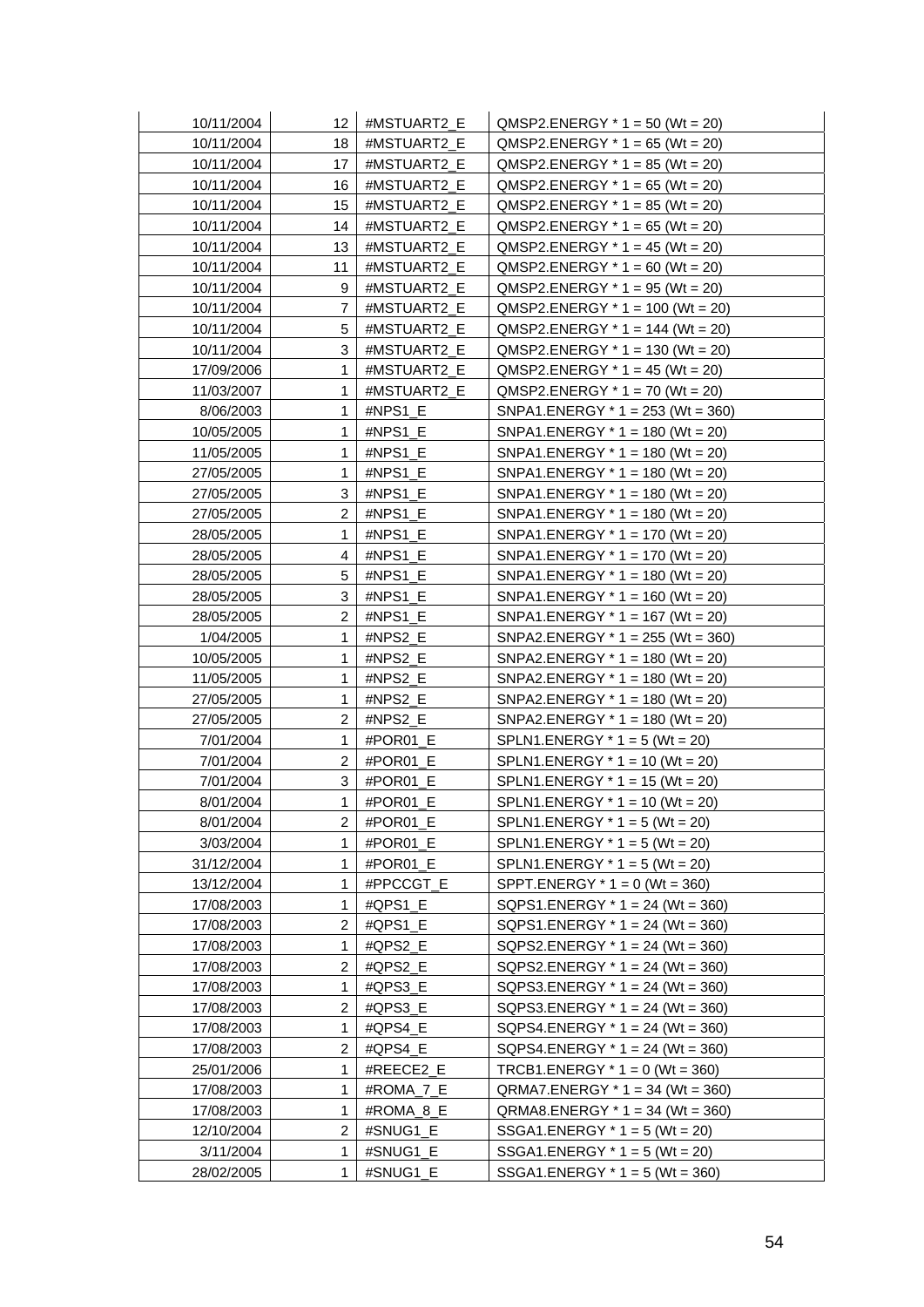| | | | |
|---|---|---|---|
| 10/11/2004 | 12 | #MSTUART2_E | QMSP2.ENERGY * 1 = 50 (Wt = 20) |
| 10/11/2004 | 18 | #MSTUART2_E | QMSP2.ENERGY * 1 = 65 (Wt = 20) |
| 10/11/2004 | 17 | #MSTUART2_E | QMSP2.ENERGY * 1 = 85 (Wt = 20) |
| 10/11/2004 | 16 | #MSTUART2_E | QMSP2.ENERGY * 1 = 65 (Wt = 20) |
| 10/11/2004 | 15 | #MSTUART2_E | QMSP2.ENERGY * 1 = 85 (Wt = 20) |
| 10/11/2004 | 14 | #MSTUART2_E | QMSP2.ENERGY * 1 = 65 (Wt = 20) |
| 10/11/2004 | 13 | #MSTUART2_E | QMSP2.ENERGY * 1 = 45 (Wt = 20) |
| 10/11/2004 | 11 | #MSTUART2_E | QMSP2.ENERGY * 1 = 60 (Wt = 20) |
| 10/11/2004 | 9 | #MSTUART2_E | QMSP2.ENERGY * 1 = 95 (Wt = 20) |
| 10/11/2004 | 7 | #MSTUART2_E | QMSP2.ENERGY * 1 = 100 (Wt = 20) |
| 10/11/2004 | 5 | #MSTUART2_E | QMSP2.ENERGY * 1 = 144 (Wt = 20) |
| 10/11/2004 | 3 | #MSTUART2_E | QMSP2.ENERGY * 1 = 130 (Wt = 20) |
| 17/09/2006 | 1 | #MSTUART2_E | QMSP2.ENERGY * 1 = 45 (Wt = 20) |
| 11/03/2007 | 1 | #MSTUART2_E | QMSP2.ENERGY * 1 = 70 (Wt = 20) |
| 8/06/2003 | 1 | #NPS1_E | SNPA1.ENERGY * 1 = 253 (Wt = 360) |
| 10/05/2005 | 1 | #NPS1_E | SNPA1.ENERGY * 1 = 180 (Wt = 20) |
| 11/05/2005 | 1 | #NPS1_E | SNPA1.ENERGY * 1 = 180 (Wt = 20) |
| 27/05/2005 | 1 | #NPS1_E | SNPA1.ENERGY * 1 = 180 (Wt = 20) |
| 27/05/2005 | 3 | #NPS1_E | SNPA1.ENERGY * 1 = 180 (Wt = 20) |
| 27/05/2005 | 2 | #NPS1_E | SNPA1.ENERGY * 1 = 180 (Wt = 20) |
| 28/05/2005 | 1 | #NPS1_E | SNPA1.ENERGY * 1 = 170 (Wt = 20) |
| 28/05/2005 | 4 | #NPS1_E | SNPA1.ENERGY * 1 = 170 (Wt = 20) |
| 28/05/2005 | 5 | #NPS1_E | SNPA1.ENERGY * 1 = 180 (Wt = 20) |
| 28/05/2005 | 3 | #NPS1_E | SNPA1.ENERGY * 1 = 160 (Wt = 20) |
| 28/05/2005 | 2 | #NPS1_E | SNPA1.ENERGY * 1 = 167 (Wt = 20) |
| 1/04/2005 | 1 | #NPS2_E | SNPA2.ENERGY * 1 = 255 (Wt = 360) |
| 10/05/2005 | 1 | #NPS2_E | SNPA2.ENERGY * 1 = 180 (Wt = 20) |
| 11/05/2005 | 1 | #NPS2_E | SNPA2.ENERGY * 1 = 180 (Wt = 20) |
| 27/05/2005 | 1 | #NPS2_E | SNPA2.ENERGY * 1 = 180 (Wt = 20) |
| 27/05/2005 | 2 | #NPS2_E | SNPA2.ENERGY * 1 = 180 (Wt = 20) |
| 7/01/2004 | 1 | #POR01_E | SPLN1.ENERGY * 1 = 5 (Wt = 20) |
| 7/01/2004 | 2 | #POR01_E | SPLN1.ENERGY * 1 = 10 (Wt = 20) |
| 7/01/2004 | 3 | #POR01_E | SPLN1.ENERGY * 1 = 15 (Wt = 20) |
| 8/01/2004 | 1 | #POR01_E | SPLN1.ENERGY * 1 = 10 (Wt = 20) |
| 8/01/2004 | 2 | #POR01_E | SPLN1.ENERGY * 1 = 5 (Wt = 20) |
| 3/03/2004 | 1 | #POR01_E | SPLN1.ENERGY * 1 = 5 (Wt = 20) |
| 31/12/2004 | 1 | #POR01_E | SPLN1.ENERGY * 1 = 5 (Wt = 20) |
| 13/12/2004 | 1 | #PPCCGT_E | SPPT.ENERGY * 1 = 0 (Wt = 360) |
| 17/08/2003 | 1 | #QPS1_E | SQPS1.ENERGY * 1 = 24 (Wt = 360) |
| 17/08/2003 | 2 | #QPS1_E | SQPS1.ENERGY * 1 = 24 (Wt = 360) |
| 17/08/2003 | 1 | #QPS2_E | SQPS2.ENERGY * 1 = 24 (Wt = 360) |
| 17/08/2003 | 2 | #QPS2_E | SQPS2.ENERGY * 1 = 24 (Wt = 360) |
| 17/08/2003 | 1 | #QPS3_E | SQPS3.ENERGY * 1 = 24 (Wt = 360) |
| 17/08/2003 | 2 | #QPS3_E | SQPS3.ENERGY * 1 = 24 (Wt = 360) |
| 17/08/2003 | 1 | #QPS4_E | SQPS4.ENERGY * 1 = 24 (Wt = 360) |
| 17/08/2003 | 2 | #QPS4_E | SQPS4.ENERGY * 1 = 24 (Wt = 360) |
| 25/01/2006 | 1 | #REECE2_E | TRCB1.ENERGY * 1 = 0 (Wt = 360) |
| 17/08/2003 | 1 | #ROMA_7_E | QRMA7.ENERGY * 1 = 34 (Wt = 360) |
| 17/08/2003 | 1 | #ROMA_8_E | QRMA8.ENERGY * 1 = 34 (Wt = 360) |
| 12/10/2004 | 2 | #SNUG1_E | SSGA1.ENERGY * 1 = 5 (Wt = 20) |
| 3/11/2004 | 1 | #SNUG1_E | SSGA1.ENERGY * 1 = 5 (Wt = 20) |
| 28/02/2005 | 1 | #SNUG1_E | SSGA1.ENERGY * 1 = 5 (Wt = 360) |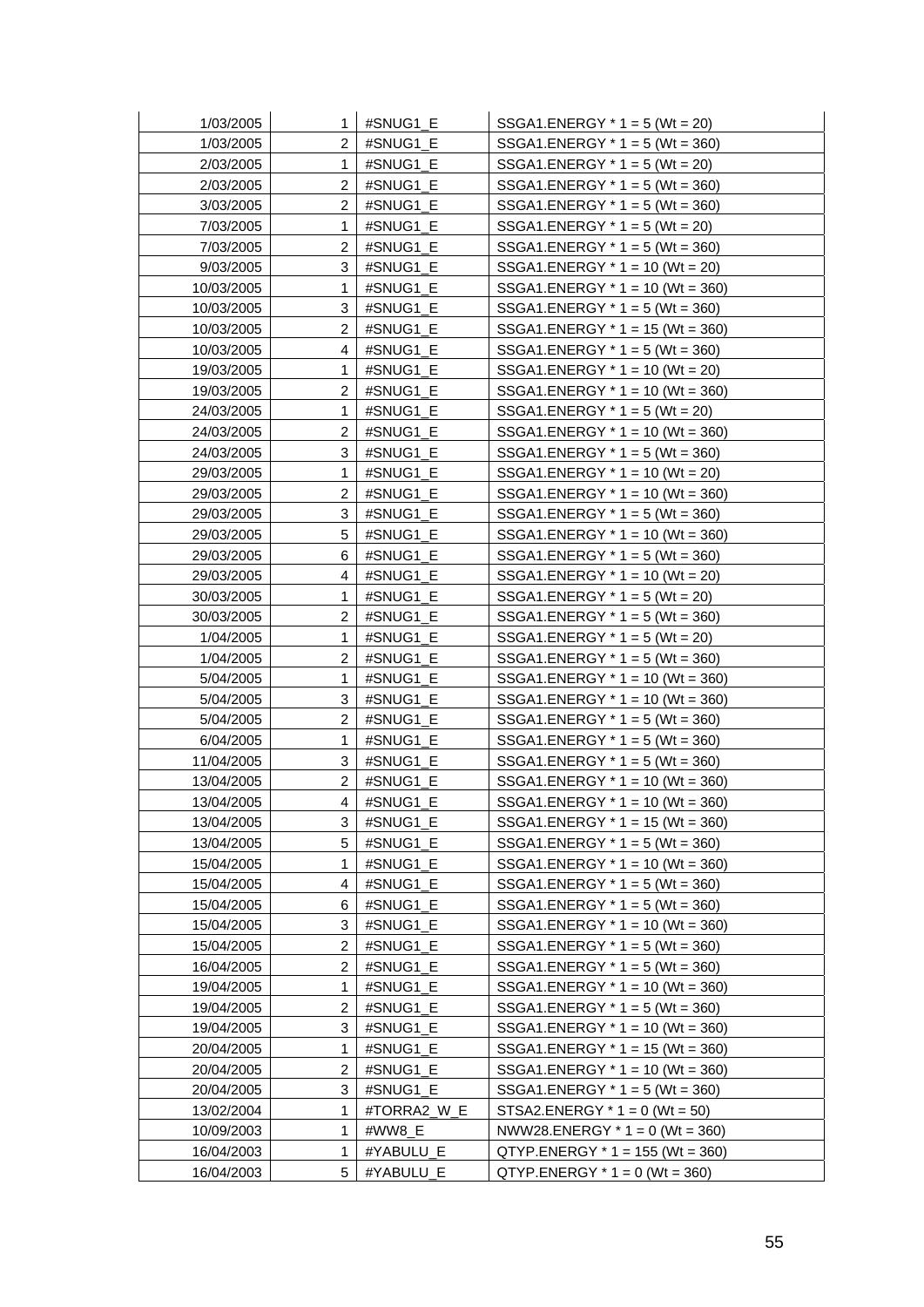| | | | |
|---|---|---|---|
| 1/03/2005 | 1 | #SNUG1_E | SSGA1.ENERGY * 1 = 5 (Wt = 20) |
| 1/03/2005 | 2 | #SNUG1_E | SSGA1.ENERGY * 1 = 5 (Wt = 360) |
| 2/03/2005 | 1 | #SNUG1_E | SSGA1.ENERGY * 1 = 5 (Wt = 20) |
| 2/03/2005 | 2 | #SNUG1_E | SSGA1.ENERGY * 1 = 5 (Wt = 360) |
| 3/03/2005 | 2 | #SNUG1_E | SSGA1.ENERGY * 1 = 5 (Wt = 360) |
| 7/03/2005 | 1 | #SNUG1_E | SSGA1.ENERGY * 1 = 5 (Wt = 20) |
| 7/03/2005 | 2 | #SNUG1_E | SSGA1.ENERGY * 1 = 5 (Wt = 360) |
| 9/03/2005 | 3 | #SNUG1_E | SSGA1.ENERGY * 1 = 10 (Wt = 20) |
| 10/03/2005 | 1 | #SNUG1_E | SSGA1.ENERGY * 1 = 10 (Wt = 360) |
| 10/03/2005 | 3 | #SNUG1_E | SSGA1.ENERGY * 1 = 5 (Wt = 360) |
| 10/03/2005 | 2 | #SNUG1_E | SSGA1.ENERGY * 1 = 15 (Wt = 360) |
| 10/03/2005 | 4 | #SNUG1_E | SSGA1.ENERGY * 1 = 5 (Wt = 360) |
| 19/03/2005 | 1 | #SNUG1_E | SSGA1.ENERGY * 1 = 10 (Wt = 20) |
| 19/03/2005 | 2 | #SNUG1_E | SSGA1.ENERGY * 1 = 10 (Wt = 360) |
| 24/03/2005 | 1 | #SNUG1_E | SSGA1.ENERGY * 1 = 5 (Wt = 20) |
| 24/03/2005 | 2 | #SNUG1_E | SSGA1.ENERGY * 1 = 10 (Wt = 360) |
| 24/03/2005 | 3 | #SNUG1_E | SSGA1.ENERGY * 1 = 5 (Wt = 360) |
| 29/03/2005 | 1 | #SNUG1_E | SSGA1.ENERGY * 1 = 10 (Wt = 20) |
| 29/03/2005 | 2 | #SNUG1_E | SSGA1.ENERGY * 1 = 10 (Wt = 360) |
| 29/03/2005 | 3 | #SNUG1_E | SSGA1.ENERGY * 1 = 5 (Wt = 360) |
| 29/03/2005 | 5 | #SNUG1_E | SSGA1.ENERGY * 1 = 10 (Wt = 360) |
| 29/03/2005 | 6 | #SNUG1_E | SSGA1.ENERGY * 1 = 5 (Wt = 360) |
| 29/03/2005 | 4 | #SNUG1_E | SSGA1.ENERGY * 1 = 10 (Wt = 20) |
| 30/03/2005 | 1 | #SNUG1_E | SSGA1.ENERGY * 1 = 5 (Wt = 20) |
| 30/03/2005 | 2 | #SNUG1_E | SSGA1.ENERGY * 1 = 5 (Wt = 360) |
| 1/04/2005 | 1 | #SNUG1_E | SSGA1.ENERGY * 1 = 5 (Wt = 20) |
| 1/04/2005 | 2 | #SNUG1_E | SSGA1.ENERGY * 1 = 5 (Wt = 360) |
| 5/04/2005 | 1 | #SNUG1_E | SSGA1.ENERGY * 1 = 10 (Wt = 360) |
| 5/04/2005 | 3 | #SNUG1_E | SSGA1.ENERGY * 1 = 10 (Wt = 360) |
| 5/04/2005 | 2 | #SNUG1_E | SSGA1.ENERGY * 1 = 5 (Wt = 360) |
| 6/04/2005 | 1 | #SNUG1_E | SSGA1.ENERGY * 1 = 5 (Wt = 360) |
| 11/04/2005 | 3 | #SNUG1_E | SSGA1.ENERGY * 1 = 5 (Wt = 360) |
| 13/04/2005 | 2 | #SNUG1_E | SSGA1.ENERGY * 1 = 10 (Wt = 360) |
| 13/04/2005 | 4 | #SNUG1_E | SSGA1.ENERGY * 1 = 10 (Wt = 360) |
| 13/04/2005 | 3 | #SNUG1_E | SSGA1.ENERGY * 1 = 15 (Wt = 360) |
| 13/04/2005 | 5 | #SNUG1_E | SSGA1.ENERGY * 1 = 5 (Wt = 360) |
| 15/04/2005 | 1 | #SNUG1_E | SSGA1.ENERGY * 1 = 10 (Wt = 360) |
| 15/04/2005 | 4 | #SNUG1_E | SSGA1.ENERGY * 1 = 5 (Wt = 360) |
| 15/04/2005 | 6 | #SNUG1_E | SSGA1.ENERGY * 1 = 5 (Wt = 360) |
| 15/04/2005 | 3 | #SNUG1_E | SSGA1.ENERGY * 1 = 10 (Wt = 360) |
| 15/04/2005 | 2 | #SNUG1_E | SSGA1.ENERGY * 1 = 5 (Wt = 360) |
| 16/04/2005 | 2 | #SNUG1_E | SSGA1.ENERGY * 1 = 5 (Wt = 360) |
| 19/04/2005 | 1 | #SNUG1_E | SSGA1.ENERGY * 1 = 10 (Wt = 360) |
| 19/04/2005 | 2 | #SNUG1_E | SSGA1.ENERGY * 1 = 5 (Wt = 360) |
| 19/04/2005 | 3 | #SNUG1_E | SSGA1.ENERGY * 1 = 10 (Wt = 360) |
| 20/04/2005 | 1 | #SNUG1_E | SSGA1.ENERGY * 1 = 15 (Wt = 360) |
| 20/04/2005 | 2 | #SNUG1_E | SSGA1.ENERGY * 1 = 10 (Wt = 360) |
| 20/04/2005 | 3 | #SNUG1_E | SSGA1.ENERGY * 1 = 5 (Wt = 360) |
| 13/02/2004 | 1 | #TORRA2_W_E | STSA2.ENERGY * 1 = 0 (Wt = 50) |
| 10/09/2003 | 1 | #WW8_E | NWW28.ENERGY * 1 = 0 (Wt = 360) |
| 16/04/2003 | 1 | #YABULU_E | QTYP.ENERGY * 1 = 155 (Wt = 360) |
| 16/04/2003 | 5 | #YABULU_E | QTYP.ENERGY * 1 = 0 (Wt = 360) |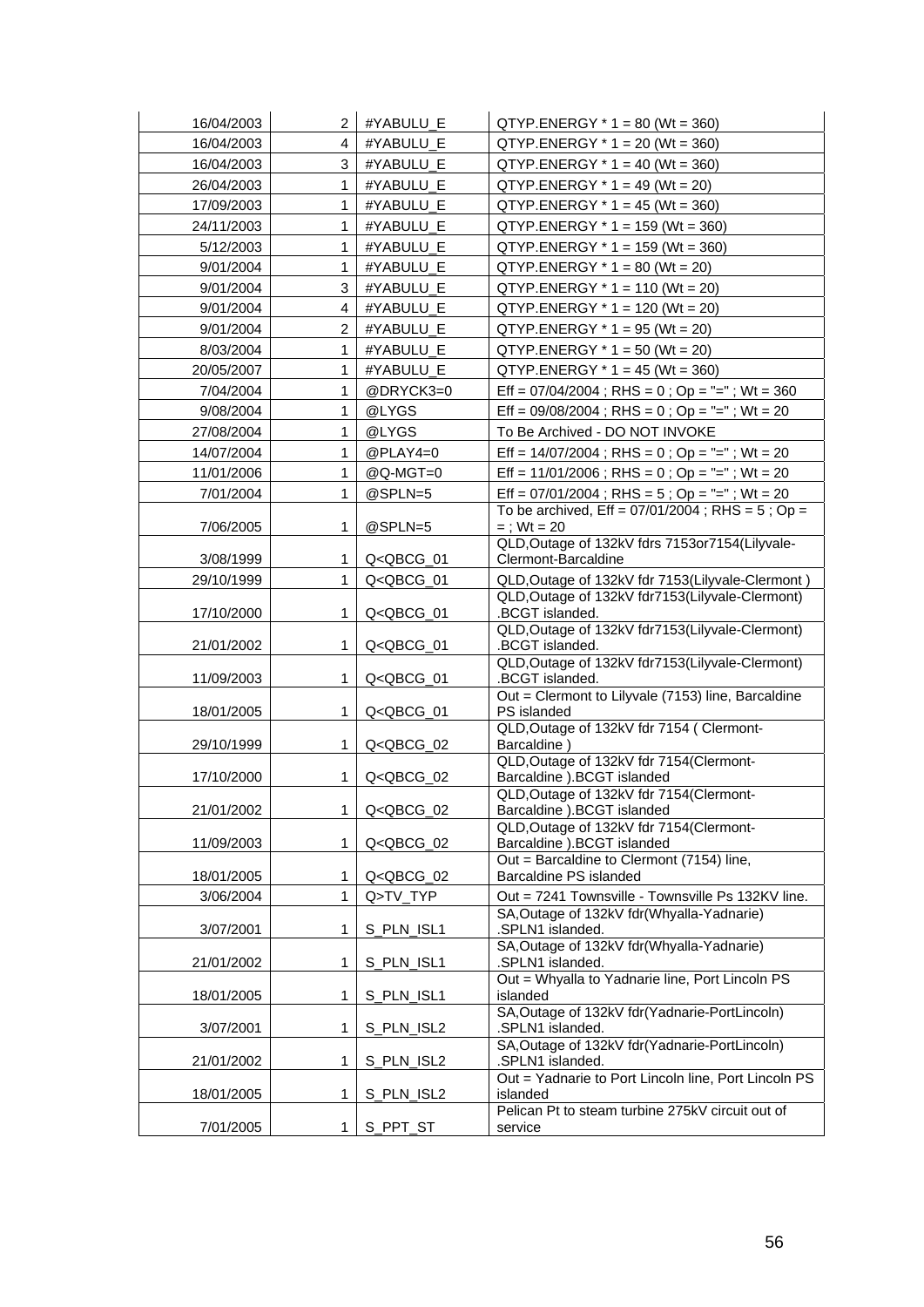| | | | |
|---|---|---|---|
| 16/04/2003 | 2 | #YABULU_E | QTYP.ENERGY * 1 = 80 (Wt = 360) |
| 16/04/2003 | 4 | #YABULU_E | QTYP.ENERGY * 1 = 20 (Wt = 360) |
| 16/04/2003 | 3 | #YABULU_E | QTYP.ENERGY * 1 = 40 (Wt = 360) |
| 26/04/2003 | 1 | #YABULU_E | QTYP.ENERGY * 1 = 49 (Wt = 20) |
| 17/09/2003 | 1 | #YABULU_E | QTYP.ENERGY * 1 = 45 (Wt = 360) |
| 24/11/2003 | 1 | #YABULU_E | QTYP.ENERGY * 1 = 159 (Wt = 360) |
| 5/12/2003 | 1 | #YABULU_E | QTYP.ENERGY * 1 = 159 (Wt = 360) |
| 9/01/2004 | 1 | #YABULU_E | QTYP.ENERGY * 1 = 80 (Wt = 20) |
| 9/01/2004 | 3 | #YABULU_E | QTYP.ENERGY * 1 = 110 (Wt = 20) |
| 9/01/2004 | 4 | #YABULU_E | QTYP.ENERGY * 1 = 120 (Wt = 20) |
| 9/01/2004 | 2 | #YABULU_E | QTYP.ENERGY * 1 = 95 (Wt = 20) |
| 8/03/2004 | 1 | #YABULU_E | QTYP.ENERGY * 1 = 50 (Wt = 20) |
| 20/05/2007 | 1 | #YABULU_E | QTYP.ENERGY * 1 = 45 (Wt = 360) |
| 7/04/2004 | 1 | @DRYCK3=0 | Eff = 07/04/2004 ; RHS = 0 ; Op = "=" ; Wt = 360 |
| 9/08/2004 | 1 | @LYGS | Eff = 09/08/2004 ; RHS = 0 ; Op = "=" ; Wt = 20 |
| 27/08/2004 | 1 | @LYGS | To Be Archived - DO NOT INVOKE |
| 14/07/2004 | 1 | @PLAY4=0 | Eff = 14/07/2004 ; RHS = 0 ; Op = "=" ; Wt = 20 |
| 11/01/2006 | 1 | @Q-MGT=0 | Eff = 11/01/2006 ; RHS = 0 ; Op = "=" ; Wt = 20 |
| 7/01/2004 | 1 | @SPLN=5 | Eff = 07/01/2004 ; RHS = 5 ; Op = "=" ; Wt = 20 |
| 7/06/2005 | 1 | @SPLN=5 | To be archived, Eff = 07/01/2004 ; RHS = 5 ; Op = = ; Wt = 20 |
| 3/08/1999 | 1 | Q<QBCG_01 | QLD,Outage of 132kV fdrs 7153or7154(Lilyvale-Clermont-Barcaldine |
| 29/10/1999 | 1 | Q<QBCG_01 | QLD,Outage of 132kV fdr 7153(Lilyvale-Clermont ) |
| 17/10/2000 | 1 | Q<QBCG_01 | QLD,Outage of 132kV fdr7153(Lilyvale-Clermont) .BCGT islanded. |
| 21/01/2002 | 1 | Q<QBCG_01 | QLD,Outage of 132kV fdr7153(Lilyvale-Clermont) .BCGT islanded. |
| 11/09/2003 | 1 | Q<QBCG_01 | QLD,Outage of 132kV fdr7153(Lilyvale-Clermont) .BCGT islanded. |
| 18/01/2005 | 1 | Q<QBCG_01 | Out = Clermont to Lilyvale (7153) line, Barcaldine PS islanded |
| 29/10/1999 | 1 | Q<QBCG_02 | QLD,Outage of 132kV fdr 7154 ( Clermont-Barcaldine ) |
| 17/10/2000 | 1 | Q<QBCG_02 | QLD,Outage of 132kV fdr 7154(Clermont-Barcaldine ).BCGT islanded |
| 21/01/2002 | 1 | Q<QBCG_02 | QLD,Outage of 132kV fdr 7154(Clermont-Barcaldine ).BCGT islanded |
| 11/09/2003 | 1 | Q<QBCG_02 | QLD,Outage of 132kV fdr 7154(Clermont-Barcaldine ).BCGT islanded |
| 18/01/2005 | 1 | Q<QBCG_02 | Out = Barcaldine to Clermont (7154) line, Barcaldine PS islanded |
| 3/06/2004 | 1 | Q>TV_TYP | Out = 7241 Townsville - Townsville Ps 132KV line. |
| 3/07/2001 | 1 | S_PLN_ISL1 | SA,Outage of 132kV fdr(Whyalla-Yadnarie) .SPLN1 islanded. |
| 21/01/2002 | 1 | S_PLN_ISL1 | SA,Outage of 132kV fdr(Whyalla-Yadnarie) .SPLN1 islanded. |
| 18/01/2005 | 1 | S_PLN_ISL1 | Out = Whyalla to Yadnarie line, Port Lincoln PS islanded |
| 3/07/2001 | 1 | S_PLN_ISL2 | SA,Outage of 132kV fdr(Yadnarie-PortLincoln) .SPLN1 islanded. |
| 21/01/2002 | 1 | S_PLN_ISL2 | SA,Outage of 132kV fdr(Yadnarie-PortLincoln) .SPLN1 islanded. |
| 18/01/2005 | 1 | S_PLN_ISL2 | Out = Yadnarie to Port Lincoln line, Port Lincoln PS islanded |
| 7/01/2005 | 1 | S_PPT_ST | Pelican Pt to steam turbine 275kV circuit out of service |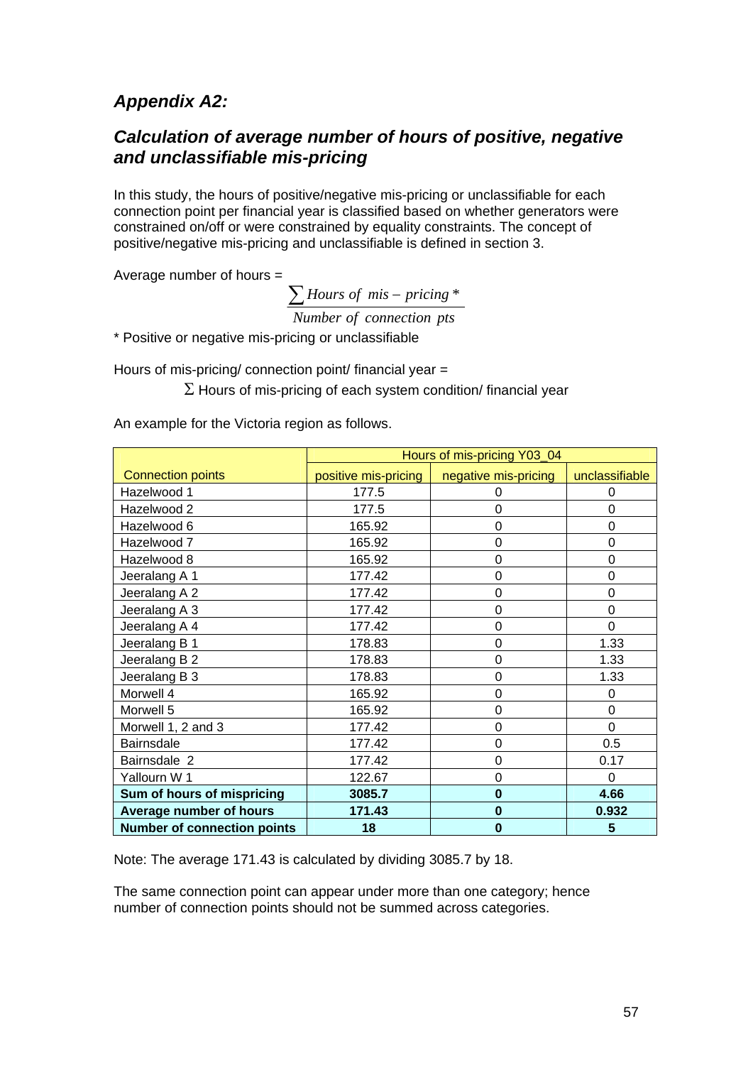## *Appendix A2:*

## *Calculation of average number of hours of positive, negative and unclassifiable mis-pricing*

In this study, the hours of positive/negative mis-pricing or unclassifiable for each connection point per financial year is classified based on whether generators were constrained on/off or were constrained by equality constraints. The concept of positive/negative mis-pricing and unclassifiable is defined in section 3.

Average number of hours =

$$\frac{\sum Hours\ of\ \ mis - pricing\ *}{Number\ of\ \ connection\ \ pts}$$

\* Positive or negative mis-pricing or unclassifiable

Hours of mis-pricing/ connection point/ financial year =

$\Sigma$ Hours of mis-pricing of each system condition/ financial year

An example for the Victoria region as follows.

| | Hours of mis-pricing Y03_04 | | |
|---|---|---|---|
| Connection points | positive mis-pricing | negative mis-pricing | unclassifiable |
| Hazelwood 1 | 177.5 | 0 | 0 |
| Hazelwood 2 | 177.5 | 0 | 0 |
| Hazelwood 6 | 165.92 | 0 | 0 |
| Hazelwood 7 | 165.92 | 0 | 0 |
| Hazelwood 8 | 165.92 | 0 | 0 |
| Jeeralang A 1 | 177.42 | 0 | 0 |
| Jeeralang A 2 | 177.42 | 0 | 0 |
| Jeeralang A 3 | 177.42 | 0 | 0 |
| Jeeralang A 4 | 177.42 | 0 | 0 |
| Jeeralang B 1 | 178.83 | 0 | 1.33 |
| Jeeralang B 2 | 178.83 | 0 | 1.33 |
| Jeeralang B 3 | 178.83 | 0 | 1.33 |
| Morwell 4 | 165.92 | 0 | 0 |
| Morwell 5 | 165.92 | 0 | 0 |
| Morwell 1, 2 and 3 | 177.42 | 0 | 0 |
| Bairnsdale | 177.42 | 0 | 0.5 |
| Bairnsdale 2 | 177.42 | 0 | 0.17 |
| Yallourn W 1 | 122.67 | 0 | 0 |
| **Sum of hours of mispricing** | **3085.7** | **0** | **4.66** |
| **Average number of hours** | **171.43** | **0** | **0.932** |
| **Number of connection points** | **18** | **0** | **5** |

Note: The average 171.43 is calculated by dividing 3085.7 by 18.

The same connection point can appear under more than one category; hence number of connection points should not be summed across categories.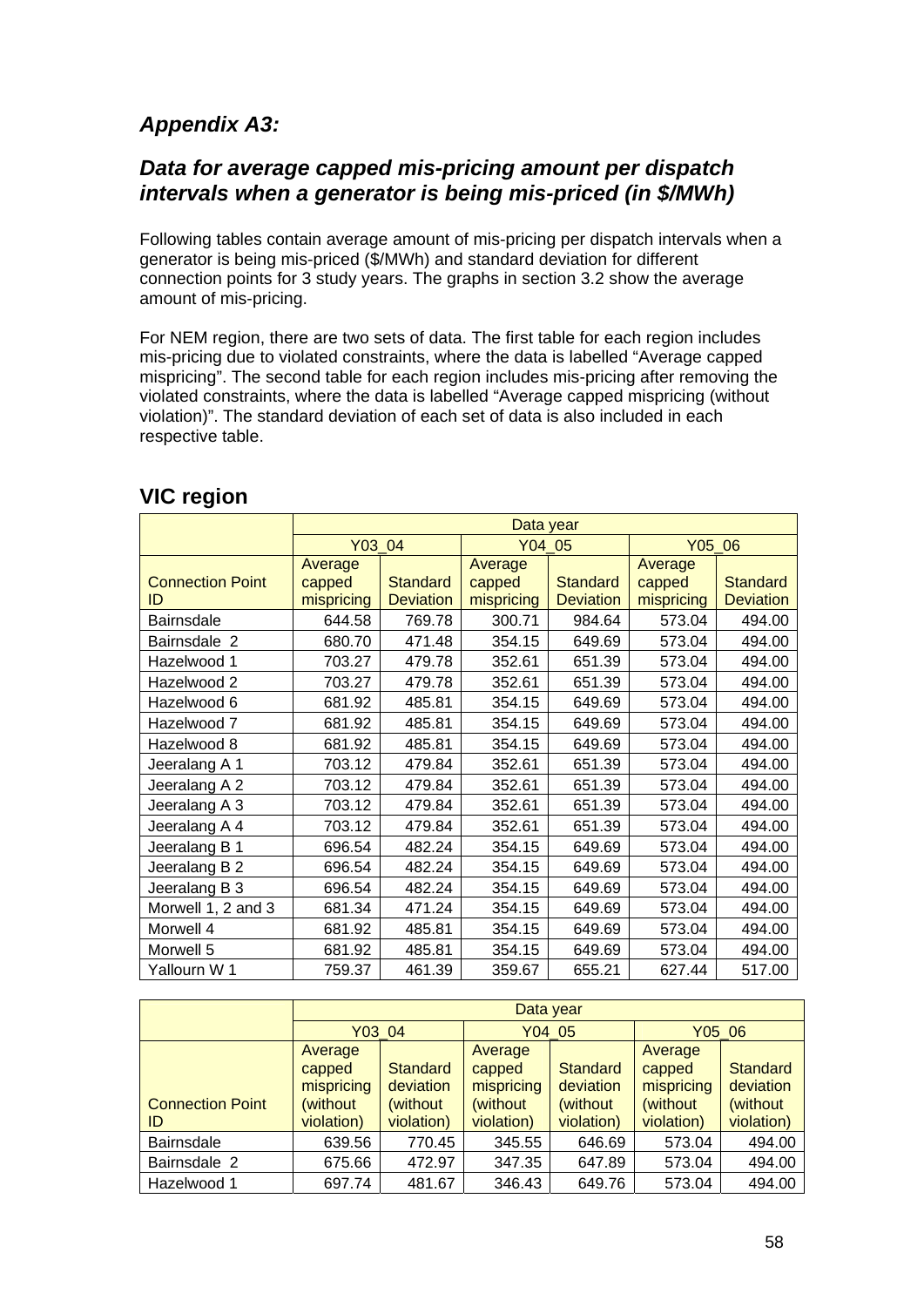### *Appendix A3:*

### *Data for average capped mis-pricing amount per dispatch intervals when a generator is being mis-priced (in $/MWh)*

Following tables contain average amount of mis-pricing per dispatch intervals when a generator is being mis-priced ($/MWh) and standard deviation for different connection points for 3 study years. The graphs in section 3.2 show the average amount of mis-pricing.

For NEM region, there are two sets of data. The first table for each region includes mis-pricing due to violated constraints, where the data is labelled "Average capped mispricing". The second table for each region includes mis-pricing after removing the violated constraints, where the data is labelled "Average capped mispricing (without violation)". The standard deviation of each set of data is also included in each respective table.

## VIC region

| | Data year | | | | | |
|---|---|---|---|---|---|---|
| | Y03_04 | | Y04_05 | | Y05_06 | |
| Connection Point ID | Average capped mispricing | Standard Deviation | Average capped mispricing | Standard Deviation | Average capped mispricing | Standard Deviation |
| Bairnsdale | 644.58 | 769.78 | 300.71 | 984.64 | 573.04 | 494.00 |
| Bairnsdale 2 | 680.70 | 471.48 | 354.15 | 649.69 | 573.04 | 494.00 |
| Hazelwood 1 | 703.27 | 479.78 | 352.61 | 651.39 | 573.04 | 494.00 |
| Hazelwood 2 | 703.27 | 479.78 | 352.61 | 651.39 | 573.04 | 494.00 |
| Hazelwood 6 | 681.92 | 485.81 | 354.15 | 649.69 | 573.04 | 494.00 |
| Hazelwood 7 | 681.92 | 485.81 | 354.15 | 649.69 | 573.04 | 494.00 |
| Hazelwood 8 | 681.92 | 485.81 | 354.15 | 649.69 | 573.04 | 494.00 |
| Jeeralang A 1 | 703.12 | 479.84 | 352.61 | 651.39 | 573.04 | 494.00 |
| Jeeralang A 2 | 703.12 | 479.84 | 352.61 | 651.39 | 573.04 | 494.00 |
| Jeeralang A 3 | 703.12 | 479.84 | 352.61 | 651.39 | 573.04 | 494.00 |
| Jeeralang A 4 | 703.12 | 479.84 | 352.61 | 651.39 | 573.04 | 494.00 |
| Jeeralang B 1 | 696.54 | 482.24 | 354.15 | 649.69 | 573.04 | 494.00 |
| Jeeralang B 2 | 696.54 | 482.24 | 354.15 | 649.69 | 573.04 | 494.00 |
| Jeeralang B 3 | 696.54 | 482.24 | 354.15 | 649.69 | 573.04 | 494.00 |
| Morwell 1, 2 and 3 | 681.34 | 471.24 | 354.15 | 649.69 | 573.04 | 494.00 |
| Morwell 4 | 681.92 | 485.81 | 354.15 | 649.69 | 573.04 | 494.00 |
| Morwell 5 | 681.92 | 485.81 | 354.15 | 649.69 | 573.04 | 494.00 |
| Yallourn W 1 | 759.37 | 461.39 | 359.67 | 655.21 | 627.44 | 517.00 |

| | Data year | | | | | |
|---|---|---|---|---|---|---|
| | Y03_04 | | Y04_05 | | Y05_06 | |
| Connection Point ID | Average capped mispricing (without violation) | Standard deviation (without violation) | Average capped mispricing (without violation) | Standard deviation (without violation) | Average capped mispricing (without violation) | Standard deviation (without violation) |
| Bairnsdale | 639.56 | 770.45 | 345.55 | 646.69 | 573.04 | 494.00 |
| Bairnsdale 2 | 675.66 | 472.97 | 347.35 | 647.89 | 573.04 | 494.00 |
| Hazelwood 1 | 697.74 | 481.67 | 346.43 | 649.76 | 573.04 | 494.00 |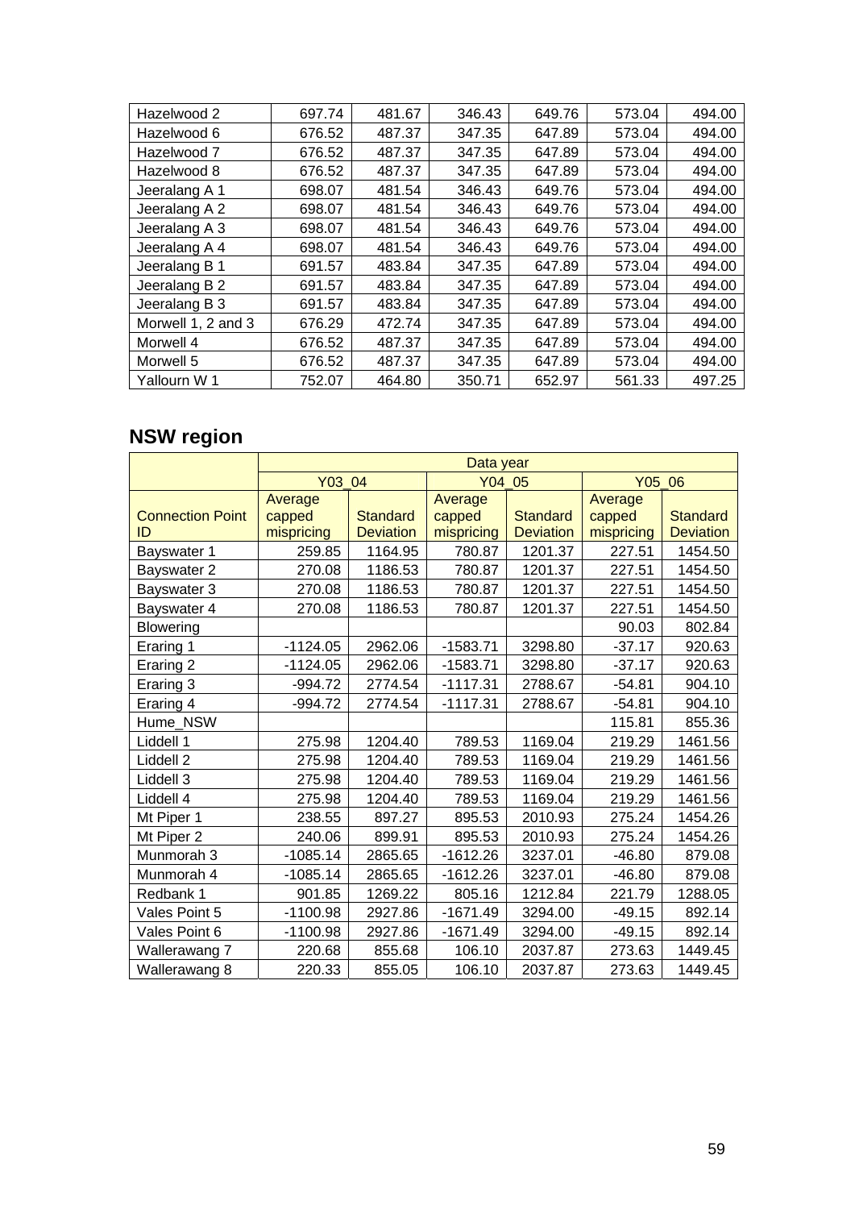| Hazelwood 2 | 697.74 | 481.67 | 346.43 | 649.76 | 573.04 | 494.00 |
|---|---|---|---|---|---|---|
| Hazelwood 6 | 676.52 | 487.37 | 347.35 | 647.89 | 573.04 | 494.00 |
| Hazelwood 7 | 676.52 | 487.37 | 347.35 | 647.89 | 573.04 | 494.00 |
| Hazelwood 8 | 676.52 | 487.37 | 347.35 | 647.89 | 573.04 | 494.00 |
| Jeeralang A 1 | 698.07 | 481.54 | 346.43 | 649.76 | 573.04 | 494.00 |
| Jeeralang A 2 | 698.07 | 481.54 | 346.43 | 649.76 | 573.04 | 494.00 |
| Jeeralang A 3 | 698.07 | 481.54 | 346.43 | 649.76 | 573.04 | 494.00 |
| Jeeralang A 4 | 698.07 | 481.54 | 346.43 | 649.76 | 573.04 | 494.00 |
| Jeeralang B 1 | 691.57 | 483.84 | 347.35 | 647.89 | 573.04 | 494.00 |
| Jeeralang B 2 | 691.57 | 483.84 | 347.35 | 647.89 | 573.04 | 494.00 |
| Jeeralang B 3 | 691.57 | 483.84 | 347.35 | 647.89 | 573.04 | 494.00 |
| Morwell 1, 2 and 3 | 676.29 | 472.74 | 347.35 | 647.89 | 573.04 | 494.00 |
| Morwell 4 | 676.52 | 487.37 | 347.35 | 647.89 | 573.04 | 494.00 |
| Morwell 5 | 676.52 | 487.37 | 347.35 | 647.89 | 573.04 | 494.00 |
| Yallourn W 1 | 752.07 | 464.80 | 350.71 | 652.97 | 561.33 | 497.25 |

## NSW region

| | Data year | | | | | |
|---|---|---|---|---|---|---|
| | Y03_04 | | Y04_05 | | Y05_06 | |
| Connection Point ID | Average capped mispricing | Standard Deviation | Average capped mispricing | Standard Deviation | Average capped mispricing | Standard Deviation |
| Bayswater 1 | 259.85 | 1164.95 | 780.87 | 1201.37 | 227.51 | 1454.50 |
| Bayswater 2 | 270.08 | 1186.53 | 780.87 | 1201.37 | 227.51 | 1454.50 |
| Bayswater 3 | 270.08 | 1186.53 | 780.87 | 1201.37 | 227.51 | 1454.50 |
| Bayswater 4 | 270.08 | 1186.53 | 780.87 | 1201.37 | 227.51 | 1454.50 |
| Blowering | | | | | 90.03 | 802.84 |
| Eraring 1 | -1124.05 | 2962.06 | -1583.71 | 3298.80 | -37.17 | 920.63 |
| Eraring 2 | -1124.05 | 2962.06 | -1583.71 | 3298.80 | -37.17 | 920.63 |
| Eraring 3 | -994.72 | 2774.54 | -1117.31 | 2788.67 | -54.81 | 904.10 |
| Eraring 4 | -994.72 | 2774.54 | -1117.31 | 2788.67 | -54.81 | 904.10 |
| Hume_NSW | | | | | 115.81 | 855.36 |
| Liddell 1 | 275.98 | 1204.40 | 789.53 | 1169.04 | 219.29 | 1461.56 |
| Liddell 2 | 275.98 | 1204.40 | 789.53 | 1169.04 | 219.29 | 1461.56 |
| Liddell 3 | 275.98 | 1204.40 | 789.53 | 1169.04 | 219.29 | 1461.56 |
| Liddell 4 | 275.98 | 1204.40 | 789.53 | 1169.04 | 219.29 | 1461.56 |
| Mt Piper 1 | 238.55 | 897.27 | 895.53 | 2010.93 | 275.24 | 1454.26 |
| Mt Piper 2 | 240.06 | 899.91 | 895.53 | 2010.93 | 275.24 | 1454.26 |
| Munmorah 3 | -1085.14 | 2865.65 | -1612.26 | 3237.01 | -46.80 | 879.08 |
| Munmorah 4 | -1085.14 | 2865.65 | -1612.26 | 3237.01 | -46.80 | 879.08 |
| Redbank 1 | 901.85 | 1269.22 | 805.16 | 1212.84 | 221.79 | 1288.05 |
| Vales Point 5 | -1100.98 | 2927.86 | -1671.49 | 3294.00 | -49.15 | 892.14 |
| Vales Point 6 | -1100.98 | 2927.86 | -1671.49 | 3294.00 | -49.15 | 892.14 |
| Wallerawang 7 | 220.68 | 855.68 | 106.10 | 2037.87 | 273.63 | 1449.45 |
| Wallerawang 8 | 220.33 | 855.05 | 106.10 | 2037.87 | 273.63 | 1449.45 |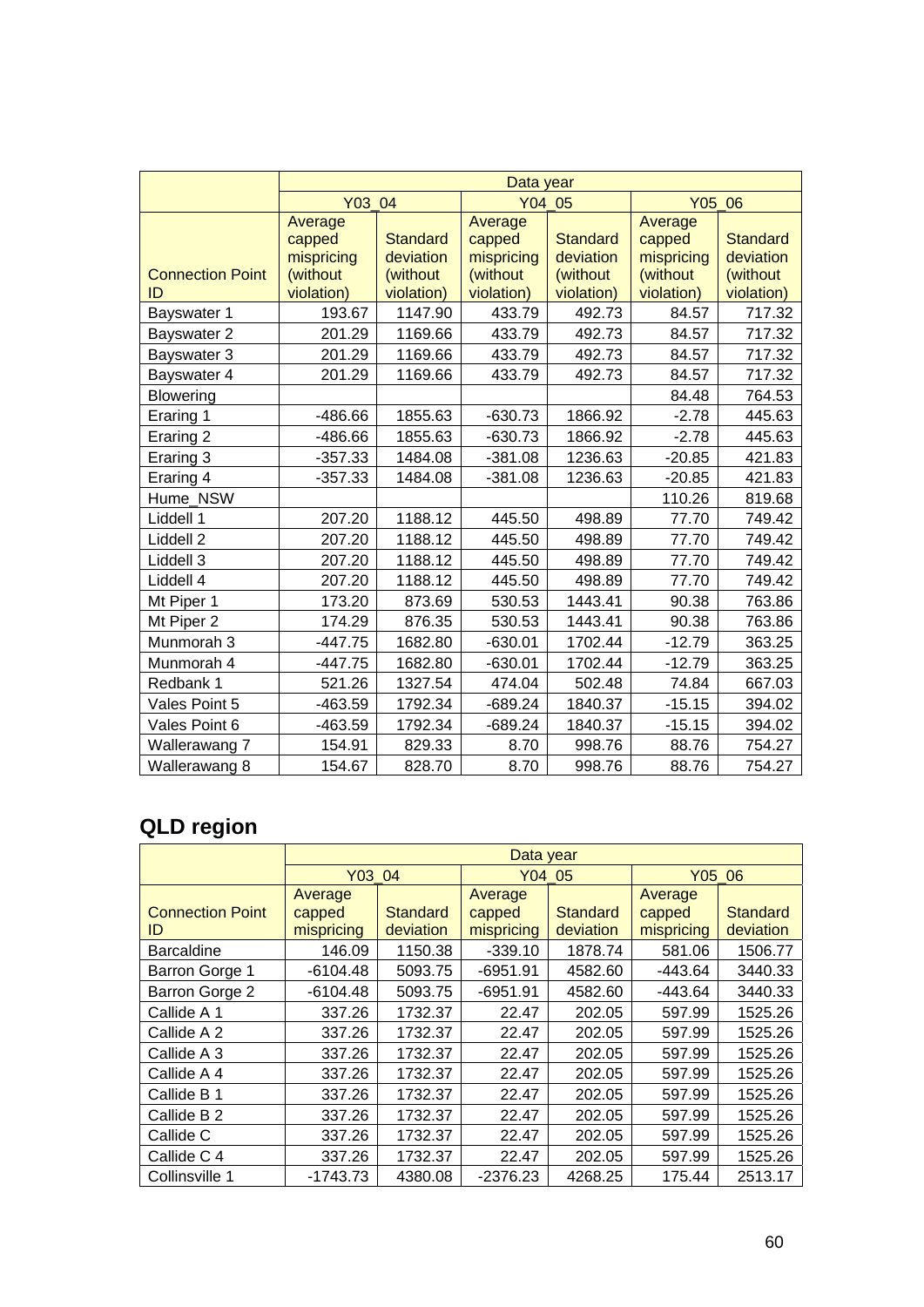| | Data year | | | | | |
|---|---|---|---|---|---|---|
| | Y03_04 | | Y04_05 | | Y05_06 | |
| Connection Point ID | Average capped mispricing (without violation) | Standard deviation (without violation) | Average capped mispricing (without violation) | Standard deviation (without violation) | Average capped mispricing (without violation) | Standard deviation (without violation) |
| Bayswater 1 | 193.67 | 1147.90 | 433.79 | 492.73 | 84.57 | 717.32 |
| Bayswater 2 | 201.29 | 1169.66 | 433.79 | 492.73 | 84.57 | 717.32 |
| Bayswater 3 | 201.29 | 1169.66 | 433.79 | 492.73 | 84.57 | 717.32 |
| Bayswater 4 | 201.29 | 1169.66 | 433.79 | 492.73 | 84.57 | 717.32 |
| Blowering | | | | | 84.48 | 764.53 |
| Eraring 1 | -486.66 | 1855.63 | -630.73 | 1866.92 | -2.78 | 445.63 |
| Eraring 2 | -486.66 | 1855.63 | -630.73 | 1866.92 | -2.78 | 445.63 |
| Eraring 3 | -357.33 | 1484.08 | -381.08 | 1236.63 | -20.85 | 421.83 |
| Eraring 4 | -357.33 | 1484.08 | -381.08 | 1236.63 | -20.85 | 421.83 |
| Hume_NSW | | | | | 110.26 | 819.68 |
| Liddell 1 | 207.20 | 1188.12 | 445.50 | 498.89 | 77.70 | 749.42 |
| Liddell 2 | 207.20 | 1188.12 | 445.50 | 498.89 | 77.70 | 749.42 |
| Liddell 3 | 207.20 | 1188.12 | 445.50 | 498.89 | 77.70 | 749.42 |
| Liddell 4 | 207.20 | 1188.12 | 445.50 | 498.89 | 77.70 | 749.42 |
| Mt Piper 1 | 173.20 | 873.69 | 530.53 | 1443.41 | 90.38 | 763.86 |
| Mt Piper 2 | 174.29 | 876.35 | 530.53 | 1443.41 | 90.38 | 763.86 |
| Munmorah 3 | -447.75 | 1682.80 | -630.01 | 1702.44 | -12.79 | 363.25 |
| Munmorah 4 | -447.75 | 1682.80 | -630.01 | 1702.44 | -12.79 | 363.25 |
| Redbank 1 | 521.26 | 1327.54 | 474.04 | 502.48 | 74.84 | 667.03 |
| Vales Point 5 | -463.59 | 1792.34 | -689.24 | 1840.37 | -15.15 | 394.02 |
| Vales Point 6 | -463.59 | 1792.34 | -689.24 | 1840.37 | -15.15 | 394.02 |
| Wallerawang 7 | 154.91 | 829.33 | 8.70 | 998.76 | 88.76 | 754.27 |
| Wallerawang 8 | 154.67 | 828.70 | 8.70 | 998.76 | 88.76 | 754.27 |

## QLD region

| | Data year | | | | | |
|---|---|---|---|---|---|---|
| | Y03_04 | | Y04_05 | | Y05_06 | |
| Connection Point ID | Average capped mispricing | Standard deviation | Average capped mispricing | Standard deviation | Average capped mispricing | Standard deviation |
| Barcaldine | 146.09 | 1150.38 | -339.10 | 1878.74 | 581.06 | 1506.77 |
| Barron Gorge 1 | -6104.48 | 5093.75 | -6951.91 | 4582.60 | -443.64 | 3440.33 |
| Barron Gorge 2 | -6104.48 | 5093.75 | -6951.91 | 4582.60 | -443.64 | 3440.33 |
| Callide A 1 | 337.26 | 1732.37 | 22.47 | 202.05 | 597.99 | 1525.26 |
| Callide A 2 | 337.26 | 1732.37 | 22.47 | 202.05 | 597.99 | 1525.26 |
| Callide A 3 | 337.26 | 1732.37 | 22.47 | 202.05 | 597.99 | 1525.26 |
| Callide A 4 | 337.26 | 1732.37 | 22.47 | 202.05 | 597.99 | 1525.26 |
| Callide B 1 | 337.26 | 1732.37 | 22.47 | 202.05 | 597.99 | 1525.26 |
| Callide B 2 | 337.26 | 1732.37 | 22.47 | 202.05 | 597.99 | 1525.26 |
| Callide C | 337.26 | 1732.37 | 22.47 | 202.05 | 597.99 | 1525.26 |
| Callide C 4 | 337.26 | 1732.37 | 22.47 | 202.05 | 597.99 | 1525.26 |
| Collinsville 1 | -1743.73 | 4380.08 | -2376.23 | 4268.25 | 175.44 | 2513.17 |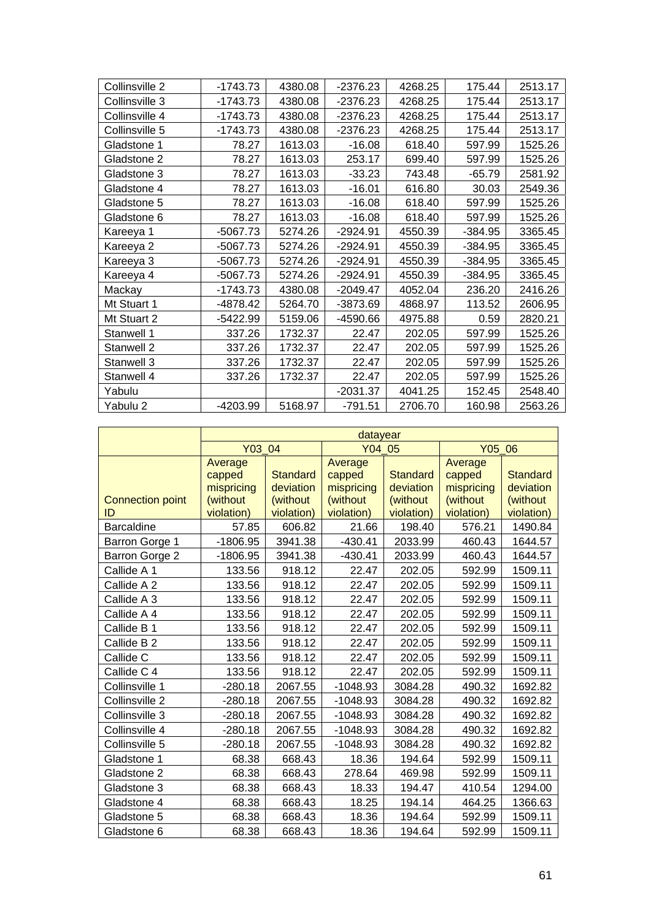| | | | | | | |
|---|---|---|---|---|---|---|
| Collinsville 2 | -1743.73 | 4380.08 | -2376.23 | 4268.25 | 175.44 | 2513.17 |
| Collinsville 3 | -1743.73 | 4380.08 | -2376.23 | 4268.25 | 175.44 | 2513.17 |
| Collinsville 4 | -1743.73 | 4380.08 | -2376.23 | 4268.25 | 175.44 | 2513.17 |
| Collinsville 5 | -1743.73 | 4380.08 | -2376.23 | 4268.25 | 175.44 | 2513.17 |
| Gladstone 1 | 78.27 | 1613.03 | -16.08 | 618.40 | 597.99 | 1525.26 |
| Gladstone 2 | 78.27 | 1613.03 | 253.17 | 699.40 | 597.99 | 1525.26 |
| Gladstone 3 | 78.27 | 1613.03 | -33.23 | 743.48 | -65.79 | 2581.92 |
| Gladstone 4 | 78.27 | 1613.03 | -16.01 | 616.80 | 30.03 | 2549.36 |
| Gladstone 5 | 78.27 | 1613.03 | -16.08 | 618.40 | 597.99 | 1525.26 |
| Gladstone 6 | 78.27 | 1613.03 | -16.08 | 618.40 | 597.99 | 1525.26 |
| Kareeya 1 | -5067.73 | 5274.26 | -2924.91 | 4550.39 | -384.95 | 3365.45 |
| Kareeya 2 | -5067.73 | 5274.26 | -2924.91 | 4550.39 | -384.95 | 3365.45 |
| Kareeya 3 | -5067.73 | 5274.26 | -2924.91 | 4550.39 | -384.95 | 3365.45 |
| Kareeya 4 | -5067.73 | 5274.26 | -2924.91 | 4550.39 | -384.95 | 3365.45 |
| Mackay | -1743.73 | 4380.08 | -2049.47 | 4052.04 | 236.20 | 2416.26 |
| Mt Stuart 1 | -4878.42 | 5264.70 | -3873.69 | 4868.97 | 113.52 | 2606.95 |
| Mt Stuart 2 | -5422.99 | 5159.06 | -4590.66 | 4975.88 | 0.59 | 2820.21 |
| Stanwell 1 | 337.26 | 1732.37 | 22.47 | 202.05 | 597.99 | 1525.26 |
| Stanwell 2 | 337.26 | 1732.37 | 22.47 | 202.05 | 597.99 | 1525.26 |
| Stanwell 3 | 337.26 | 1732.37 | 22.47 | 202.05 | 597.99 | 1525.26 |
| Stanwell 4 | 337.26 | 1732.37 | 22.47 | 202.05 | 597.99 | 1525.26 |
| Yabulu | | | -2031.37 | 4041.25 | 152.45 | 2548.40 |
| Yabulu 2 | -4203.99 | 5168.97 | -791.51 | 2706.70 | 160.98 | 2563.26 |

| | datayear | | | | | |
|---|---|---|---|---|---|---|
| | Y03_04 | | Y04_05 | | Y05_06 | |
| Connection point ID | Average capped mispricing (without violation) | Standard deviation (without violation) | Average capped mispricing (without violation) | Standard deviation (without violation) | Average capped mispricing (without violation) | Standard deviation (without violation) |
| Barcaldine | 57.85 | 606.82 | 21.66 | 198.40 | 576.21 | 1490.84 |
| Barron Gorge 1 | -1806.95 | 3941.38 | -430.41 | 2033.99 | 460.43 | 1644.57 |
| Barron Gorge 2 | -1806.95 | 3941.38 | -430.41 | 2033.99 | 460.43 | 1644.57 |
| Callide A 1 | 133.56 | 918.12 | 22.47 | 202.05 | 592.99 | 1509.11 |
| Callide A 2 | 133.56 | 918.12 | 22.47 | 202.05 | 592.99 | 1509.11 |
| Callide A 3 | 133.56 | 918.12 | 22.47 | 202.05 | 592.99 | 1509.11 |
| Callide A 4 | 133.56 | 918.12 | 22.47 | 202.05 | 592.99 | 1509.11 |
| Callide B 1 | 133.56 | 918.12 | 22.47 | 202.05 | 592.99 | 1509.11 |
| Callide B 2 | 133.56 | 918.12 | 22.47 | 202.05 | 592.99 | 1509.11 |
| Callide C | 133.56 | 918.12 | 22.47 | 202.05 | 592.99 | 1509.11 |
| Callide C 4 | 133.56 | 918.12 | 22.47 | 202.05 | 592.99 | 1509.11 |
| Collinsville 1 | -280.18 | 2067.55 | -1048.93 | 3084.28 | 490.32 | 1692.82 |
| Collinsville 2 | -280.18 | 2067.55 | -1048.93 | 3084.28 | 490.32 | 1692.82 |
| Collinsville 3 | -280.18 | 2067.55 | -1048.93 | 3084.28 | 490.32 | 1692.82 |
| Collinsville 4 | -280.18 | 2067.55 | -1048.93 | 3084.28 | 490.32 | 1692.82 |
| Collinsville 5 | -280.18 | 2067.55 | -1048.93 | 3084.28 | 490.32 | 1692.82 |
| Gladstone 1 | 68.38 | 668.43 | 18.36 | 194.64 | 592.99 | 1509.11 |
| Gladstone 2 | 68.38 | 668.43 | 278.64 | 469.98 | 592.99 | 1509.11 |
| Gladstone 3 | 68.38 | 668.43 | 18.33 | 194.47 | 410.54 | 1294.00 |
| Gladstone 4 | 68.38 | 668.43 | 18.25 | 194.14 | 464.25 | 1366.63 |
| Gladstone 5 | 68.38 | 668.43 | 18.36 | 194.64 | 592.99 | 1509.11 |
| Gladstone 6 | 68.38 | 668.43 | 18.36 | 194.64 | 592.99 | 1509.11 |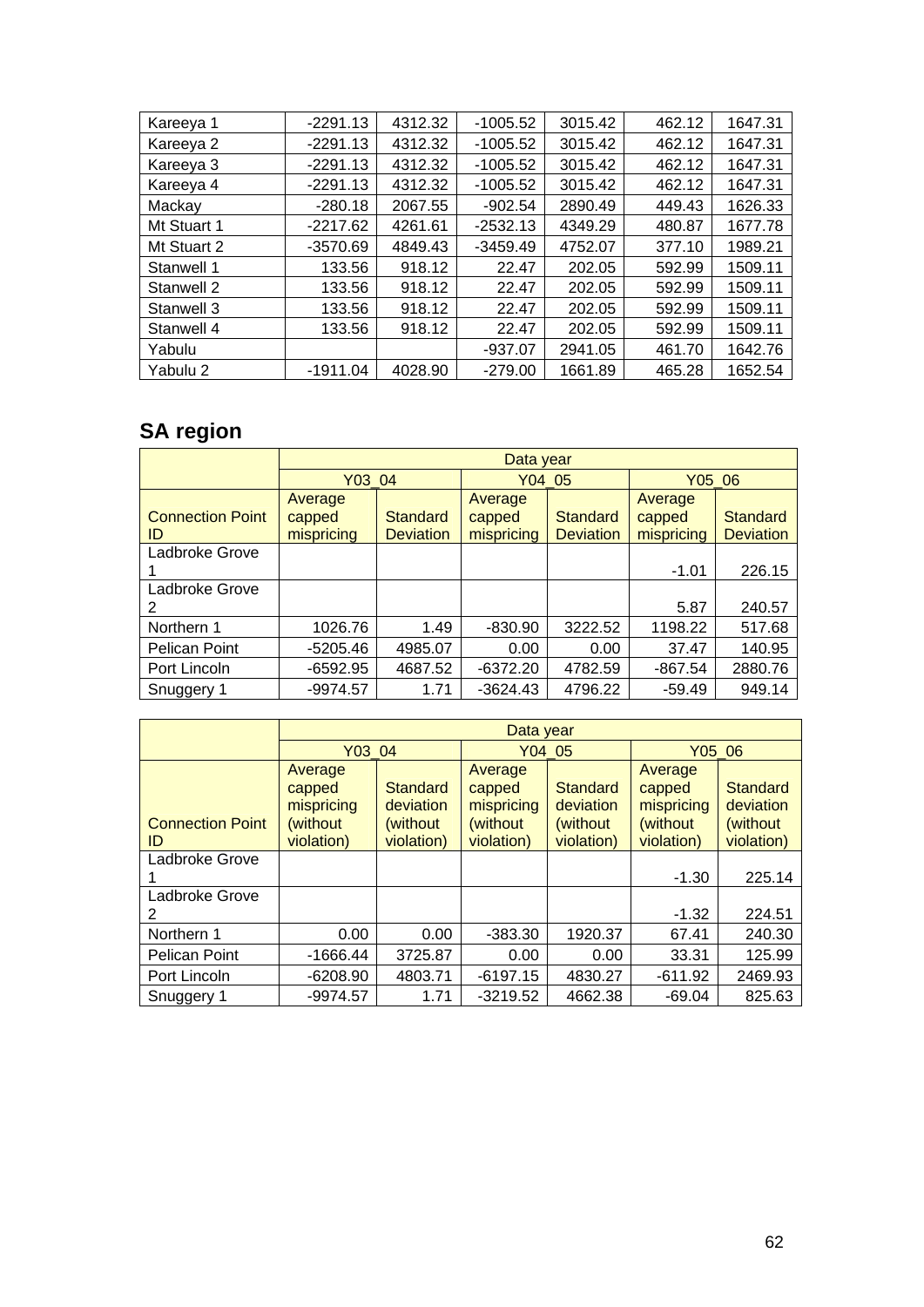| | | | | | | |
|---|---|---|---|---|---|---|
| Kareeya 1 | -2291.13 | 4312.32 | -1005.52 | 3015.42 | 462.12 | 1647.31 |
| Kareeya 2 | -2291.13 | 4312.32 | -1005.52 | 3015.42 | 462.12 | 1647.31 |
| Kareeya 3 | -2291.13 | 4312.32 | -1005.52 | 3015.42 | 462.12 | 1647.31 |
| Kareeya 4 | -2291.13 | 4312.32 | -1005.52 | 3015.42 | 462.12 | 1647.31 |
| Mackay | -280.18 | 2067.55 | -902.54 | 2890.49 | 449.43 | 1626.33 |
| Mt Stuart 1 | -2217.62 | 4261.61 | -2532.13 | 4349.29 | 480.87 | 1677.78 |
| Mt Stuart 2 | -3570.69 | 4849.43 | -3459.49 | 4752.07 | 377.10 | 1989.21 |
| Stanwell 1 | 133.56 | 918.12 | 22.47 | 202.05 | 592.99 | 1509.11 |
| Stanwell 2 | 133.56 | 918.12 | 22.47 | 202.05 | 592.99 | 1509.11 |
| Stanwell 3 | 133.56 | 918.12 | 22.47 | 202.05 | 592.99 | 1509.11 |
| Stanwell 4 | 133.56 | 918.12 | 22.47 | 202.05 | 592.99 | 1509.11 |
| Yabulu | | | -937.07 | 2941.05 | 461.70 | 1642.76 |
| Yabulu 2 | -1911.04 | 4028.90 | -279.00 | 1661.89 | 465.28 | 1652.54 |

## SA region

| | Data year | | | | | |
|---|---|---|---|---|---|---|
| | Y03_04 | | Y04_05 | | Y05_06 | |
| Connection Point ID | Average capped mispricing | Standard Deviation | Average capped mispricing | Standard Deviation | Average capped mispricing | Standard Deviation |
| Ladbroke Grove 1 | | | | | -1.01 | 226.15 |
| Ladbroke Grove 2 | | | | | 5.87 | 240.57 |
| Northern 1 | 1026.76 | 1.49 | -830.90 | 3222.52 | 1198.22 | 517.68 |
| Pelican Point | -5205.46 | 4985.07 | 0.00 | 0.00 | 37.47 | 140.95 |
| Port Lincoln | -6592.95 | 4687.52 | -6372.20 | 4782.59 | -867.54 | 2880.76 |
| Snuggery 1 | -9974.57 | 1.71 | -3624.43 | 4796.22 | -59.49 | 949.14 |

| | Data year | | | | | |
|---|---|---|---|---|---|---|
| | Y03_04 | | Y04_05 | | Y05_06 | |
| Connection Point ID | Average capped mispricing (without violation) | Standard deviation (without violation) | Average capped mispricing (without violation) | Standard deviation (without violation) | Average capped mispricing (without violation) | Standard deviation (without violation) |
| Ladbroke Grove 1 | | | | | -1.30 | 225.14 |
| Ladbroke Grove 2 | | | | | -1.32 | 224.51 |
| Northern 1 | 0.00 | 0.00 | -383.30 | 1920.37 | 67.41 | 240.30 |
| Pelican Point | -1666.44 | 3725.87 | 0.00 | 0.00 | 33.31 | 125.99 |
| Port Lincoln | -6208.90 | 4803.71 | -6197.15 | 4830.27 | -611.92 | 2469.93 |
| Snuggery 1 | -9974.57 | 1.71 | -3219.52 | 4662.38 | -69.04 | 825.63 |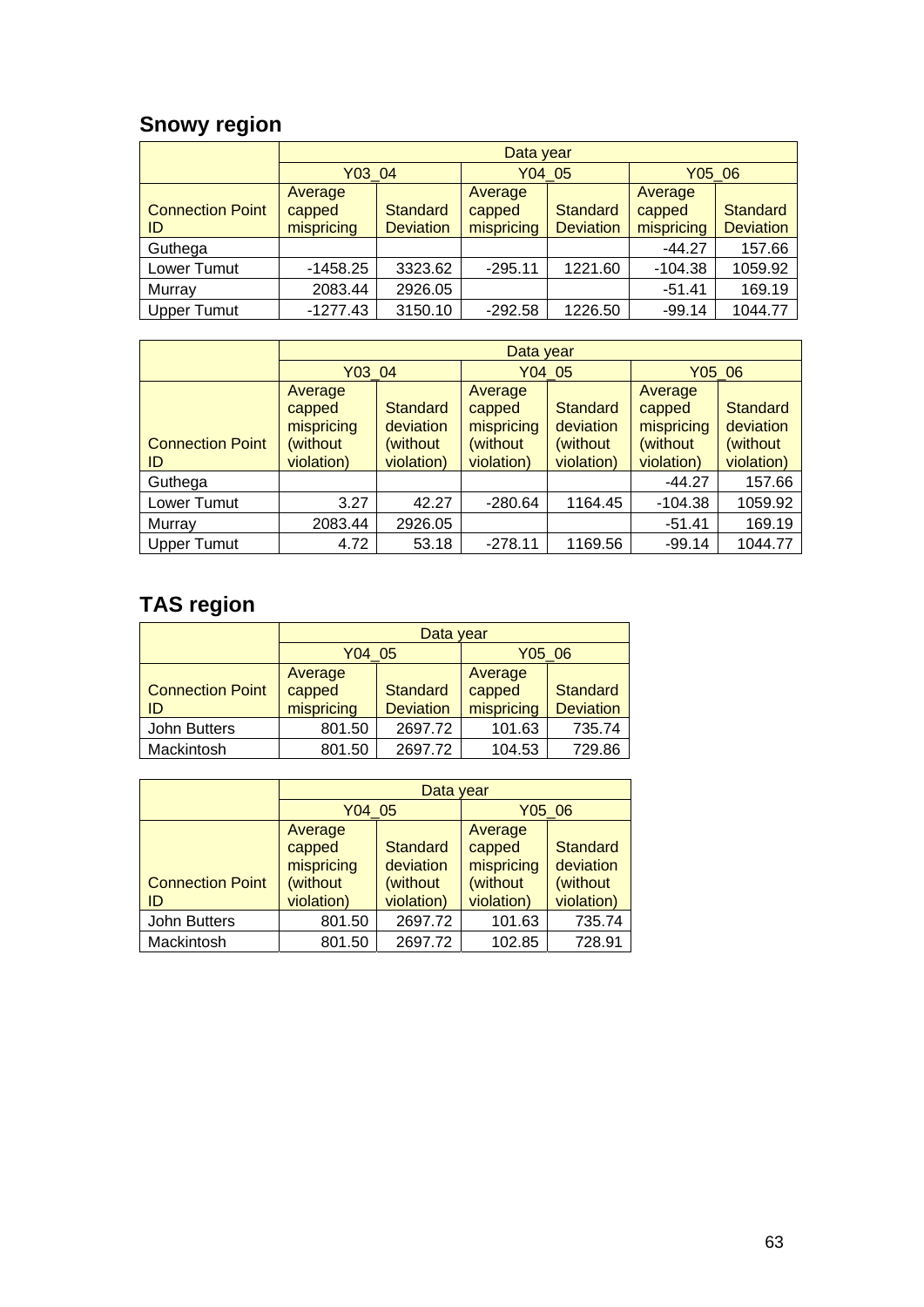## Snowy region

| | Data year | | | | | |
|---|---|---|---|---|---|---|
| | Y03_04 | | Y04_05 | | Y05_06 | |
| Connection Point ID | Average capped mispricing | Standard Deviation | Average capped mispricing | Standard Deviation | Average capped mispricing | Standard Deviation |
| Guthega | | | | | -44.27 | 157.66 |
| Lower Tumut | -1458.25 | 3323.62 | -295.11 | 1221.60 | -104.38 | 1059.92 |
| Murray | 2083.44 | 2926.05 | | | -51.41 | 169.19 |
| Upper Tumut | -1277.43 | 3150.10 | -292.58 | 1226.50 | -99.14 | 1044.77 |

| | Data year | | | | | |
|---|---|---|---|---|---|---|
| | Y03_04 | | Y04_05 | | Y05_06 | |
| Connection Point ID | Average capped mispricing (without violation) | Standard deviation (without violation) | Average capped mispricing (without violation) | Standard deviation (without violation) | Average capped mispricing (without violation) | Standard deviation (without violation) |
| Guthega | | | | | -44.27 | 157.66 |
| Lower Tumut | 3.27 | 42.27 | -280.64 | 1164.45 | -104.38 | 1059.92 |
| Murray | 2083.44 | 2926.05 | | | -51.41 | 169.19 |
| Upper Tumut | 4.72 | 53.18 | -278.11 | 1169.56 | -99.14 | 1044.77 |

## TAS region

| | Data year | | | |
|---|---|---|---|---|
| | Y04_05 | | Y05_06 | |
| Connection Point ID | Average capped mispricing | Standard Deviation | Average capped mispricing | Standard Deviation |
| John Butters | 801.50 | 2697.72 | 101.63 | 735.74 |
| Mackintosh | 801.50 | 2697.72 | 104.53 | 729.86 |

| | Data year | | | |
|---|---|---|---|---|
| | Y04_05 | | Y05_06 | |
| Connection Point ID | Average capped mispricing (without violation) | Standard deviation (without violation) | Average capped mispricing (without violation) | Standard deviation (without violation) |
| John Butters | 801.50 | 2697.72 | 101.63 | 735.74 |
| Mackintosh | 801.50 | 2697.72 | 102.85 | 728.91 |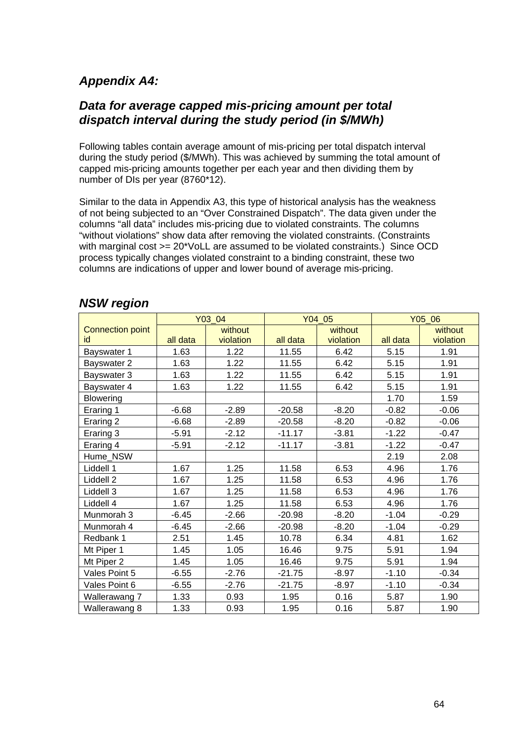## *Appendix A4:*

## *Data for average capped mis-pricing amount per total dispatch interval during the study period (in $/MWh)*

Following tables contain average amount of mis-pricing per total dispatch interval during the study period ($/MWh). This was achieved by summing the total amount of capped mis-pricing amounts together per each year and then dividing them by number of DIs per year (8760*12).

Similar to the data in Appendix A3, this type of historical analysis has the weakness of not being subjected to an "Over Constrained Dispatch". The data given under the columns "all data" includes mis-pricing due to violated constraints. The columns "without violations" show data after removing the violated constraints. (Constraints with marginal cost >= 20*VoLL are assumed to be violated constraints.) Since OCD process typically changes violated constraint to a binding constraint, these two columns are indications of upper and lower bound of average mis-pricing.

### *NSW region*

| Connection point id | Y03_04 | | Y04_05 | | Y05_06 | |
|---|---|---|---|---|---|---|
| | all data | without violation | all data | without violation | all data | without violation |
| Bayswater 1 | 1.63 | 1.22 | 11.55 | 6.42 | 5.15 | 1.91 |
| Bayswater 2 | 1.63 | 1.22 | 11.55 | 6.42 | 5.15 | 1.91 |
| Bayswater 3 | 1.63 | 1.22 | 11.55 | 6.42 | 5.15 | 1.91 |
| Bayswater 4 | 1.63 | 1.22 | 11.55 | 6.42 | 5.15 | 1.91 |
| Blowering | | | | | 1.70 | 1.59 |
| Eraring 1 | -6.68 | -2.89 | -20.58 | -8.20 | -0.82 | -0.06 |
| Eraring 2 | -6.68 | -2.89 | -20.58 | -8.20 | -0.82 | -0.06 |
| Eraring 3 | -5.91 | -2.12 | -11.17 | -3.81 | -1.22 | -0.47 |
| Eraring 4 | -5.91 | -2.12 | -11.17 | -3.81 | -1.22 | -0.47 |
| Hume_NSW | | | | | 2.19 | 2.08 |
| Liddell 1 | 1.67 | 1.25 | 11.58 | 6.53 | 4.96 | 1.76 |
| Liddell 2 | 1.67 | 1.25 | 11.58 | 6.53 | 4.96 | 1.76 |
| Liddell 3 | 1.67 | 1.25 | 11.58 | 6.53 | 4.96 | 1.76 |
| Liddell 4 | 1.67 | 1.25 | 11.58 | 6.53 | 4.96 | 1.76 |
| Munmorah 3 | -6.45 | -2.66 | -20.98 | -8.20 | -1.04 | -0.29 |
| Munmorah 4 | -6.45 | -2.66 | -20.98 | -8.20 | -1.04 | -0.29 |
| Redbank 1 | 2.51 | 1.45 | 10.78 | 6.34 | 4.81 | 1.62 |
| Mt Piper 1 | 1.45 | 1.05 | 16.46 | 9.75 | 5.91 | 1.94 |
| Mt Piper 2 | 1.45 | 1.05 | 16.46 | 9.75 | 5.91 | 1.94 |
| Vales Point 5 | -6.55 | -2.76 | -21.75 | -8.97 | -1.10 | -0.34 |
| Vales Point 6 | -6.55 | -2.76 | -21.75 | -8.97 | -1.10 | -0.34 |
| Wallerawang 7 | 1.33 | 0.93 | 1.95 | 0.16 | 5.87 | 1.90 |
| Wallerawang 8 | 1.33 | 0.93 | 1.95 | 0.16 | 5.87 | 1.90 |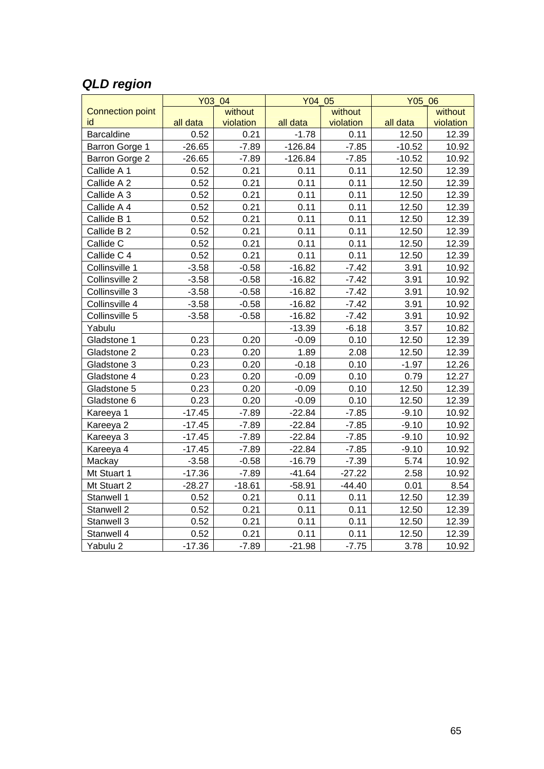### *QLD region*

| Connection point id | Y03_04 | | Y04_05 | | Y05_06 | |
|---|---|---|---|---|---|---|
| | all data | without violation | all data | without violation | all data | without violation |
| Barcaldine | 0.52 | 0.21 | -1.78 | 0.11 | 12.50 | 12.39 |
| Barron Gorge 1 | -26.65 | -7.89 | -126.84 | -7.85 | -10.52 | 10.92 |
| Barron Gorge 2 | -26.65 | -7.89 | -126.84 | -7.85 | -10.52 | 10.92 |
| Callide A 1 | 0.52 | 0.21 | 0.11 | 0.11 | 12.50 | 12.39 |
| Callide A 2 | 0.52 | 0.21 | 0.11 | 0.11 | 12.50 | 12.39 |
| Callide A 3 | 0.52 | 0.21 | 0.11 | 0.11 | 12.50 | 12.39 |
| Callide A 4 | 0.52 | 0.21 | 0.11 | 0.11 | 12.50 | 12.39 |
| Callide B 1 | 0.52 | 0.21 | 0.11 | 0.11 | 12.50 | 12.39 |
| Callide B 2 | 0.52 | 0.21 | 0.11 | 0.11 | 12.50 | 12.39 |
| Callide C | 0.52 | 0.21 | 0.11 | 0.11 | 12.50 | 12.39 |
| Callide C 4 | 0.52 | 0.21 | 0.11 | 0.11 | 12.50 | 12.39 |
| Collinsville 1 | -3.58 | -0.58 | -16.82 | -7.42 | 3.91 | 10.92 |
| Collinsville 2 | -3.58 | -0.58 | -16.82 | -7.42 | 3.91 | 10.92 |
| Collinsville 3 | -3.58 | -0.58 | -16.82 | -7.42 | 3.91 | 10.92 |
| Collinsville 4 | -3.58 | -0.58 | -16.82 | -7.42 | 3.91 | 10.92 |
| Collinsville 5 | -3.58 | -0.58 | -16.82 | -7.42 | 3.91 | 10.92 |
| Yabulu | | | -13.39 | -6.18 | 3.57 | 10.82 |
| Gladstone 1 | 0.23 | 0.20 | -0.09 | 0.10 | 12.50 | 12.39 |
| Gladstone 2 | 0.23 | 0.20 | 1.89 | 2.08 | 12.50 | 12.39 |
| Gladstone 3 | 0.23 | 0.20 | -0.18 | 0.10 | -1.97 | 12.26 |
| Gladstone 4 | 0.23 | 0.20 | -0.09 | 0.10 | 0.79 | 12.27 |
| Gladstone 5 | 0.23 | 0.20 | -0.09 | 0.10 | 12.50 | 12.39 |
| Gladstone 6 | 0.23 | 0.20 | -0.09 | 0.10 | 12.50 | 12.39 |
| Kareeya 1 | -17.45 | -7.89 | -22.84 | -7.85 | -9.10 | 10.92 |
| Kareeya 2 | -17.45 | -7.89 | -22.84 | -7.85 | -9.10 | 10.92 |
| Kareeya 3 | -17.45 | -7.89 | -22.84 | -7.85 | -9.10 | 10.92 |
| Kareeya 4 | -17.45 | -7.89 | -22.84 | -7.85 | -9.10 | 10.92 |
| Mackay | -3.58 | -0.58 | -16.79 | -7.39 | 5.74 | 10.92 |
| Mt Stuart 1 | -17.36 | -7.89 | -41.64 | -27.22 | 2.58 | 10.92 |
| Mt Stuart 2 | -28.27 | -18.61 | -58.91 | -44.40 | 0.01 | 8.54 |
| Stanwell 1 | 0.52 | 0.21 | 0.11 | 0.11 | 12.50 | 12.39 |
| Stanwell 2 | 0.52 | 0.21 | 0.11 | 0.11 | 12.50 | 12.39 |
| Stanwell 3 | 0.52 | 0.21 | 0.11 | 0.11 | 12.50 | 12.39 |
| Stanwell 4 | 0.52 | 0.21 | 0.11 | 0.11 | 12.50 | 12.39 |
| Yabulu 2 | -17.36 | -7.89 | -21.98 | -7.75 | 3.78 | 10.92 |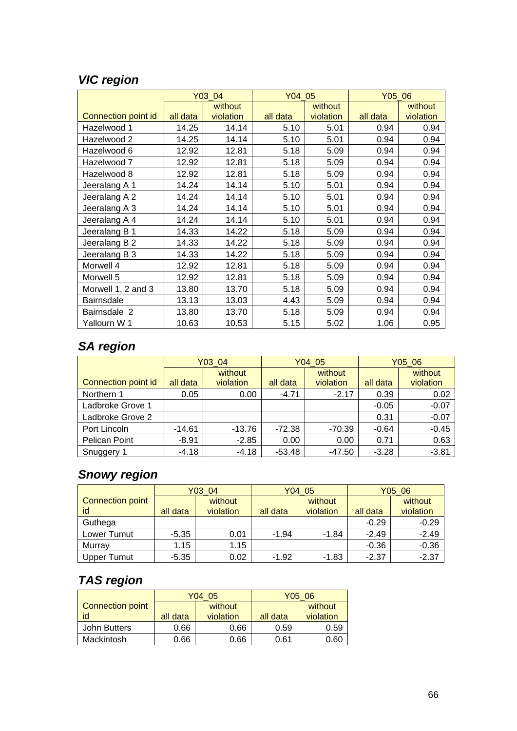## *VIC region*

| Connection point id | Y03_04 | | Y04_05 | | Y05_06 | |
|---|---|---|---|---|---|---|
| | all data | without violation | all data | without violation | all data | without violation |
| Hazelwood 1 | 14.25 | 14.14 | 5.10 | 5.01 | 0.94 | 0.94 |
| Hazelwood 2 | 14.25 | 14.14 | 5.10 | 5.01 | 0.94 | 0.94 |
| Hazelwood 6 | 12.92 | 12.81 | 5.18 | 5.09 | 0.94 | 0.94 |
| Hazelwood 7 | 12.92 | 12.81 | 5.18 | 5.09 | 0.94 | 0.94 |
| Hazelwood 8 | 12.92 | 12.81 | 5.18 | 5.09 | 0.94 | 0.94 |
| Jeeralang A 1 | 14.24 | 14.14 | 5.10 | 5.01 | 0.94 | 0.94 |
| Jeeralang A 2 | 14.24 | 14.14 | 5.10 | 5.01 | 0.94 | 0.94 |
| Jeeralang A 3 | 14.24 | 14.14 | 5.10 | 5.01 | 0.94 | 0.94 |
| Jeeralang A 4 | 14.24 | 14.14 | 5.10 | 5.01 | 0.94 | 0.94 |
| Jeeralang B 1 | 14.33 | 14.22 | 5.18 | 5.09 | 0.94 | 0.94 |
| Jeeralang B 2 | 14.33 | 14.22 | 5.18 | 5.09 | 0.94 | 0.94 |
| Jeeralang B 3 | 14.33 | 14.22 | 5.18 | 5.09 | 0.94 | 0.94 |
| Morwell 4 | 12.92 | 12.81 | 5.18 | 5.09 | 0.94 | 0.94 |
| Morwell 5 | 12.92 | 12.81 | 5.18 | 5.09 | 0.94 | 0.94 |
| Morwell 1, 2 and 3 | 13.80 | 13.70 | 5.18 | 5.09 | 0.94 | 0.94 |
| Bairnsdale | 13.13 | 13.03 | 4.43 | 5.09 | 0.94 | 0.94 |
| Bairnsdale 2 | 13.80 | 13.70 | 5.18 | 5.09 | 0.94 | 0.94 |
| Yallourn W 1 | 10.63 | 10.53 | 5.15 | 5.02 | 1.06 | 0.95 |

## *SA region*

| Connection point id | Y03_04 | | Y04_05 | | Y05_06 | |
|---|---|---|---|---|---|---|
| | all data | without violation | all data | without violation | all data | without violation |
| Northern 1 | 0.05 | 0.00 | -4.71 | -2.17 | 0.39 | 0.02 |
| Ladbroke Grove 1 | | | | | -0.05 | -0.07 |
| Ladbroke Grove 2 | | | | | 0.31 | -0.07 |
| Port Lincoln | -14.61 | -13.76 | -72.38 | -70.39 | -0.64 | -0.45 |
| Pelican Point | -8.91 | -2.85 | 0.00 | 0.00 | 0.71 | 0.63 |
| Snuggery 1 | -4.18 | -4.18 | -53.48 | -47.50 | -3.28 | -3.81 |

## *Snowy region*

| Connection point id | Y03_04 | | Y04_05 | | Y05_06 | |
|---|---|---|---|---|---|---|
| | all data | without violation | all data | without violation | all data | without violation |
| Guthega | | | | | -0.29 | -0.29 |
| Lower Tumut | -5.35 | 0.01 | -1.94 | -1.84 | -2.49 | -2.49 |
| Murray | 1.15 | 1.15 | | | -0.36 | -0.36 |
| Upper Tumut | -5.35 | 0.02 | -1.92 | -1.83 | -2.37 | -2.37 |

## *TAS region*

| Connection point id | Y04_05 | | Y05_06 | |
|---|---|---|---|---|
| | all data | without violation | all data | without violation |
| John Butters | 0.66 | 0.66 | 0.59 | 0.59 |
| Mackintosh | 0.66 | 0.66 | 0.61 | 0.60 |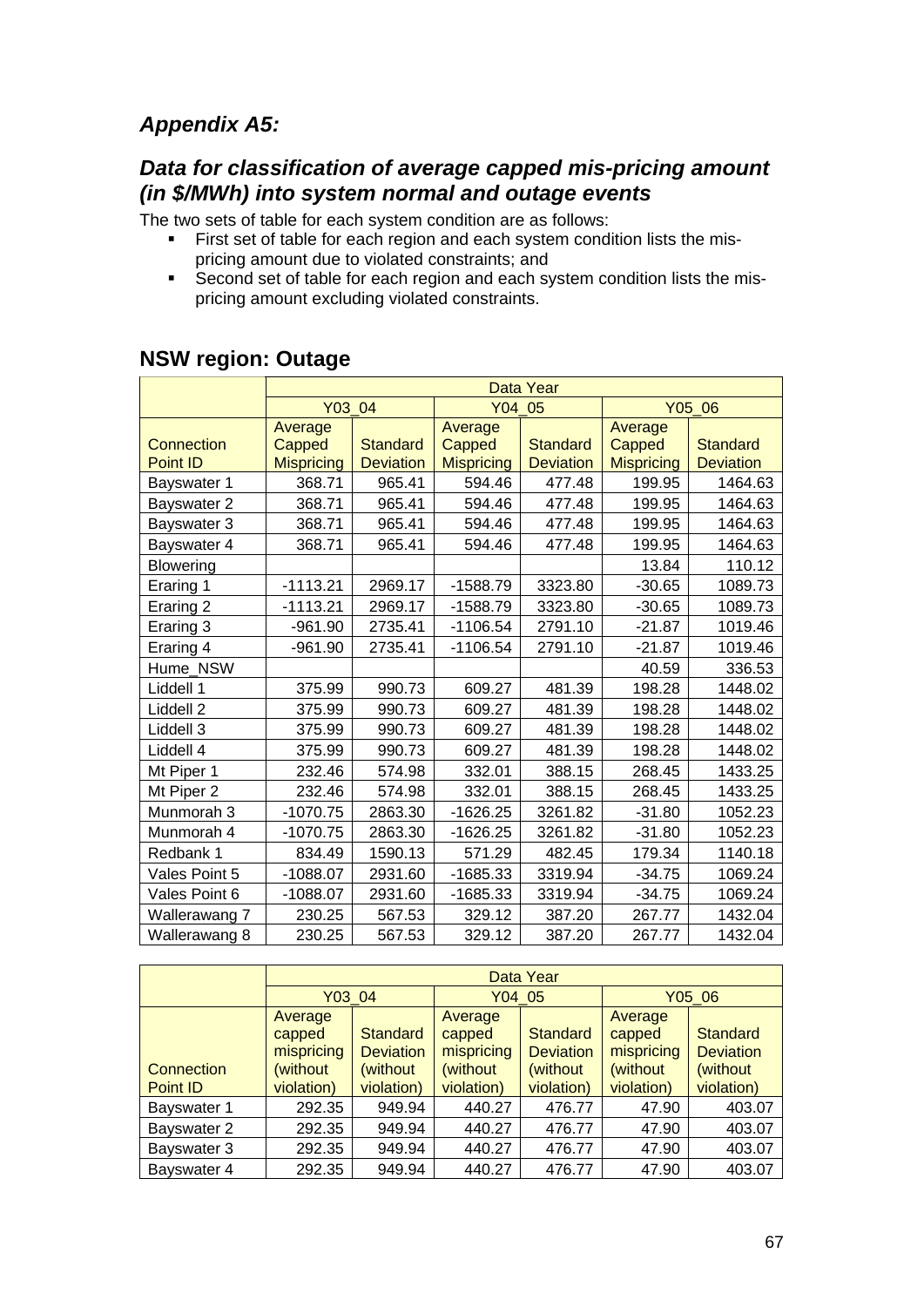## *Appendix A5:*

### *Data for classification of average capped mis-pricing amount (in $/MWh) into system normal and outage events*

The two sets of table for each system condition are as follows:

- First set of table for each region and each system condition lists the mis-pricing amount due to violated constraints; and
- Second set of table for each region and each system condition lists the mis-pricing amount excluding violated constraints.

## NSW region: Outage

| | Data Year | | | | | |
|---|---|---|---|---|---|---|
| | Y03_04 | | Y04_05 | | Y05_06 | |
| Connection Point ID | Average Capped Mispricing | Standard Deviation | Average Capped Mispricing | Standard Deviation | Average Capped Mispricing | Standard Deviation |
| Bayswater 1 | 368.71 | 965.41 | 594.46 | 477.48 | 199.95 | 1464.63 |
| Bayswater 2 | 368.71 | 965.41 | 594.46 | 477.48 | 199.95 | 1464.63 |
| Bayswater 3 | 368.71 | 965.41 | 594.46 | 477.48 | 199.95 | 1464.63 |
| Bayswater 4 | 368.71 | 965.41 | 594.46 | 477.48 | 199.95 | 1464.63 |
| Blowering | | | | | 13.84 | 110.12 |
| Eraring 1 | -1113.21 | 2969.17 | -1588.79 | 3323.80 | -30.65 | 1089.73 |
| Eraring 2 | -1113.21 | 2969.17 | -1588.79 | 3323.80 | -30.65 | 1089.73 |
| Eraring 3 | -961.90 | 2735.41 | -1106.54 | 2791.10 | -21.87 | 1019.46 |
| Eraring 4 | -961.90 | 2735.41 | -1106.54 | 2791.10 | -21.87 | 1019.46 |
| Hume_NSW | | | | | 40.59 | 336.53 |
| Liddell 1 | 375.99 | 990.73 | 609.27 | 481.39 | 198.28 | 1448.02 |
| Liddell 2 | 375.99 | 990.73 | 609.27 | 481.39 | 198.28 | 1448.02 |
| Liddell 3 | 375.99 | 990.73 | 609.27 | 481.39 | 198.28 | 1448.02 |
| Liddell 4 | 375.99 | 990.73 | 609.27 | 481.39 | 198.28 | 1448.02 |
| Mt Piper 1 | 232.46 | 574.98 | 332.01 | 388.15 | 268.45 | 1433.25 |
| Mt Piper 2 | 232.46 | 574.98 | 332.01 | 388.15 | 268.45 | 1433.25 |
| Munmorah 3 | -1070.75 | 2863.30 | -1626.25 | 3261.82 | -31.80 | 1052.23 |
| Munmorah 4 | -1070.75 | 2863.30 | -1626.25 | 3261.82 | -31.80 | 1052.23 |
| Redbank 1 | 834.49 | 1590.13 | 571.29 | 482.45 | 179.34 | 1140.18 |
| Vales Point 5 | -1088.07 | 2931.60 | -1685.33 | 3319.94 | -34.75 | 1069.24 |
| Vales Point 6 | -1088.07 | 2931.60 | -1685.33 | 3319.94 | -34.75 | 1069.24 |
| Wallerawang 7 | 230.25 | 567.53 | 329.12 | 387.20 | 267.77 | 1432.04 |
| Wallerawang 8 | 230.25 | 567.53 | 329.12 | 387.20 | 267.77 | 1432.04 |

| | Data Year | | | | | |
|---|---|---|---|---|---|---|
| | Y03_04 | | Y04_05 | | Y05_06 | |
| Connection Point ID | Average capped mispricing (without violation) | Standard Deviation (without violation) | Average capped mispricing (without violation) | Standard Deviation (without violation) | Average capped mispricing (without violation) | Standard Deviation (without violation) |
| Bayswater 1 | 292.35 | 949.94 | 440.27 | 476.77 | 47.90 | 403.07 |
| Bayswater 2 | 292.35 | 949.94 | 440.27 | 476.77 | 47.90 | 403.07 |
| Bayswater 3 | 292.35 | 949.94 | 440.27 | 476.77 | 47.90 | 403.07 |
| Bayswater 4 | 292.35 | 949.94 | 440.27 | 476.77 | 47.90 | 403.07 |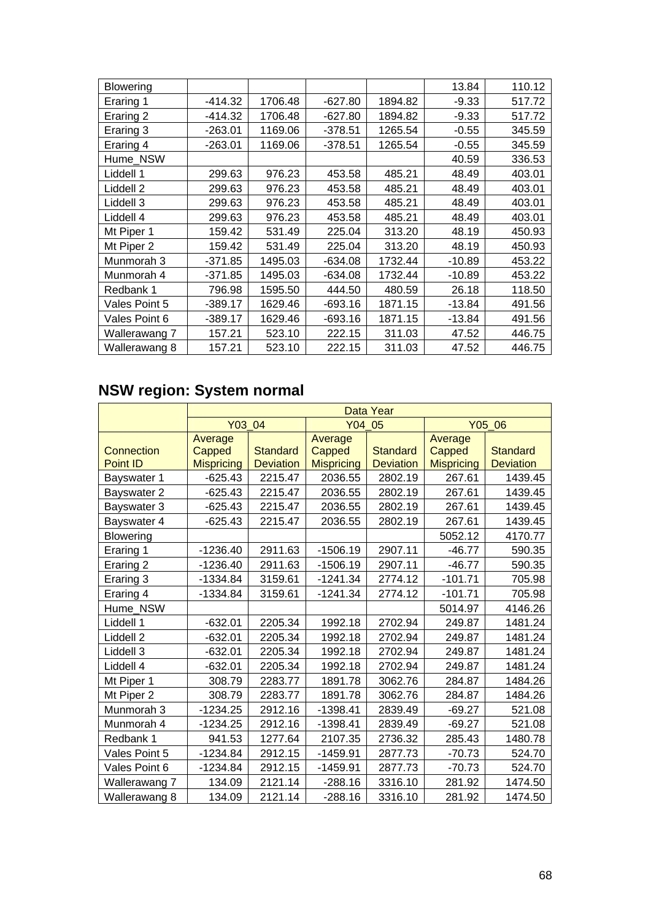| | | | | | | |
|---|---|---|---|---|---|---|
| Blowering | | | | | 13.84 | 110.12 |
| Eraring 1 | -414.32 | 1706.48 | -627.80 | 1894.82 | -9.33 | 517.72 |
| Eraring 2 | -414.32 | 1706.48 | -627.80 | 1894.82 | -9.33 | 517.72 |
| Eraring 3 | -263.01 | 1169.06 | -378.51 | 1265.54 | -0.55 | 345.59 |
| Eraring 4 | -263.01 | 1169.06 | -378.51 | 1265.54 | -0.55 | 345.59 |
| Hume_NSW | | | | | 40.59 | 336.53 |
| Liddell 1 | 299.63 | 976.23 | 453.58 | 485.21 | 48.49 | 403.01 |
| Liddell 2 | 299.63 | 976.23 | 453.58 | 485.21 | 48.49 | 403.01 |
| Liddell 3 | 299.63 | 976.23 | 453.58 | 485.21 | 48.49 | 403.01 |
| Liddell 4 | 299.63 | 976.23 | 453.58 | 485.21 | 48.49 | 403.01 |
| Mt Piper 1 | 159.42 | 531.49 | 225.04 | 313.20 | 48.19 | 450.93 |
| Mt Piper 2 | 159.42 | 531.49 | 225.04 | 313.20 | 48.19 | 450.93 |
| Munmorah 3 | -371.85 | 1495.03 | -634.08 | 1732.44 | -10.89 | 453.22 |
| Munmorah 4 | -371.85 | 1495.03 | -634.08 | 1732.44 | -10.89 | 453.22 |
| Redbank 1 | 796.98 | 1595.50 | 444.50 | 480.59 | 26.18 | 118.50 |
| Vales Point 5 | -389.17 | 1629.46 | -693.16 | 1871.15 | -13.84 | 491.56 |
| Vales Point 6 | -389.17 | 1629.46 | -693.16 | 1871.15 | -13.84 | 491.56 |
| Wallerawang 7 | 157.21 | 523.10 | 222.15 | 311.03 | 47.52 | 446.75 |
| Wallerawang 8 | 157.21 | 523.10 | 222.15 | 311.03 | 47.52 | 446.75 |

## NSW region: System normal

| | Data Year | | | | | |
|---|---|---|---|---|---|---|
| | Y03_04 | | Y04_05 | | Y05_06 | |
| Connection Point ID | Average Capped Mispricing | Standard Deviation | Average Capped Mispricing | Standard Deviation | Average Capped Mispricing | Standard Deviation |
| Bayswater 1 | -625.43 | 2215.47 | 2036.55 | 2802.19 | 267.61 | 1439.45 |
| Bayswater 2 | -625.43 | 2215.47 | 2036.55 | 2802.19 | 267.61 | 1439.45 |
| Bayswater 3 | -625.43 | 2215.47 | 2036.55 | 2802.19 | 267.61 | 1439.45 |
| Bayswater 4 | -625.43 | 2215.47 | 2036.55 | 2802.19 | 267.61 | 1439.45 |
| Blowering | | | | | 5052.12 | 4170.77 |
| Eraring 1 | -1236.40 | 2911.63 | -1506.19 | 2907.11 | -46.77 | 590.35 |
| Eraring 2 | -1236.40 | 2911.63 | -1506.19 | 2907.11 | -46.77 | 590.35 |
| Eraring 3 | -1334.84 | 3159.61 | -1241.34 | 2774.12 | -101.71 | 705.98 |
| Eraring 4 | -1334.84 | 3159.61 | -1241.34 | 2774.12 | -101.71 | 705.98 |
| Hume_NSW | | | | | 5014.97 | 4146.26 |
| Liddell 1 | -632.01 | 2205.34 | 1992.18 | 2702.94 | 249.87 | 1481.24 |
| Liddell 2 | -632.01 | 2205.34 | 1992.18 | 2702.94 | 249.87 | 1481.24 |
| Liddell 3 | -632.01 | 2205.34 | 1992.18 | 2702.94 | 249.87 | 1481.24 |
| Liddell 4 | -632.01 | 2205.34 | 1992.18 | 2702.94 | 249.87 | 1481.24 |
| Mt Piper 1 | 308.79 | 2283.77 | 1891.78 | 3062.76 | 284.87 | 1484.26 |
| Mt Piper 2 | 308.79 | 2283.77 | 1891.78 | 3062.76 | 284.87 | 1484.26 |
| Munmorah 3 | -1234.25 | 2912.16 | -1398.41 | 2839.49 | -69.27 | 521.08 |
| Munmorah 4 | -1234.25 | 2912.16 | -1398.41 | 2839.49 | -69.27 | 521.08 |
| Redbank 1 | 941.53 | 1277.64 | 2107.35 | 2736.32 | 285.43 | 1480.78 |
| Vales Point 5 | -1234.84 | 2912.15 | -1459.91 | 2877.73 | -70.73 | 524.70 |
| Vales Point 6 | -1234.84 | 2912.15 | -1459.91 | 2877.73 | -70.73 | 524.70 |
| Wallerawang 7 | 134.09 | 2121.14 | -288.16 | 3316.10 | 281.92 | 1474.50 |
| Wallerawang 8 | 134.09 | 2121.14 | -288.16 | 3316.10 | 281.92 | 1474.50 |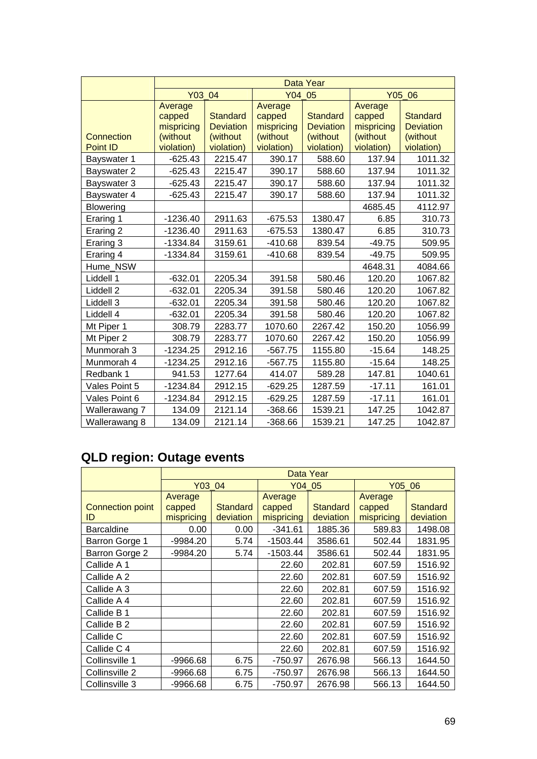| Connection Point ID | Data Year | | | | | |
|---|---|---|---|---|---|---|
| | Y03_04 | | Y04_05 | | Y05_06 | |
| | Average capped mispricing (without violation) | Standard Deviation (without violation) | Average capped mispricing (without violation) | Standard Deviation (without violation) | Average capped mispricing (without violation) | Standard Deviation (without violation) |
| Bayswater 1 | -625.43 | 2215.47 | 390.17 | 588.60 | 137.94 | 1011.32 |
| Bayswater 2 | -625.43 | 2215.47 | 390.17 | 588.60 | 137.94 | 1011.32 |
| Bayswater 3 | -625.43 | 2215.47 | 390.17 | 588.60 | 137.94 | 1011.32 |
| Bayswater 4 | -625.43 | 2215.47 | 390.17 | 588.60 | 137.94 | 1011.32 |
| Blowering | | | | | 4685.45 | 4112.97 |
| Eraring 1 | -1236.40 | 2911.63 | -675.53 | 1380.47 | 6.85 | 310.73 |
| Eraring 2 | -1236.40 | 2911.63 | -675.53 | 1380.47 | 6.85 | 310.73 |
| Eraring 3 | -1334.84 | 3159.61 | -410.68 | 839.54 | -49.75 | 509.95 |
| Eraring 4 | -1334.84 | 3159.61 | -410.68 | 839.54 | -49.75 | 509.95 |
| Hume_NSW | | | | | 4648.31 | 4084.66 |
| Liddell 1 | -632.01 | 2205.34 | 391.58 | 580.46 | 120.20 | 1067.82 |
| Liddell 2 | -632.01 | 2205.34 | 391.58 | 580.46 | 120.20 | 1067.82 |
| Liddell 3 | -632.01 | 2205.34 | 391.58 | 580.46 | 120.20 | 1067.82 |
| Liddell 4 | -632.01 | 2205.34 | 391.58 | 580.46 | 120.20 | 1067.82 |
| Mt Piper 1 | 308.79 | 2283.77 | 1070.60 | 2267.42 | 150.20 | 1056.99 |
| Mt Piper 2 | 308.79 | 2283.77 | 1070.60 | 2267.42 | 150.20 | 1056.99 |
| Munmorah 3 | -1234.25 | 2912.16 | -567.75 | 1155.80 | -15.64 | 148.25 |
| Munmorah 4 | -1234.25 | 2912.16 | -567.75 | 1155.80 | -15.64 | 148.25 |
| Redbank 1 | 941.53 | 1277.64 | 414.07 | 589.28 | 147.81 | 1040.61 |
| Vales Point 5 | -1234.84 | 2912.15 | -629.25 | 1287.59 | -17.11 | 161.01 |
| Vales Point 6 | -1234.84 | 2912.15 | -629.25 | 1287.59 | -17.11 | 161.01 |
| Wallerawang 7 | 134.09 | 2121.14 | -368.66 | 1539.21 | 147.25 | 1042.87 |
| Wallerawang 8 | 134.09 | 2121.14 | -368.66 | 1539.21 | 147.25 | 1042.87 |

## QLD region: Outage events

| Connection point ID | Data Year | | | | | |
|---|---|---|---|---|---|---|
| | Y03_04 | | Y04_05 | | Y05_06 | |
| | Average capped mispricing | Standard deviation | Average capped mispricing | Standard deviation | Average capped mispricing | Standard deviation |
| Barcaldine | 0.00 | 0.00 | -341.61 | 1885.36 | 589.83 | 1498.08 |
| Barron Gorge 1 | -9984.20 | 5.74 | -1503.44 | 3586.61 | 502.44 | 1831.95 |
| Barron Gorge 2 | -9984.20 | 5.74 | -1503.44 | 3586.61 | 502.44 | 1831.95 |
| Callide A 1 | | | 22.60 | 202.81 | 607.59 | 1516.92 |
| Callide A 2 | | | 22.60 | 202.81 | 607.59 | 1516.92 |
| Callide A 3 | | | 22.60 | 202.81 | 607.59 | 1516.92 |
| Callide A 4 | | | 22.60 | 202.81 | 607.59 | 1516.92 |
| Callide B 1 | | | 22.60 | 202.81 | 607.59 | 1516.92 |
| Callide B 2 | | | 22.60 | 202.81 | 607.59 | 1516.92 |
| Callide C | | | 22.60 | 202.81 | 607.59 | 1516.92 |
| Callide C 4 | | | 22.60 | 202.81 | 607.59 | 1516.92 |
| Collinsville 1 | -9966.68 | 6.75 | -750.97 | 2676.98 | 566.13 | 1644.50 |
| Collinsville 2 | -9966.68 | 6.75 | -750.97 | 2676.98 | 566.13 | 1644.50 |
| Collinsville 3 | -9966.68 | 6.75 | -750.97 | 2676.98 | 566.13 | 1644.50 |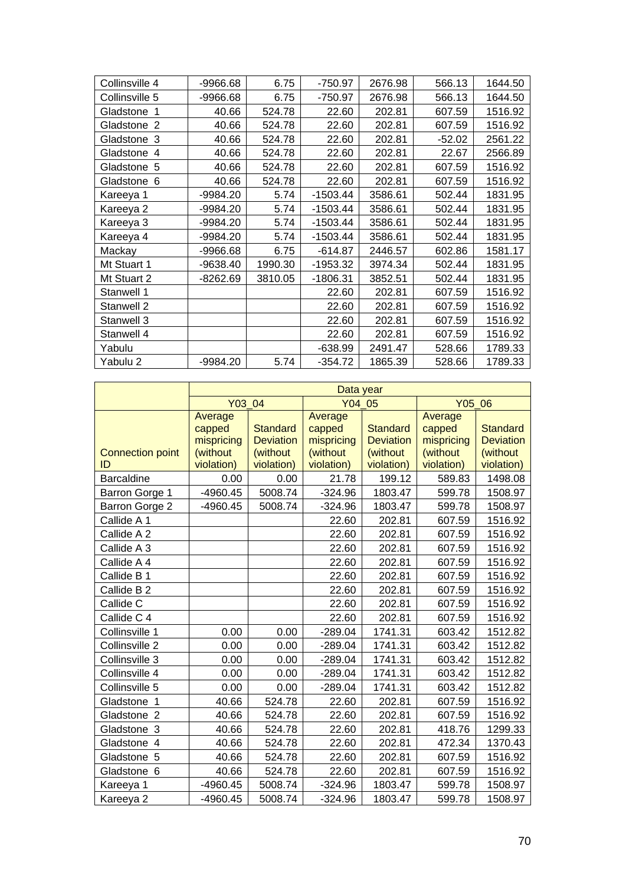| Collinsville 4 | -9966.68 | 6.75 | -750.97 | 2676.98 | 566.13 | 1644.50 |
|---|---|---|---|---|---|---|
| Collinsville 5 | -9966.68 | 6.75 | -750.97 | 2676.98 | 566.13 | 1644.50 |
| Gladstone 1 | 40.66 | 524.78 | 22.60 | 202.81 | 607.59 | 1516.92 |
| Gladstone 2 | 40.66 | 524.78 | 22.60 | 202.81 | 607.59 | 1516.92 |
| Gladstone 3 | 40.66 | 524.78 | 22.60 | 202.81 | -52.02 | 2561.22 |
| Gladstone 4 | 40.66 | 524.78 | 22.60 | 202.81 | 22.67 | 2566.89 |
| Gladstone 5 | 40.66 | 524.78 | 22.60 | 202.81 | 607.59 | 1516.92 |
| Gladstone 6 | 40.66 | 524.78 | 22.60 | 202.81 | 607.59 | 1516.92 |
| Kareeya 1 | -9984.20 | 5.74 | -1503.44 | 3586.61 | 502.44 | 1831.95 |
| Kareeya 2 | -9984.20 | 5.74 | -1503.44 | 3586.61 | 502.44 | 1831.95 |
| Kareeya 3 | -9984.20 | 5.74 | -1503.44 | 3586.61 | 502.44 | 1831.95 |
| Kareeya 4 | -9984.20 | 5.74 | -1503.44 | 3586.61 | 502.44 | 1831.95 |
| Mackay | -9966.68 | 6.75 | -614.87 | 2446.57 | 602.86 | 1581.17 |
| Mt Stuart 1 | -9638.40 | 1990.30 | -1953.32 | 3974.34 | 502.44 | 1831.95 |
| Mt Stuart 2 | -8262.69 | 3810.05 | -1806.31 | 3852.51 | 502.44 | 1831.95 |
| Stanwell 1 | | | 22.60 | 202.81 | 607.59 | 1516.92 |
| Stanwell 2 | | | 22.60 | 202.81 | 607.59 | 1516.92 |
| Stanwell 3 | | | 22.60 | 202.81 | 607.59 | 1516.92 |
| Stanwell 4 | | | 22.60 | 202.81 | 607.59 | 1516.92 |
| Yabulu | | | -638.99 | 2491.47 | 528.66 | 1789.33 |
| Yabulu 2 | -9984.20 | 5.74 | -354.72 | 1865.39 | 528.66 | 1789.33 |

| | Data year | | | | | |
|---|---|---|---|---|---|---|
| | Y03_04 | | Y04_05 | | Y05_06 | |
| Connection point ID | Average capped mispricing (without violation) | Standard Deviation (without violation) | Average capped mispricing (without violation) | Standard Deviation (without violation) | Average capped mispricing (without violation) | Standard Deviation (without violation) |
| Barcaldine | 0.00 | 0.00 | 21.78 | 199.12 | 589.83 | 1498.08 |
| Barron Gorge 1 | -4960.45 | 5008.74 | -324.96 | 1803.47 | 599.78 | 1508.97 |
| Barron Gorge 2 | -4960.45 | 5008.74 | -324.96 | 1803.47 | 599.78 | 1508.97 |
| Callide A 1 | | | 22.60 | 202.81 | 607.59 | 1516.92 |
| Callide A 2 | | | 22.60 | 202.81 | 607.59 | 1516.92 |
| Callide A 3 | | | 22.60 | 202.81 | 607.59 | 1516.92 |
| Callide A 4 | | | 22.60 | 202.81 | 607.59 | 1516.92 |
| Callide B 1 | | | 22.60 | 202.81 | 607.59 | 1516.92 |
| Callide B 2 | | | 22.60 | 202.81 | 607.59 | 1516.92 |
| Callide C | | | 22.60 | 202.81 | 607.59 | 1516.92 |
| Callide C 4 | | | 22.60 | 202.81 | 607.59 | 1516.92 |
| Collinsville 1 | 0.00 | 0.00 | -289.04 | 1741.31 | 603.42 | 1512.82 |
| Collinsville 2 | 0.00 | 0.00 | -289.04 | 1741.31 | 603.42 | 1512.82 |
| Collinsville 3 | 0.00 | 0.00 | -289.04 | 1741.31 | 603.42 | 1512.82 |
| Collinsville 4 | 0.00 | 0.00 | -289.04 | 1741.31 | 603.42 | 1512.82 |
| Collinsville 5 | 0.00 | 0.00 | -289.04 | 1741.31 | 603.42 | 1512.82 |
| Gladstone 1 | 40.66 | 524.78 | 22.60 | 202.81 | 607.59 | 1516.92 |
| Gladstone 2 | 40.66 | 524.78 | 22.60 | 202.81 | 607.59 | 1516.92 |
| Gladstone 3 | 40.66 | 524.78 | 22.60 | 202.81 | 418.76 | 1299.33 |
| Gladstone 4 | 40.66 | 524.78 | 22.60 | 202.81 | 472.34 | 1370.43 |
| Gladstone 5 | 40.66 | 524.78 | 22.60 | 202.81 | 607.59 | 1516.92 |
| Gladstone 6 | 40.66 | 524.78 | 22.60 | 202.81 | 607.59 | 1516.92 |
| Kareeya 1 | -4960.45 | 5008.74 | -324.96 | 1803.47 | 599.78 | 1508.97 |
| Kareeya 2 | -4960.45 | 5008.74 | -324.96 | 1803.47 | 599.78 | 1508.97 |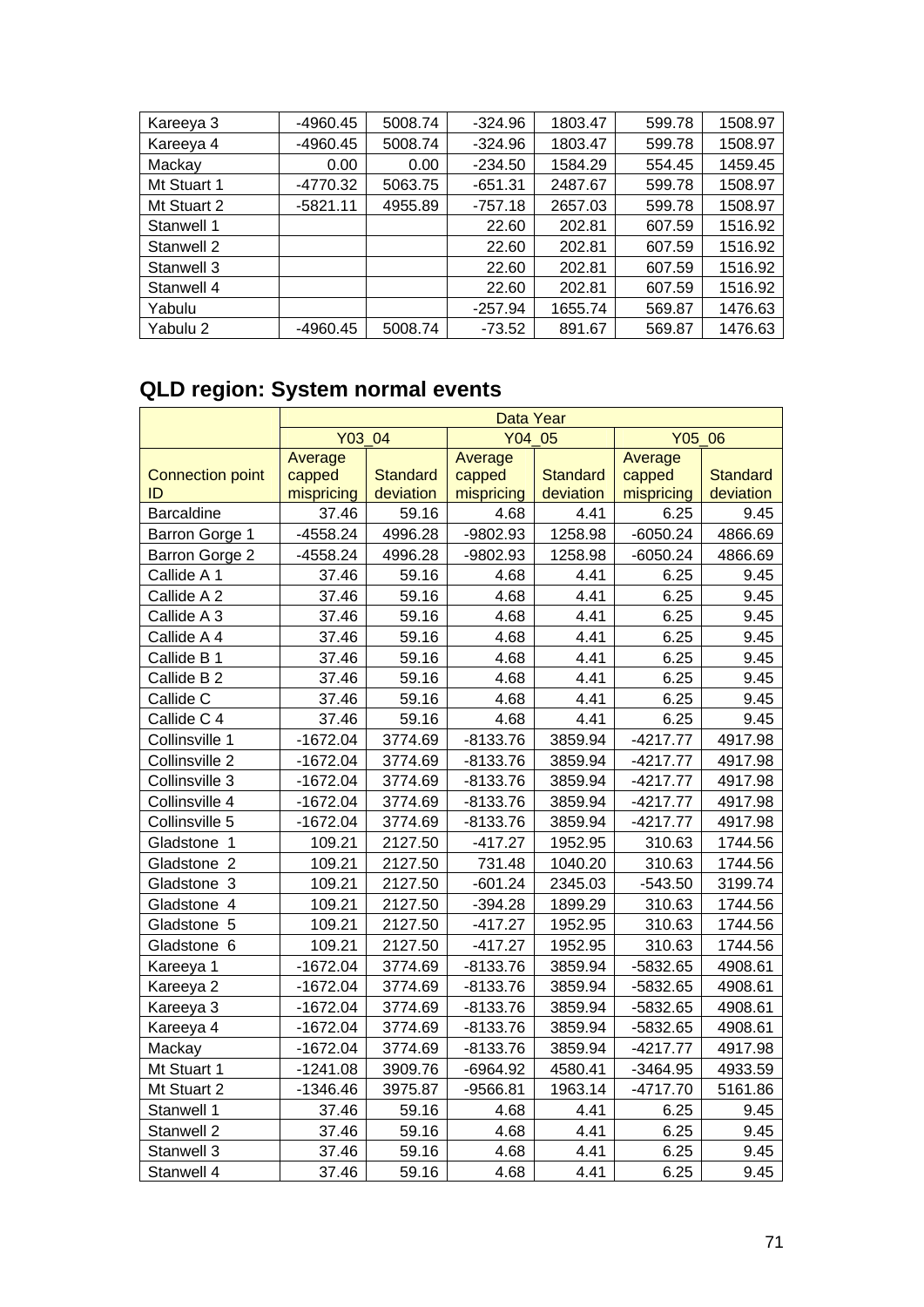| | | | | | | |
|---|---|---|---|---|---|---|
| Kareeya 3 | -4960.45 | 5008.74 | -324.96 | 1803.47 | 599.78 | 1508.97 |
| Kareeya 4 | -4960.45 | 5008.74 | -324.96 | 1803.47 | 599.78 | 1508.97 |
| Mackay | 0.00 | 0.00 | -234.50 | 1584.29 | 554.45 | 1459.45 |
| Mt Stuart 1 | -4770.32 | 5063.75 | -651.31 | 2487.67 | 599.78 | 1508.97 |
| Mt Stuart 2 | -5821.11 | 4955.89 | -757.18 | 2657.03 | 599.78 | 1508.97 |
| Stanwell 1 | | | 22.60 | 202.81 | 607.59 | 1516.92 |
| Stanwell 2 | | | 22.60 | 202.81 | 607.59 | 1516.92 |
| Stanwell 3 | | | 22.60 | 202.81 | 607.59 | 1516.92 |
| Stanwell 4 | | | 22.60 | 202.81 | 607.59 | 1516.92 |
| Yabulu | | | -257.94 | 1655.74 | 569.87 | 1476.63 |
| Yabulu 2 | -4960.45 | 5008.74 | -73.52 | 891.67 | 569.87 | 1476.63 |

## QLD region: System normal events

| | Data Year | | | | | |
|---|---|---|---|---|---|---|
| | Y03_04 | | Y04_05 | | Y05_06 | |
| Connection point ID | Average capped mispricing | Standard deviation | Average capped mispricing | Standard deviation | Average capped mispricing | Standard deviation |
| Barcaldine | 37.46 | 59.16 | 4.68 | 4.41 | 6.25 | 9.45 |
| Barron Gorge 1 | -4558.24 | 4996.28 | -9802.93 | 1258.98 | -6050.24 | 4866.69 |
| Barron Gorge 2 | -4558.24 | 4996.28 | -9802.93 | 1258.98 | -6050.24 | 4866.69 |
| Callide A 1 | 37.46 | 59.16 | 4.68 | 4.41 | 6.25 | 9.45 |
| Callide A 2 | 37.46 | 59.16 | 4.68 | 4.41 | 6.25 | 9.45 |
| Callide A 3 | 37.46 | 59.16 | 4.68 | 4.41 | 6.25 | 9.45 |
| Callide A 4 | 37.46 | 59.16 | 4.68 | 4.41 | 6.25 | 9.45 |
| Callide B 1 | 37.46 | 59.16 | 4.68 | 4.41 | 6.25 | 9.45 |
| Callide B 2 | 37.46 | 59.16 | 4.68 | 4.41 | 6.25 | 9.45 |
| Callide C | 37.46 | 59.16 | 4.68 | 4.41 | 6.25 | 9.45 |
| Callide C 4 | 37.46 | 59.16 | 4.68 | 4.41 | 6.25 | 9.45 |
| Collinsville 1 | -1672.04 | 3774.69 | -8133.76 | 3859.94 | -4217.77 | 4917.98 |
| Collinsville 2 | -1672.04 | 3774.69 | -8133.76 | 3859.94 | -4217.77 | 4917.98 |
| Collinsville 3 | -1672.04 | 3774.69 | -8133.76 | 3859.94 | -4217.77 | 4917.98 |
| Collinsville 4 | -1672.04 | 3774.69 | -8133.76 | 3859.94 | -4217.77 | 4917.98 |
| Collinsville 5 | -1672.04 | 3774.69 | -8133.76 | 3859.94 | -4217.77 | 4917.98 |
| Gladstone 1 | 109.21 | 2127.50 | -417.27 | 1952.95 | 310.63 | 1744.56 |
| Gladstone 2 | 109.21 | 2127.50 | 731.48 | 1040.20 | 310.63 | 1744.56 |
| Gladstone 3 | 109.21 | 2127.50 | -601.24 | 2345.03 | -543.50 | 3199.74 |
| Gladstone 4 | 109.21 | 2127.50 | -394.28 | 1899.29 | 310.63 | 1744.56 |
| Gladstone 5 | 109.21 | 2127.50 | -417.27 | 1952.95 | 310.63 | 1744.56 |
| Gladstone 6 | 109.21 | 2127.50 | -417.27 | 1952.95 | 310.63 | 1744.56 |
| Kareeya 1 | -1672.04 | 3774.69 | -8133.76 | 3859.94 | -5832.65 | 4908.61 |
| Kareeya 2 | -1672.04 | 3774.69 | -8133.76 | 3859.94 | -5832.65 | 4908.61 |
| Kareeya 3 | -1672.04 | 3774.69 | -8133.76 | 3859.94 | -5832.65 | 4908.61 |
| Kareeya 4 | -1672.04 | 3774.69 | -8133.76 | 3859.94 | -5832.65 | 4908.61 |
| Mackay | -1672.04 | 3774.69 | -8133.76 | 3859.94 | -4217.77 | 4917.98 |
| Mt Stuart 1 | -1241.08 | 3909.76 | -6964.92 | 4580.41 | -3464.95 | 4933.59 |
| Mt Stuart 2 | -1346.46 | 3975.87 | -9566.81 | 1963.14 | -4717.70 | 5161.86 |
| Stanwell 1 | 37.46 | 59.16 | 4.68 | 4.41 | 6.25 | 9.45 |
| Stanwell 2 | 37.46 | 59.16 | 4.68 | 4.41 | 6.25 | 9.45 |
| Stanwell 3 | 37.46 | 59.16 | 4.68 | 4.41 | 6.25 | 9.45 |
| Stanwell 4 | 37.46 | 59.16 | 4.68 | 4.41 | 6.25 | 9.45 |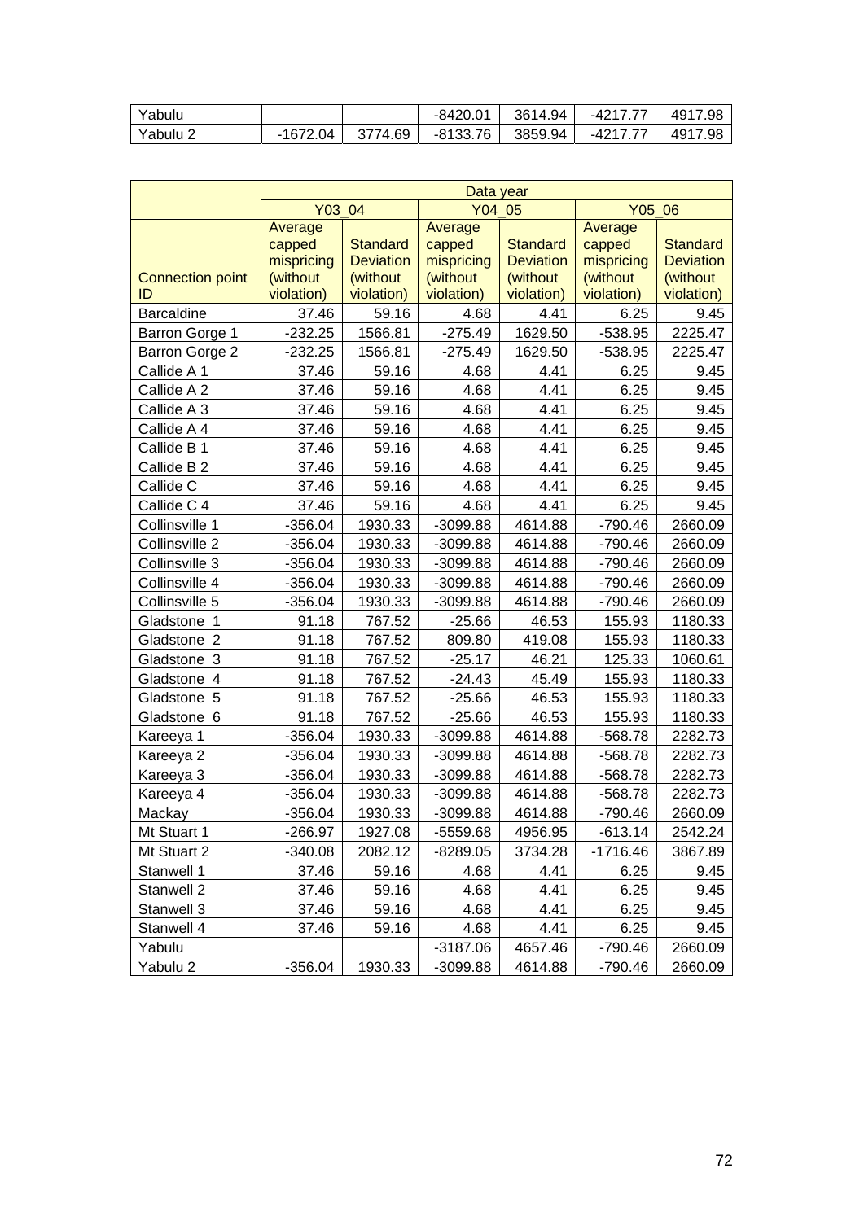| | | | | | | |
|---|---|---|---|---|---|---|
| Yabulu | | | -8420.01 | 3614.94 | -4217.77 | 4917.98 |
| Yabulu 2 | -1672.04 | 3774.69 | -8133.76 | 3859.94 | -4217.77 | 4917.98 |

| | Data year | | | | | |
|---|---|---|---|---|---|---|
| | Y03_04 | | Y04_05 | | Y05_06 | |
| Connection point ID | Average capped mispricing (without violation) | Standard Deviation (without violation) | Average capped mispricing (without violation) | Standard Deviation (without violation) | Average capped mispricing (without violation) | Standard Deviation (without violation) |
| Barcaldine | 37.46 | 59.16 | 4.68 | 4.41 | 6.25 | 9.45 |
| Barron Gorge 1 | -232.25 | 1566.81 | -275.49 | 1629.50 | -538.95 | 2225.47 |
| Barron Gorge 2 | -232.25 | 1566.81 | -275.49 | 1629.50 | -538.95 | 2225.47 |
| Callide A 1 | 37.46 | 59.16 | 4.68 | 4.41 | 6.25 | 9.45 |
| Callide A 2 | 37.46 | 59.16 | 4.68 | 4.41 | 6.25 | 9.45 |
| Callide A 3 | 37.46 | 59.16 | 4.68 | 4.41 | 6.25 | 9.45 |
| Callide A 4 | 37.46 | 59.16 | 4.68 | 4.41 | 6.25 | 9.45 |
| Callide B 1 | 37.46 | 59.16 | 4.68 | 4.41 | 6.25 | 9.45 |
| Callide B 2 | 37.46 | 59.16 | 4.68 | 4.41 | 6.25 | 9.45 |
| Callide C | 37.46 | 59.16 | 4.68 | 4.41 | 6.25 | 9.45 |
| Callide C 4 | 37.46 | 59.16 | 4.68 | 4.41 | 6.25 | 9.45 |
| Collinsville 1 | -356.04 | 1930.33 | -3099.88 | 4614.88 | -790.46 | 2660.09 |
| Collinsville 2 | -356.04 | 1930.33 | -3099.88 | 4614.88 | -790.46 | 2660.09 |
| Collinsville 3 | -356.04 | 1930.33 | -3099.88 | 4614.88 | -790.46 | 2660.09 |
| Collinsville 4 | -356.04 | 1930.33 | -3099.88 | 4614.88 | -790.46 | 2660.09 |
| Collinsville 5 | -356.04 | 1930.33 | -3099.88 | 4614.88 | -790.46 | 2660.09 |
| Gladstone 1 | 91.18 | 767.52 | -25.66 | 46.53 | 155.93 | 1180.33 |
| Gladstone 2 | 91.18 | 767.52 | 809.80 | 419.08 | 155.93 | 1180.33 |
| Gladstone 3 | 91.18 | 767.52 | -25.17 | 46.21 | 125.33 | 1060.61 |
| Gladstone 4 | 91.18 | 767.52 | -24.43 | 45.49 | 155.93 | 1180.33 |
| Gladstone 5 | 91.18 | 767.52 | -25.66 | 46.53 | 155.93 | 1180.33 |
| Gladstone 6 | 91.18 | 767.52 | -25.66 | 46.53 | 155.93 | 1180.33 |
| Kareeya 1 | -356.04 | 1930.33 | -3099.88 | 4614.88 | -568.78 | 2282.73 |
| Kareeya 2 | -356.04 | 1930.33 | -3099.88 | 4614.88 | -568.78 | 2282.73 |
| Kareeya 3 | -356.04 | 1930.33 | -3099.88 | 4614.88 | -568.78 | 2282.73 |
| Kareeya 4 | -356.04 | 1930.33 | -3099.88 | 4614.88 | -568.78 | 2282.73 |
| Mackay | -356.04 | 1930.33 | -3099.88 | 4614.88 | -790.46 | 2660.09 |
| Mt Stuart 1 | -266.97 | 1927.08 | -5559.68 | 4956.95 | -613.14 | 2542.24 |
| Mt Stuart 2 | -340.08 | 2082.12 | -8289.05 | 3734.28 | -1716.46 | 3867.89 |
| Stanwell 1 | 37.46 | 59.16 | 4.68 | 4.41 | 6.25 | 9.45 |
| Stanwell 2 | 37.46 | 59.16 | 4.68 | 4.41 | 6.25 | 9.45 |
| Stanwell 3 | 37.46 | 59.16 | 4.68 | 4.41 | 6.25 | 9.45 |
| Stanwell 4 | 37.46 | 59.16 | 4.68 | 4.41 | 6.25 | 9.45 |
| Yabulu | | | -3187.06 | 4657.46 | -790.46 | 2660.09 |
| Yabulu 2 | -356.04 | 1930.33 | -3099.88 | 4614.88 | -790.46 | 2660.09 |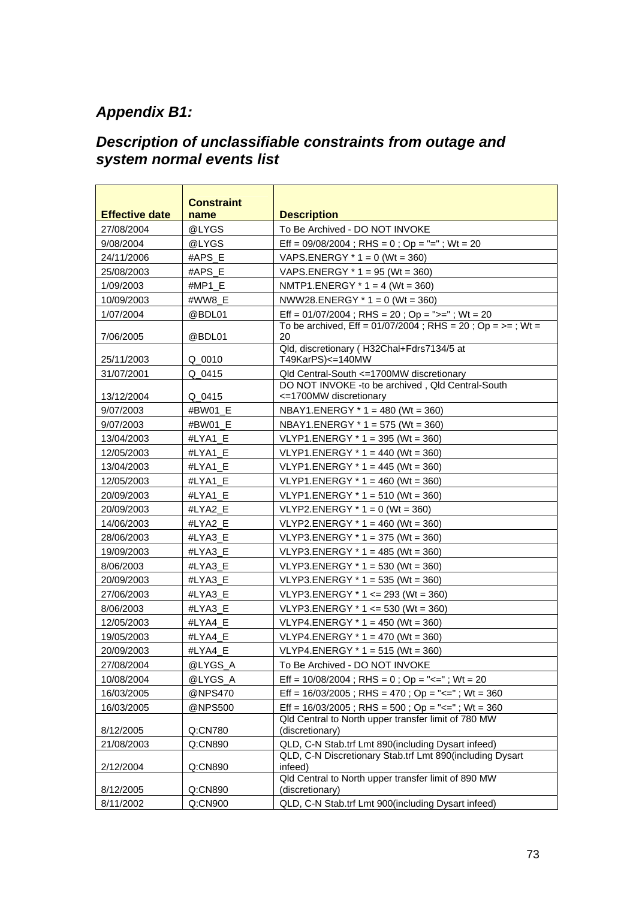## *Appendix B1:*

## *Description of unclassifiable constraints from outage and system normal events list*

| Effective date | Constraint name | Description |
|---|---|---|
| 27/08/2004 | @LYGS | To Be Archived - DO NOT INVOKE |
| 9/08/2004 | @LYGS | Eff = 09/08/2004 ; RHS = 0 ; Op = "=" ; Wt = 20 |
| 24/11/2006 | #APS_E | VAPS.ENERGY * 1 = 0 (Wt = 360) |
| 25/08/2003 | #APS_E | VAPS.ENERGY * 1 = 95 (Wt = 360) |
| 1/09/2003 | #MP1_E | NMTP1.ENERGY * 1 = 4 (Wt = 360) |
| 10/09/2003 | #WW8_E | NWW28.ENERGY * 1 = 0 (Wt = 360) |
| 1/07/2004 | @BDL01 | Eff = 01/07/2004 ; RHS = 20 ; Op = ">=" ; Wt = 20 |
| 7/06/2005 | @BDL01 | To be archived, Eff = 01/07/2004 ; RHS = 20 ; Op = >= ; Wt = 20 |
| 25/11/2003 | Q_0010 | Qld, discretionary ( H32Chal+Fdrs7134/5 at T49KarPS)<=140MW |
| 31/07/2001 | Q_0415 | Qld Central-South <=1700MW discretionary |
| 13/12/2004 | Q_0415 | DO NOT INVOKE -to be archived , Qld Central-South <=1700MW discretionary |
| 9/07/2003 | #BW01_E | NBAY1.ENERGY * 1 = 480 (Wt = 360) |
| 9/07/2003 | #BW01_E | NBAY1.ENERGY * 1 = 575 (Wt = 360) |
| 13/04/2003 | #LYA1_E | VLYP1.ENERGY * 1 = 395 (Wt = 360) |
| 12/05/2003 | #LYA1_E | VLYP1.ENERGY * 1 = 440 (Wt = 360) |
| 13/04/2003 | #LYA1_E | VLYP1.ENERGY * 1 = 445 (Wt = 360) |
| 12/05/2003 | #LYA1_E | VLYP1.ENERGY * 1 = 460 (Wt = 360) |
| 20/09/2003 | #LYA1_E | VLYP1.ENERGY * 1 = 510 (Wt = 360) |
| 20/09/2003 | #LYA2_E | VLYP2.ENERGY * 1 = 0 (Wt = 360) |
| 14/06/2003 | #LYA2_E | VLYP2.ENERGY * 1 = 460 (Wt = 360) |
| 28/06/2003 | #LYA3_E | VLYP3.ENERGY * 1 = 375 (Wt = 360) |
| 19/09/2003 | #LYA3_E | VLYP3.ENERGY * 1 = 485 (Wt = 360) |
| 8/06/2003 | #LYA3_E | VLYP3.ENERGY * 1 = 530 (Wt = 360) |
| 20/09/2003 | #LYA3_E | VLYP3.ENERGY * 1 = 535 (Wt = 360) |
| 27/06/2003 | #LYA3_E | VLYP3.ENERGY * 1 <= 293 (Wt = 360) |
| 8/06/2003 | #LYA3_E | VLYP3.ENERGY * 1 <= 530 (Wt = 360) |
| 12/05/2003 | #LYA4_E | VLYP4.ENERGY * 1 = 450 (Wt = 360) |
| 19/05/2003 | #LYA4_E | VLYP4.ENERGY * 1 = 470 (Wt = 360) |
| 20/09/2003 | #LYA4_E | VLYP4.ENERGY * 1 = 515 (Wt = 360) |
| 27/08/2004 | @LYGS_A | To Be Archived - DO NOT INVOKE |
| 10/08/2004 | @LYGS_A | Eff = 10/08/2004 ; RHS = 0 ; Op = "<=" ; Wt = 20 |
| 16/03/2005 | @NPS470 | Eff = 16/03/2005 ; RHS = 470 ; Op = "<=" ; Wt = 360 |
| 16/03/2005 | @NPS500 | Eff = 16/03/2005 ; RHS = 500 ; Op = "<=" ; Wt = 360 |
| 8/12/2005 | Q:CN780 | Qld Central to North upper transfer limit of 780 MW (discretionary) |
| 21/08/2003 | Q:CN890 | QLD, C-N Stab.trf Lmt 890(including Dysart infeed) |
| 2/12/2004 | Q:CN890 | QLD, C-N Discretionary Stab.trf Lmt 890(including Dysart infeed) |
| 8/12/2005 | Q:CN890 | Qld Central to North upper transfer limit of 890 MW (discretionary) |
| 8/11/2002 | Q:CN900 | QLD, C-N Stab.trf Lmt 900(including Dysart infeed) |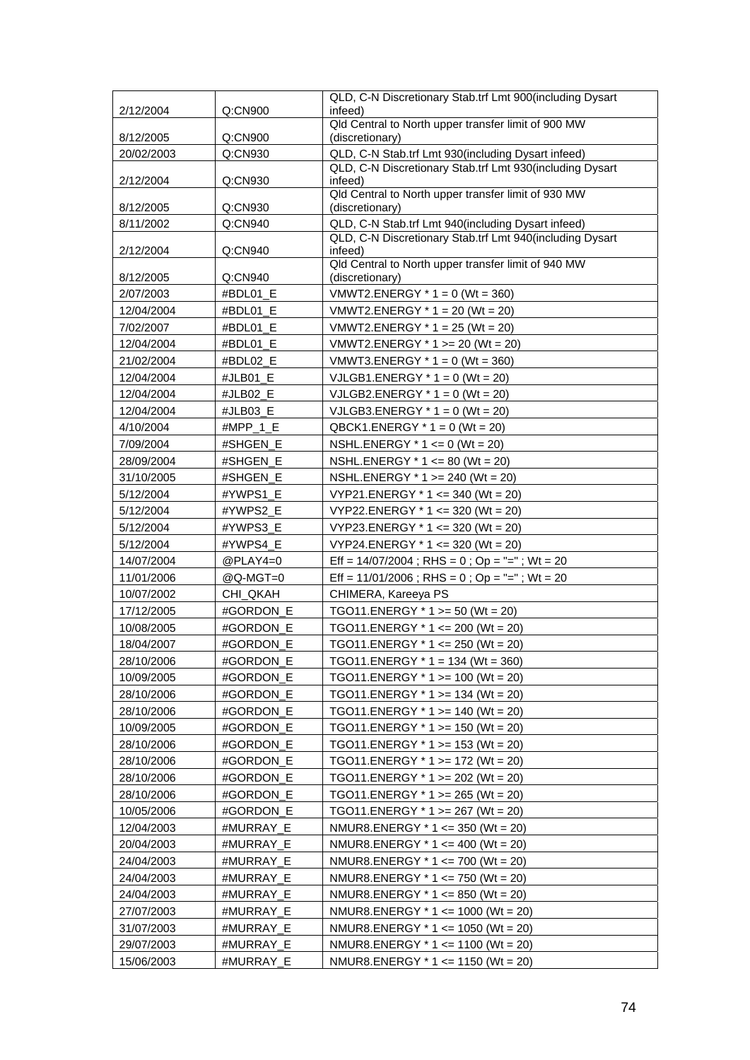| | | |
|---|---|---|
| 2/12/2004 | Q:CN900 | QLD, C-N Discretionary Stab.trf Lmt 900(including Dysart infeed) |
| 8/12/2005 | Q:CN900 | Qld Central to North upper transfer limit of 900 MW (discretionary) |
| 20/02/2003 | Q:CN930 | QLD, C-N Stab.trf Lmt 930(including Dysart infeed) |
| 2/12/2004 | Q:CN930 | QLD, C-N Discretionary Stab.trf Lmt 930(including Dysart infeed) |
| 8/12/2005 | Q:CN930 | Qld Central to North upper transfer limit of 930 MW (discretionary) |
| 8/11/2002 | Q:CN940 | QLD, C-N Stab.trf Lmt 940(including Dysart infeed) |
| 2/12/2004 | Q:CN940 | QLD, C-N Discretionary Stab.trf Lmt 940(including Dysart infeed) |
| 8/12/2005 | Q:CN940 | Qld Central to North upper transfer limit of 940 MW (discretionary) |
| 2/07/2003 | #BDL01_E | VMWT2.ENERGY * 1 = 0 (Wt = 360) |
| 12/04/2004 | #BDL01_E | VMWT2.ENERGY * 1 = 20 (Wt = 20) |
| 7/02/2007 | #BDL01_E | VMWT2.ENERGY * 1 = 25 (Wt = 20) |
| 12/04/2004 | #BDL01_E | VMWT2.ENERGY * 1 >= 20 (Wt = 20) |
| 21/02/2004 | #BDL02_E | VMWT3.ENERGY * 1 = 0 (Wt = 360) |
| 12/04/2004 | #JLB01_E | VJLGB1.ENERGY * 1 = 0 (Wt = 20) |
| 12/04/2004 | #JLB02_E | VJLGB2.ENERGY * 1 = 0 (Wt = 20) |
| 12/04/2004 | #JLB03_E | VJLGB3.ENERGY * 1 = 0 (Wt = 20) |
| 4/10/2004 | #MPP_1_E | QBCK1.ENERGY * 1 = 0 (Wt = 20) |
| 7/09/2004 | #SHGEN_E | NSHL.ENERGY * 1 <= 0 (Wt = 20) |
| 28/09/2004 | #SHGEN_E | NSHL.ENERGY * 1 <= 80 (Wt = 20) |
| 31/10/2005 | #SHGEN_E | NSHL.ENERGY * 1 >= 240 (Wt = 20) |
| 5/12/2004 | #YWPS1_E | VYP21.ENERGY * 1 <= 340 (Wt = 20) |
| 5/12/2004 | #YWPS2_E | VYP22.ENERGY * 1 <= 320 (Wt = 20) |
| 5/12/2004 | #YWPS3_E | VYP23.ENERGY * 1 <= 320 (Wt = 20) |
| 5/12/2004 | #YWPS4_E | VYP24.ENERGY * 1 <= 320 (Wt = 20) |
| 14/07/2004 | @PLAY4=0 | Eff = 14/07/2004 ; RHS = 0 ; Op = "=" ; Wt = 20 |
| 11/01/2006 | @Q-MGT=0 | Eff = 11/01/2006 ; RHS = 0 ; Op = "=" ; Wt = 20 |
| 10/07/2002 | CHI_QKAH | CHIMERA, Kareeya PS |
| 17/12/2005 | #GORDON_E | TGO11.ENERGY * 1 >= 50 (Wt = 20) |
| 10/08/2005 | #GORDON_E | TGO11.ENERGY * 1 <= 200 (Wt = 20) |
| 18/04/2007 | #GORDON_E | TGO11.ENERGY * 1 <= 250 (Wt = 20) |
| 28/10/2006 | #GORDON_E | TGO11.ENERGY * 1 = 134 (Wt = 360) |
| 10/09/2005 | #GORDON_E | TGO11.ENERGY * 1 >= 100 (Wt = 20) |
| 28/10/2006 | #GORDON_E | TGO11.ENERGY * 1 >= 134 (Wt = 20) |
| 28/10/2006 | #GORDON_E | TGO11.ENERGY * 1 >= 140 (Wt = 20) |
| 10/09/2005 | #GORDON_E | TGO11.ENERGY * 1 >= 150 (Wt = 20) |
| 28/10/2006 | #GORDON_E | TGO11.ENERGY * 1 >= 153 (Wt = 20) |
| 28/10/2006 | #GORDON_E | TGO11.ENERGY * 1 >= 172 (Wt = 20) |
| 28/10/2006 | #GORDON_E | TGO11.ENERGY * 1 >= 202 (Wt = 20) |
| 28/10/2006 | #GORDON_E | TGO11.ENERGY * 1 >= 265 (Wt = 20) |
| 10/05/2006 | #GORDON_E | TGO11.ENERGY * 1 >= 267 (Wt = 20) |
| 12/04/2003 | #MURRAY_E | NMUR8.ENERGY * 1 <= 350 (Wt = 20) |
| 20/04/2003 | #MURRAY_E | NMUR8.ENERGY * 1 <= 400 (Wt = 20) |
| 24/04/2003 | #MURRAY_E | NMUR8.ENERGY * 1 <= 700 (Wt = 20) |
| 24/04/2003 | #MURRAY_E | NMUR8.ENERGY * 1 <= 750 (Wt = 20) |
| 24/04/2003 | #MURRAY_E | NMUR8.ENERGY * 1 <= 850 (Wt = 20) |
| 27/07/2003 | #MURRAY_E | NMUR8.ENERGY * 1 <= 1000 (Wt = 20) |
| 31/07/2003 | #MURRAY_E | NMUR8.ENERGY * 1 <= 1050 (Wt = 20) |
| 29/07/2003 | #MURRAY_E | NMUR8.ENERGY * 1 <= 1100 (Wt = 20) |
| 15/06/2003 | #MURRAY_E | NMUR8.ENERGY * 1 <= 1150 (Wt = 20) |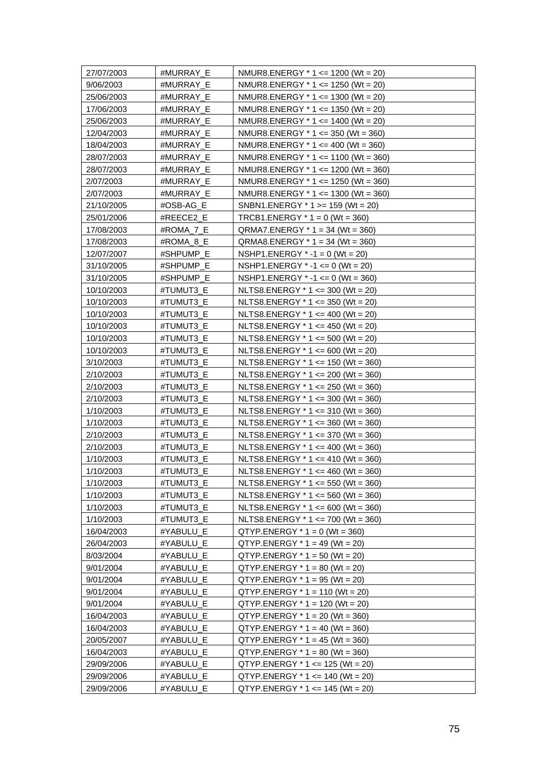| 27/07/2003 | #MURRAY_E | NMUR8.ENERGY * 1 <= 1200 (Wt = 20) |
|---|---|---|
| 9/06/2003 | #MURRAY_E | NMUR8.ENERGY * 1 <= 1250 (Wt = 20) |
| 25/06/2003 | #MURRAY_E | NMUR8.ENERGY * 1 <= 1300 (Wt = 20) |
| 17/06/2003 | #MURRAY_E | NMUR8.ENERGY * 1 <= 1350 (Wt = 20) |
| 25/06/2003 | #MURRAY_E | NMUR8.ENERGY * 1 <= 1400 (Wt = 20) |
| 12/04/2003 | #MURRAY_E | NMUR8.ENERGY * 1 <= 350 (Wt = 360) |
| 18/04/2003 | #MURRAY_E | NMUR8.ENERGY * 1 <= 400 (Wt = 360) |
| 28/07/2003 | #MURRAY_E | NMUR8.ENERGY * 1 <= 1100 (Wt = 360) |
| 28/07/2003 | #MURRAY_E | NMUR8.ENERGY * 1 <= 1200 (Wt = 360) |
| 2/07/2003 | #MURRAY_E | NMUR8.ENERGY * 1 <= 1250 (Wt = 360) |
| 2/07/2003 | #MURRAY_E | NMUR8.ENERGY * 1 <= 1300 (Wt = 360) |
| 21/10/2005 | #OSB-AG_E | SNBN1.ENERGY * 1 >= 159 (Wt = 20) |
| 25/01/2006 | #REECE2_E | TRCB1.ENERGY * 1 = 0 (Wt = 360) |
| 17/08/2003 | #ROMA_7_E | QRMA7.ENERGY * 1 = 34 (Wt = 360) |
| 17/08/2003 | #ROMA_8_E | QRMA8.ENERGY * 1 = 34 (Wt = 360) |
| 12/07/2007 | #SHPUMP_E | NSHP1.ENERGY * -1 = 0 (Wt = 20) |
| 31/10/2005 | #SHPUMP_E | NSHP1.ENERGY * -1 <= 0 (Wt = 20) |
| 31/10/2005 | #SHPUMP_E | NSHP1.ENERGY * -1 <= 0 (Wt = 360) |
| 10/10/2003 | #TUMUT3_E | NLTS8.ENERGY * 1 <= 300 (Wt = 20) |
| 10/10/2003 | #TUMUT3_E | NLTS8.ENERGY * 1 <= 350 (Wt = 20) |
| 10/10/2003 | #TUMUT3_E | NLTS8.ENERGY * 1 <= 400 (Wt = 20) |
| 10/10/2003 | #TUMUT3_E | NLTS8.ENERGY * 1 <= 450 (Wt = 20) |
| 10/10/2003 | #TUMUT3_E | NLTS8.ENERGY * 1 <= 500 (Wt = 20) |
| 10/10/2003 | #TUMUT3_E | NLTS8.ENERGY * 1 <= 600 (Wt = 20) |
| 3/10/2003 | #TUMUT3_E | NLTS8.ENERGY * 1 <= 150 (Wt = 360) |
| 2/10/2003 | #TUMUT3_E | NLTS8.ENERGY * 1 <= 200 (Wt = 360) |
| 2/10/2003 | #TUMUT3_E | NLTS8.ENERGY * 1 <= 250 (Wt = 360) |
| 2/10/2003 | #TUMUT3_E | NLTS8.ENERGY * 1 <= 300 (Wt = 360) |
| 1/10/2003 | #TUMUT3_E | NLTS8.ENERGY * 1 <= 310 (Wt = 360) |
| 1/10/2003 | #TUMUT3_E | NLTS8.ENERGY * 1 <= 360 (Wt = 360) |
| 2/10/2003 | #TUMUT3_E | NLTS8.ENERGY * 1 <= 370 (Wt = 360) |
| 2/10/2003 | #TUMUT3_E | NLTS8.ENERGY * 1 <= 400 (Wt = 360) |
| 1/10/2003 | #TUMUT3_E | NLTS8.ENERGY * 1 <= 410 (Wt = 360) |
| 1/10/2003 | #TUMUT3_E | NLTS8.ENERGY * 1 <= 460 (Wt = 360) |
| 1/10/2003 | #TUMUT3_E | NLTS8.ENERGY * 1 <= 550 (Wt = 360) |
| 1/10/2003 | #TUMUT3_E | NLTS8.ENERGY * 1 <= 560 (Wt = 360) |
| 1/10/2003 | #TUMUT3_E | NLTS8.ENERGY * 1 <= 600 (Wt = 360) |
| 1/10/2003 | #TUMUT3_E | NLTS8.ENERGY * 1 <= 700 (Wt = 360) |
| 16/04/2003 | #YABULU_E | QTYP.ENERGY * 1 = 0 (Wt = 360) |
| 26/04/2003 | #YABULU_E | QTYP.ENERGY * 1 = 49 (Wt = 20) |
| 8/03/2004 | #YABULU_E | QTYP.ENERGY * 1 = 50 (Wt = 20) |
| 9/01/2004 | #YABULU_E | QTYP.ENERGY * 1 = 80 (Wt = 20) |
| 9/01/2004 | #YABULU_E | QTYP.ENERGY * 1 = 95 (Wt = 20) |
| 9/01/2004 | #YABULU_E | QTYP.ENERGY * 1 = 110 (Wt = 20) |
| 9/01/2004 | #YABULU_E | QTYP.ENERGY * 1 = 120 (Wt = 20) |
| 16/04/2003 | #YABULU_E | QTYP.ENERGY * 1 = 20 (Wt = 360) |
| 16/04/2003 | #YABULU_E | QTYP.ENERGY * 1 = 40 (Wt = 360) |
| 20/05/2007 | #YABULU_E | QTYP.ENERGY * 1 = 45 (Wt = 360) |
| 16/04/2003 | #YABULU_E | QTYP.ENERGY * 1 = 80 (Wt = 360) |
| 29/09/2006 | #YABULU_E | QTYP.ENERGY * 1 <= 125 (Wt = 20) |
| 29/09/2006 | #YABULU_E | QTYP.ENERGY * 1 <= 140 (Wt = 20) |
| 29/09/2006 | #YABULU_E | QTYP.ENERGY * 1 <= 145 (Wt = 20) |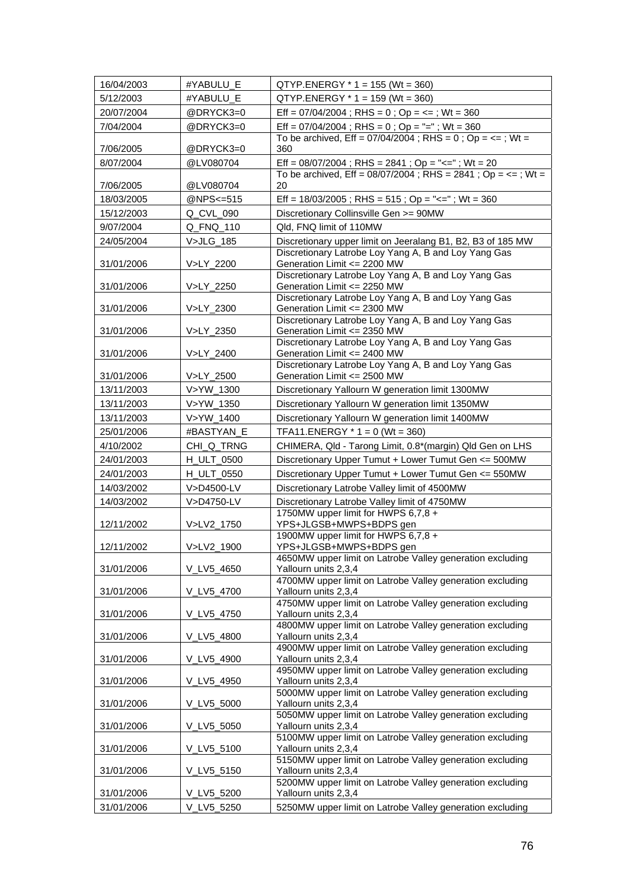| | | |
|---|---|---|
| 16/04/2003 | #YABULU_E | QTYP.ENERGY * 1 = 155 (Wt = 360) |
| 5/12/2003 | #YABULU_E | QTYP.ENERGY * 1 = 159 (Wt = 360) |
| 20/07/2004 | @DRYCK3=0 | Eff = 07/04/2004 ; RHS = 0 ; Op = <= ; Wt = 360 |
| 7/04/2004 | @DRYCK3=0 | Eff = 07/04/2004 ; RHS = 0 ; Op = "=" ; Wt = 360 |
| 7/06/2005 | @DRYCK3=0 | To be archived, Eff = 07/04/2004 ; RHS = 0 ; Op = <= ; Wt = 360 |
| 8/07/2004 | @LV080704 | Eff = 08/07/2004 ; RHS = 2841 ; Op = "<=" ; Wt = 20 |
| 7/06/2005 | @LV080704 | To be archived, Eff = 08/07/2004 ; RHS = 2841 ; Op = <= ; Wt = 20 |
| 18/03/2005 | @NPS<=515 | Eff = 18/03/2005 ; RHS = 515 ; Op = "<=" ; Wt = 360 |
| 15/12/2003 | Q_CVL_090 | Discretionary Collinsville Gen >= 90MW |
| 9/07/2004 | Q_FNQ_110 | Qld, FNQ limit of 110MW |
| 24/05/2004 | V>JLG_185 | Discretionary upper limit on Jeeralang B1, B2, B3 of 185 MW |
| 31/01/2006 | V>LY_2200 | Discretionary Latrobe Loy Yang A, B and Loy Yang Gas Generation Limit <= 2200 MW |
| 31/01/2006 | V>LY_2250 | Discretionary Latrobe Loy Yang A, B and Loy Yang Gas Generation Limit <= 2250 MW |
| 31/01/2006 | V>LY_2300 | Discretionary Latrobe Loy Yang A, B and Loy Yang Gas Generation Limit <= 2300 MW |
| 31/01/2006 | V>LY_2350 | Discretionary Latrobe Loy Yang A, B and Loy Yang Gas Generation Limit <= 2350 MW |
| 31/01/2006 | V>LY_2400 | Discretionary Latrobe Loy Yang A, B and Loy Yang Gas Generation Limit <= 2400 MW |
| 31/01/2006 | V>LY_2500 | Discretionary Latrobe Loy Yang A, B and Loy Yang Gas Generation Limit <= 2500 MW |
| 13/11/2003 | V>YW_1300 | Discretionary Yallourn W generation limit 1300MW |
| 13/11/2003 | V>YW_1350 | Discretionary Yallourn W generation limit 1350MW |
| 13/11/2003 | V>YW_1400 | Discretionary Yallourn W generation limit 1400MW |
| 25/01/2006 | #BASTYAN_E | TFA11.ENERGY * 1 = 0 (Wt = 360) |
| 4/10/2002 | CHI_Q_TRNG | CHIMERA, Qld - Tarong Limit, 0.8*(margin) Qld Gen on LHS |
| 24/01/2003 | H_ULT_0500 | Discretionary Upper Tumut + Lower Tumut Gen <= 500MW |
| 24/01/2003 | H_ULT_0550 | Discretionary Upper Tumut + Lower Tumut Gen <= 550MW |
| 14/03/2002 | V>D4500-LV | Discretionary Latrobe Valley limit of 4500MW |
| 14/03/2002 | V>D4750-LV | Discretionary Latrobe Valley limit of 4750MW |
| 12/11/2002 | V>LV2_1750 | 1750MW upper limit for HWPS 6,7,8 + YPS+JLGSB+MWPS+BDPS gen |
| 12/11/2002 | V>LV2_1900 | 1900MW upper limit for HWPS 6,7,8 + YPS+JLGSB+MWPS+BDPS gen |
| 31/01/2006 | V_LV5_4650 | 4650MW upper limit on Latrobe Valley generation excluding Yallourn units 2,3,4 |
| 31/01/2006 | V_LV5_4700 | 4700MW upper limit on Latrobe Valley generation excluding Yallourn units 2,3,4 |
| 31/01/2006 | V_LV5_4750 | 4750MW upper limit on Latrobe Valley generation excluding Yallourn units 2,3,4 |
| 31/01/2006 | V_LV5_4800 | 4800MW upper limit on Latrobe Valley generation excluding Yallourn units 2,3,4 |
| 31/01/2006 | V_LV5_4900 | 4900MW upper limit on Latrobe Valley generation excluding Yallourn units 2,3,4 |
| 31/01/2006 | V_LV5_4950 | 4950MW upper limit on Latrobe Valley generation excluding Yallourn units 2,3,4 |
| 31/01/2006 | V_LV5_5000 | 5000MW upper limit on Latrobe Valley generation excluding Yallourn units 2,3,4 |
| 31/01/2006 | V_LV5_5050 | 5050MW upper limit on Latrobe Valley generation excluding Yallourn units 2,3,4 |
| 31/01/2006 | V_LV5_5100 | 5100MW upper limit on Latrobe Valley generation excluding Yallourn units 2,3,4 |
| 31/01/2006 | V_LV5_5150 | 5150MW upper limit on Latrobe Valley generation excluding Yallourn units 2,3,4 |
| 31/01/2006 | V_LV5_5200 | 5200MW upper limit on Latrobe Valley generation excluding Yallourn units 2,3,4 |
| 31/01/2006 | V_LV5_5250 | 5250MW upper limit on Latrobe Valley generation excluding |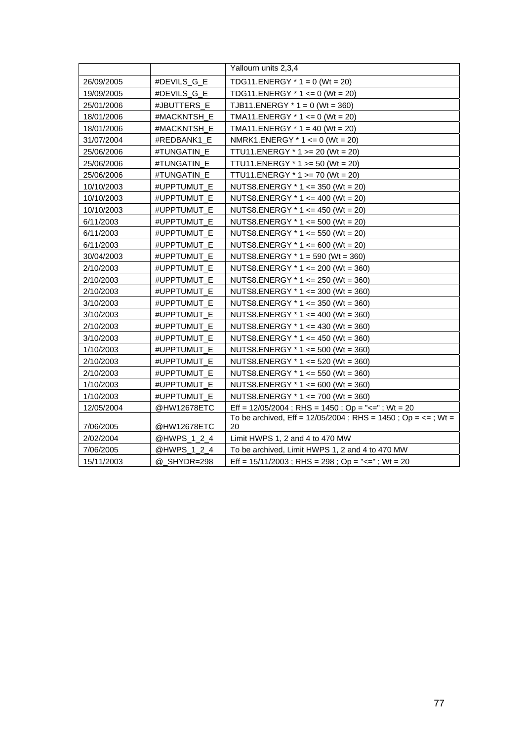| | | Yallourn units 2,3,4 |
|---|---|---|
| 26/09/2005 | #DEVILS_G_E | TDG11.ENERGY * 1 = 0 (Wt = 20) |
| 19/09/2005 | #DEVILS_G_E | TDG11.ENERGY * 1 <= 0 (Wt = 20) |
| 25/01/2006 | #JBUTTERS_E | TJB11.ENERGY * 1 = 0 (Wt = 360) |
| 18/01/2006 | #MACKNTSH_E | TMA11.ENERGY * 1 <= 0 (Wt = 20) |
| 18/01/2006 | #MACKNTSH_E | TMA11.ENERGY * 1 = 40 (Wt = 20) |
| 31/07/2004 | #REDBANK1_E | NMRK1.ENERGY * 1 <= 0 (Wt = 20) |
| 25/06/2006 | #TUNGATIN_E | TTU11.ENERGY * 1 >= 20 (Wt = 20) |
| 25/06/2006 | #TUNGATIN_E | TTU11.ENERGY * 1 >= 50 (Wt = 20) |
| 25/06/2006 | #TUNGATIN_E | TTU11.ENERGY * 1 >= 70 (Wt = 20) |
| 10/10/2003 | #UPPTUMUT_E | NUTS8.ENERGY * 1 <= 350 (Wt = 20) |
| 10/10/2003 | #UPPTUMUT_E | NUTS8.ENERGY * 1 <= 400 (Wt = 20) |
| 10/10/2003 | #UPPTUMUT_E | NUTS8.ENERGY * 1 <= 450 (Wt = 20) |
| 6/11/2003 | #UPPTUMUT_E | NUTS8.ENERGY * 1 <= 500 (Wt = 20) |
| 6/11/2003 | #UPPTUMUT_E | NUTS8.ENERGY * 1 <= 550 (Wt = 20) |
| 6/11/2003 | #UPPTUMUT_E | NUTS8.ENERGY * 1 <= 600 (Wt = 20) |
| 30/04/2003 | #UPPTUMUT_E | NUTS8.ENERGY * 1 = 590 (Wt = 360) |
| 2/10/2003 | #UPPTUMUT_E | NUTS8.ENERGY * 1 <= 200 (Wt = 360) |
| 2/10/2003 | #UPPTUMUT_E | NUTS8.ENERGY * 1 <= 250 (Wt = 360) |
| 2/10/2003 | #UPPTUMUT_E | NUTS8.ENERGY * 1 <= 300 (Wt = 360) |
| 3/10/2003 | #UPPTUMUT_E | NUTS8.ENERGY * 1 <= 350 (Wt = 360) |
| 3/10/2003 | #UPPTUMUT_E | NUTS8.ENERGY * 1 <= 400 (Wt = 360) |
| 2/10/2003 | #UPPTUMUT_E | NUTS8.ENERGY * 1 <= 430 (Wt = 360) |
| 3/10/2003 | #UPPTUMUT_E | NUTS8.ENERGY * 1 <= 450 (Wt = 360) |
| 1/10/2003 | #UPPTUMUT_E | NUTS8.ENERGY * 1 <= 500 (Wt = 360) |
| 2/10/2003 | #UPPTUMUT_E | NUTS8.ENERGY * 1 <= 520 (Wt = 360) |
| 2/10/2003 | #UPPTUMUT_E | NUTS8.ENERGY * 1 <= 550 (Wt = 360) |
| 1/10/2003 | #UPPTUMUT_E | NUTS8.ENERGY * 1 <= 600 (Wt = 360) |
| 1/10/2003 | #UPPTUMUT_E | NUTS8.ENERGY * 1 <= 700 (Wt = 360) |
| 12/05/2004 | @HW12678ETC | Eff = 12/05/2004 ; RHS = 1450 ; Op = "<=" ; Wt = 20 |
| 7/06/2005 | @HW12678ETC | To be archived, Eff = 12/05/2004 ; RHS = 1450 ; Op = <= ; Wt = 20 |
| 2/02/2004 | @HWPS_1_2_4 | Limit HWPS 1, 2 and 4 to 470 MW |
| 7/06/2005 | @HWPS_1_2_4 | To be archived, Limit HWPS 1, 2 and 4 to 470 MW |
| 15/11/2003 | @_SHYDR=298 | Eff = 15/11/2003 ; RHS = 298 ; Op = "<=" ; Wt = 20 |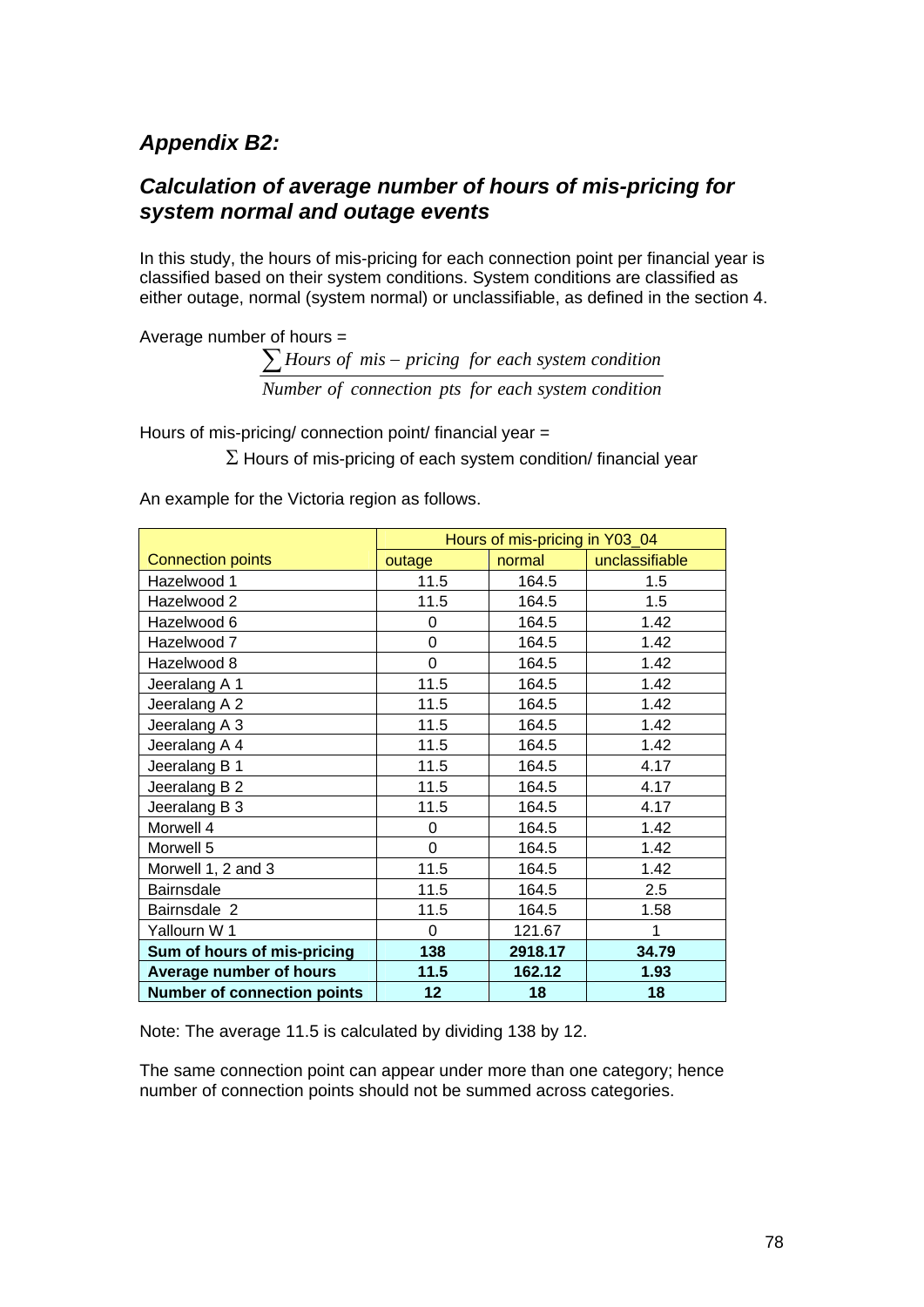## *Appendix B2:*

### *Calculation of average number of hours of mis-pricing for system normal and outage events*

In this study, the hours of mis-pricing for each connection point per financial year is classified based on their system conditions. System conditions are classified as either outage, normal (system normal) or unclassifiable, as defined in the section 4.

Average number of hours =

$$\frac{\sum Hours\ of\ mis-pricing\ \ for\ each\ system\ condition}{Number\ of\ connection\ pts\ \ for\ each\ system\ condition}$$

Hours of mis-pricing/ connection point/ financial year =

$\Sigma$ Hours of mis-pricing of each system condition/ financial year

An example for the Victoria region as follows.

| Connection points | Hours of mis-pricing in Y03_04 | | |
|---|---|---|---|
| | outage | normal | unclassifiable |
| Hazelwood 1 | 11.5 | 164.5 | 1.5 |
| Hazelwood 2 | 11.5 | 164.5 | 1.5 |
| Hazelwood 6 | 0 | 164.5 | 1.42 |
| Hazelwood 7 | 0 | 164.5 | 1.42 |
| Hazelwood 8 | 0 | 164.5 | 1.42 |
| Jeeralang A 1 | 11.5 | 164.5 | 1.42 |
| Jeeralang A 2 | 11.5 | 164.5 | 1.42 |
| Jeeralang A 3 | 11.5 | 164.5 | 1.42 |
| Jeeralang A 4 | 11.5 | 164.5 | 1.42 |
| Jeeralang B 1 | 11.5 | 164.5 | 4.17 |
| Jeeralang B 2 | 11.5 | 164.5 | 4.17 |
| Jeeralang B 3 | 11.5 | 164.5 | 4.17 |
| Morwell 4 | 0 | 164.5 | 1.42 |
| Morwell 5 | 0 | 164.5 | 1.42 |
| Morwell 1, 2 and 3 | 11.5 | 164.5 | 1.42 |
| Bairnsdale | 11.5 | 164.5 | 2.5 |
| Bairnsdale 2 | 11.5 | 164.5 | 1.58 |
| Yallourn W 1 | 0 | 121.67 | 1 |
| **Sum of hours of mis-pricing** | **138** | **2918.17** | **34.79** |
| **Average number of hours** | **11.5** | **162.12** | **1.93** |
| **Number of connection points** | **12** | **18** | **18** |

Note: The average 11.5 is calculated by dividing 138 by 12.

The same connection point can appear under more than one category; hence number of connection points should not be summed across categories.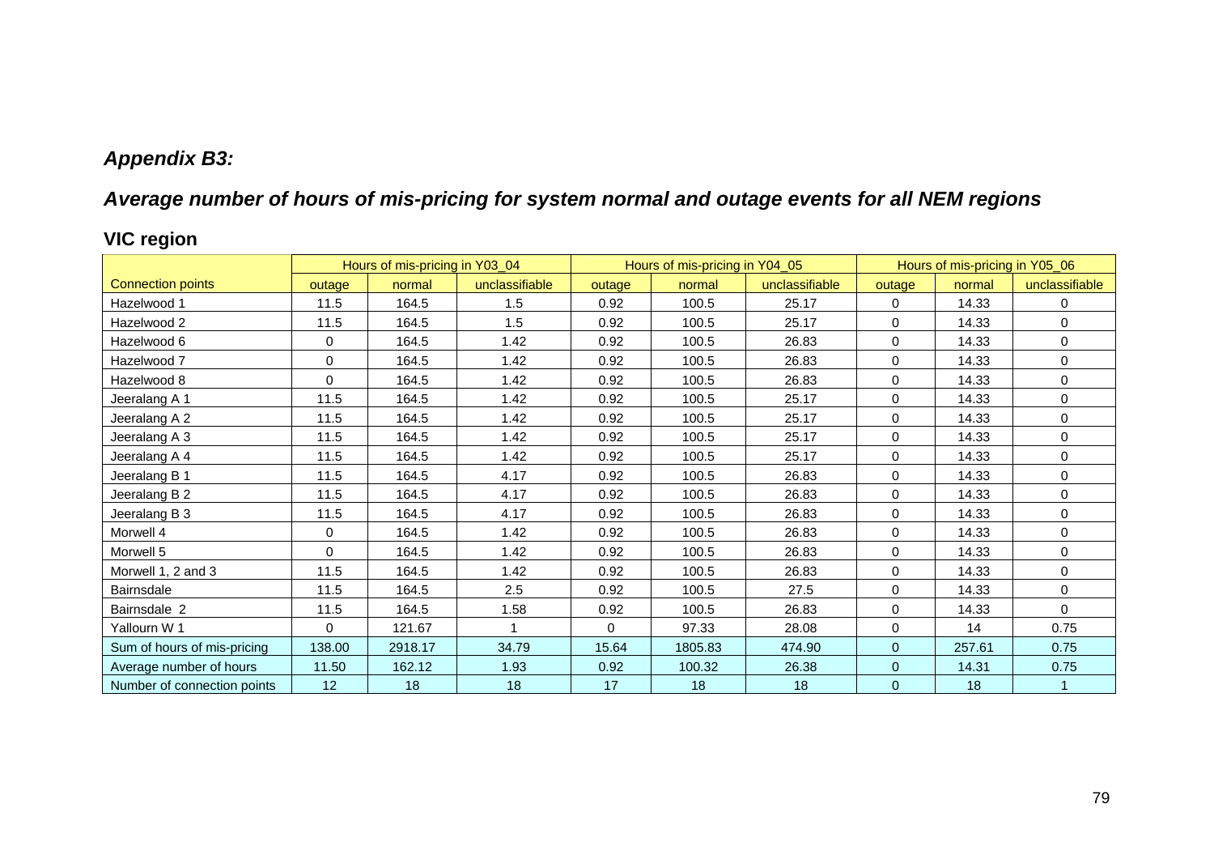## *Appendix B3:*

## *Average number of hours of mis-pricing for system normal and outage events for all NEM regions*

### VIC region

| | Hours of mis-pricing in Y03_04 | | | Hours of mis-pricing in Y04_05 | | | Hours of mis-pricing in Y05_06 | | |
|---|---|---|---|---|---|---|---|---|---|
| Connection points | outage | normal | unclassifiable | outage | normal | unclassifiable | outage | normal | unclassifiable |
| Hazelwood 1 | 11.5 | 164.5 | 1.5 | 0.92 | 100.5 | 25.17 | 0 | 14.33 | 0 |
| Hazelwood 2 | 11.5 | 164.5 | 1.5 | 0.92 | 100.5 | 25.17 | 0 | 14.33 | 0 |
| Hazelwood 6 | 0 | 164.5 | 1.42 | 0.92 | 100.5 | 26.83 | 0 | 14.33 | 0 |
| Hazelwood 7 | 0 | 164.5 | 1.42 | 0.92 | 100.5 | 26.83 | 0 | 14.33 | 0 |
| Hazelwood 8 | 0 | 164.5 | 1.42 | 0.92 | 100.5 | 26.83 | 0 | 14.33 | 0 |
| Jeeralang A 1 | 11.5 | 164.5 | 1.42 | 0.92 | 100.5 | 25.17 | 0 | 14.33 | 0 |
| Jeeralang A 2 | 11.5 | 164.5 | 1.42 | 0.92 | 100.5 | 25.17 | 0 | 14.33 | 0 |
| Jeeralang A 3 | 11.5 | 164.5 | 1.42 | 0.92 | 100.5 | 25.17 | 0 | 14.33 | 0 |
| Jeeralang A 4 | 11.5 | 164.5 | 1.42 | 0.92 | 100.5 | 25.17 | 0 | 14.33 | 0 |
| Jeeralang B 1 | 11.5 | 164.5 | 4.17 | 0.92 | 100.5 | 26.83 | 0 | 14.33 | 0 |
| Jeeralang B 2 | 11.5 | 164.5 | 4.17 | 0.92 | 100.5 | 26.83 | 0 | 14.33 | 0 |
| Jeeralang B 3 | 11.5 | 164.5 | 4.17 | 0.92 | 100.5 | 26.83 | 0 | 14.33 | 0 |
| Morwell 4 | 0 | 164.5 | 1.42 | 0.92 | 100.5 | 26.83 | 0 | 14.33 | 0 |
| Morwell 5 | 0 | 164.5 | 1.42 | 0.92 | 100.5 | 26.83 | 0 | 14.33 | 0 |
| Morwell 1, 2 and 3 | 11.5 | 164.5 | 1.42 | 0.92 | 100.5 | 26.83 | 0 | 14.33 | 0 |
| Bairnsdale | 11.5 | 164.5 | 2.5 | 0.92 | 100.5 | 27.5 | 0 | 14.33 | 0 |
| Bairnsdale 2 | 11.5 | 164.5 | 1.58 | 0.92 | 100.5 | 26.83 | 0 | 14.33 | 0 |
| Yallourn W 1 | 0 | 121.67 | 1 | 0 | 97.33 | 28.08 | 0 | 14 | 0.75 |
| Sum of hours of mis-pricing | 138.00 | 2918.17 | 34.79 | 15.64 | 1805.83 | 474.90 | 0 | 257.61 | 0.75 |
| Average number of hours | 11.50 | 162.12 | 1.93 | 0.92 | 100.32 | 26.38 | 0 | 14.31 | 0.75 |
| Number of connection points | 12 | 18 | 18 | 17 | 18 | 18 | 0 | 18 | 1 |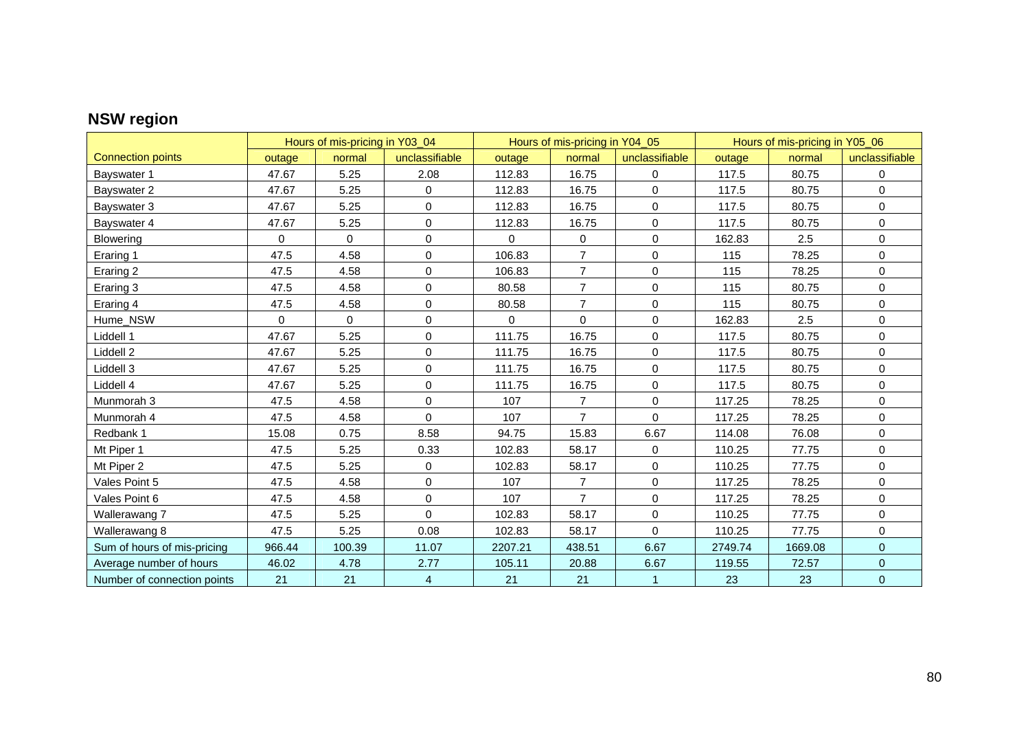## NSW region

| | Hours of mis-pricing in Y03_04 | | | Hours of mis-pricing in Y04_05 | | | Hours of mis-pricing in Y05_06 | | |
|---|---|---|---|---|---|---|---|---|---|
| Connection points | outage | normal | unclassifiable | outage | normal | unclassifiable | outage | normal | unclassifiable |
| Bayswater 1 | 47.67 | 5.25 | 2.08 | 112.83 | 16.75 | 0 | 117.5 | 80.75 | 0 |
| Bayswater 2 | 47.67 | 5.25 | 0 | 112.83 | 16.75 | 0 | 117.5 | 80.75 | 0 |
| Bayswater 3 | 47.67 | 5.25 | 0 | 112.83 | 16.75 | 0 | 117.5 | 80.75 | 0 |
| Bayswater 4 | 47.67 | 5.25 | 0 | 112.83 | 16.75 | 0 | 117.5 | 80.75 | 0 |
| Blowering | 0 | 0 | 0 | 0 | 0 | 0 | 162.83 | 2.5 | 0 |
| Eraring 1 | 47.5 | 4.58 | 0 | 106.83 | 7 | 0 | 115 | 78.25 | 0 |
| Eraring 2 | 47.5 | 4.58 | 0 | 106.83 | 7 | 0 | 115 | 78.25 | 0 |
| Eraring 3 | 47.5 | 4.58 | 0 | 80.58 | 7 | 0 | 115 | 80.75 | 0 |
| Eraring 4 | 47.5 | 4.58 | 0 | 80.58 | 7 | 0 | 115 | 80.75 | 0 |
| Hume_NSW | 0 | 0 | 0 | 0 | 0 | 0 | 162.83 | 2.5 | 0 |
| Liddell 1 | 47.67 | 5.25 | 0 | 111.75 | 16.75 | 0 | 117.5 | 80.75 | 0 |
| Liddell 2 | 47.67 | 5.25 | 0 | 111.75 | 16.75 | 0 | 117.5 | 80.75 | 0 |
| Liddell 3 | 47.67 | 5.25 | 0 | 111.75 | 16.75 | 0 | 117.5 | 80.75 | 0 |
| Liddell 4 | 47.67 | 5.25 | 0 | 111.75 | 16.75 | 0 | 117.5 | 80.75 | 0 |
| Munmorah 3 | 47.5 | 4.58 | 0 | 107 | 7 | 0 | 117.25 | 78.25 | 0 |
| Munmorah 4 | 47.5 | 4.58 | 0 | 107 | 7 | 0 | 117.25 | 78.25 | 0 |
| Redbank 1 | 15.08 | 0.75 | 8.58 | 94.75 | 15.83 | 6.67 | 114.08 | 76.08 | 0 |
| Mt Piper 1 | 47.5 | 5.25 | 0.33 | 102.83 | 58.17 | 0 | 110.25 | 77.75 | 0 |
| Mt Piper 2 | 47.5 | 5.25 | 0 | 102.83 | 58.17 | 0 | 110.25 | 77.75 | 0 |
| Vales Point 5 | 47.5 | 4.58 | 0 | 107 | 7 | 0 | 117.25 | 78.25 | 0 |
| Vales Point 6 | 47.5 | 4.58 | 0 | 107 | 7 | 0 | 117.25 | 78.25 | 0 |
| Wallerawang 7 | 47.5 | 5.25 | 0 | 102.83 | 58.17 | 0 | 110.25 | 77.75 | 0 |
| Wallerawang 8 | 47.5 | 5.25 | 0.08 | 102.83 | 58.17 | 0 | 110.25 | 77.75 | 0 |
| Sum of hours of mis-pricing | 966.44 | 100.39 | 11.07 | 2207.21 | 438.51 | 6.67 | 2749.74 | 1669.08 | 0 |
| Average number of hours | 46.02 | 4.78 | 2.77 | 105.11 | 20.88 | 6.67 | 119.55 | 72.57 | 0 |
| Number of connection points | 21 | 21 | 4 | 21 | 21 | 1 | 23 | 23 | 0 |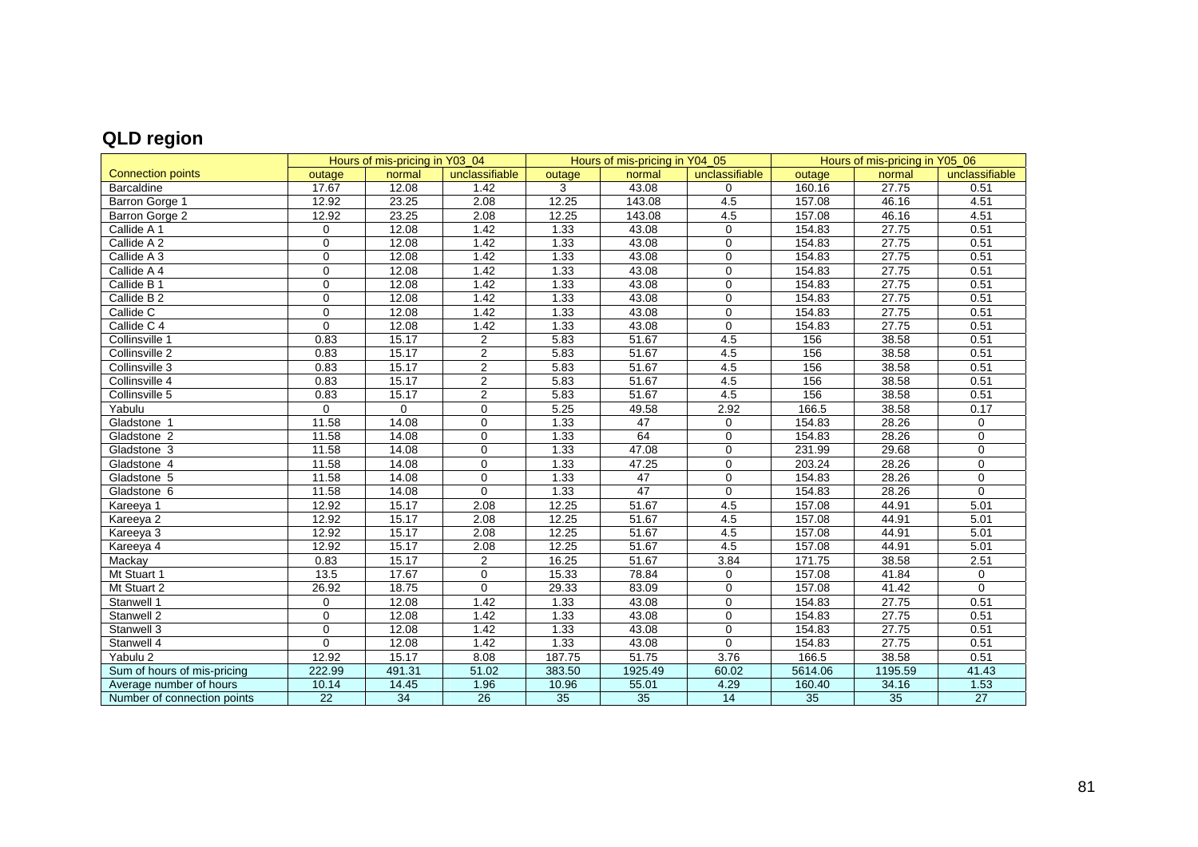## QLD region

| Connection points | Hours of mis-pricing in Y03_04 | | | Hours of mis-pricing in Y04_05 | | | Hours of mis-pricing in Y05_06 | | |
|---|---|---|---|---|---|---|---|---|---|
| | outage | normal | unclassifiable | outage | normal | unclassifiable | outage | normal | unclassifiable |
| Barcaldine | 17.67 | 12.08 | 1.42 | 3 | 43.08 | 0 | 160.16 | 27.75 | 0.51 |
| Barron Gorge 1 | 12.92 | 23.25 | 2.08 | 12.25 | 143.08 | 4.5 | 157.08 | 46.16 | 4.51 |
| Barron Gorge 2 | 12.92 | 23.25 | 2.08 | 12.25 | 143.08 | 4.5 | 157.08 | 46.16 | 4.51 |
| Callide A 1 | 0 | 12.08 | 1.42 | 1.33 | 43.08 | 0 | 154.83 | 27.75 | 0.51 |
| Callide A 2 | 0 | 12.08 | 1.42 | 1.33 | 43.08 | 0 | 154.83 | 27.75 | 0.51 |
| Callide A 3 | 0 | 12.08 | 1.42 | 1.33 | 43.08 | 0 | 154.83 | 27.75 | 0.51 |
| Callide A 4 | 0 | 12.08 | 1.42 | 1.33 | 43.08 | 0 | 154.83 | 27.75 | 0.51 |
| Callide B 1 | 0 | 12.08 | 1.42 | 1.33 | 43.08 | 0 | 154.83 | 27.75 | 0.51 |
| Callide B 2 | 0 | 12.08 | 1.42 | 1.33 | 43.08 | 0 | 154.83 | 27.75 | 0.51 |
| Callide C | 0 | 12.08 | 1.42 | 1.33 | 43.08 | 0 | 154.83 | 27.75 | 0.51 |
| Callide C 4 | 0 | 12.08 | 1.42 | 1.33 | 43.08 | 0 | 154.83 | 27.75 | 0.51 |
| Collinsville 1 | 0.83 | 15.17 | 2 | 5.83 | 51.67 | 4.5 | 156 | 38.58 | 0.51 |
| Collinsville 2 | 0.83 | 15.17 | 2 | 5.83 | 51.67 | 4.5 | 156 | 38.58 | 0.51 |
| Collinsville 3 | 0.83 | 15.17 | 2 | 5.83 | 51.67 | 4.5 | 156 | 38.58 | 0.51 |
| Collinsville 4 | 0.83 | 15.17 | 2 | 5.83 | 51.67 | 4.5 | 156 | 38.58 | 0.51 |
| Collinsville 5 | 0.83 | 15.17 | 2 | 5.83 | 51.67 | 4.5 | 156 | 38.58 | 0.51 |
| Yabulu | 0 | 0 | 0 | 5.25 | 49.58 | 2.92 | 166.5 | 38.58 | 0.17 |
| Gladstone 1 | 11.58 | 14.08 | 0 | 1.33 | 47 | 0 | 154.83 | 28.26 | 0 |
| Gladstone 2 | 11.58 | 14.08 | 0 | 1.33 | 64 | 0 | 154.83 | 28.26 | 0 |
| Gladstone 3 | 11.58 | 14.08 | 0 | 1.33 | 47.08 | 0 | 231.99 | 29.68 | 0 |
| Gladstone 4 | 11.58 | 14.08 | 0 | 1.33 | 47.25 | 0 | 203.24 | 28.26 | 0 |
| Gladstone 5 | 11.58 | 14.08 | 0 | 1.33 | 47 | 0 | 154.83 | 28.26 | 0 |
| Gladstone 6 | 11.58 | 14.08 | 0 | 1.33 | 47 | 0 | 154.83 | 28.26 | 0 |
| Kareeya 1 | 12.92 | 15.17 | 2.08 | 12.25 | 51.67 | 4.5 | 157.08 | 44.91 | 5.01 |
| Kareeya 2 | 12.92 | 15.17 | 2.08 | 12.25 | 51.67 | 4.5 | 157.08 | 44.91 | 5.01 |
| Kareeya 3 | 12.92 | 15.17 | 2.08 | 12.25 | 51.67 | 4.5 | 157.08 | 44.91 | 5.01 |
| Kareeya 4 | 12.92 | 15.17 | 2.08 | 12.25 | 51.67 | 4.5 | 157.08 | 44.91 | 5.01 |
| Mackay | 0.83 | 15.17 | 2 | 16.25 | 51.67 | 3.84 | 171.75 | 38.58 | 2.51 |
| Mt Stuart 1 | 13.5 | 17.67 | 0 | 15.33 | 78.84 | 0 | 157.08 | 41.84 | 0 |
| Mt Stuart 2 | 26.92 | 18.75 | 0 | 29.33 | 83.09 | 0 | 157.08 | 41.42 | 0 |
| Stanwell 1 | 0 | 12.08 | 1.42 | 1.33 | 43.08 | 0 | 154.83 | 27.75 | 0.51 |
| Stanwell 2 | 0 | 12.08 | 1.42 | 1.33 | 43.08 | 0 | 154.83 | 27.75 | 0.51 |
| Stanwell 3 | 0 | 12.08 | 1.42 | 1.33 | 43.08 | 0 | 154.83 | 27.75 | 0.51 |
| Stanwell 4 | 0 | 12.08 | 1.42 | 1.33 | 43.08 | 0 | 154.83 | 27.75 | 0.51 |
| Yabulu 2 | 12.92 | 15.17 | 8.08 | 187.75 | 51.75 | 3.76 | 166.5 | 38.58 | 0.51 |
| Sum of hours of mis-pricing | 222.99 | 491.31 | 51.02 | 383.50 | 1925.49 | 60.02 | 5614.06 | 1195.59 | 41.43 |
| Average number of hours | 10.14 | 14.45 | 1.96 | 10.96 | 55.01 | 4.29 | 160.40 | 34.16 | 1.53 |
| Number of connection points | 22 | 34 | 26 | 35 | 35 | 14 | 35 | 35 | 27 |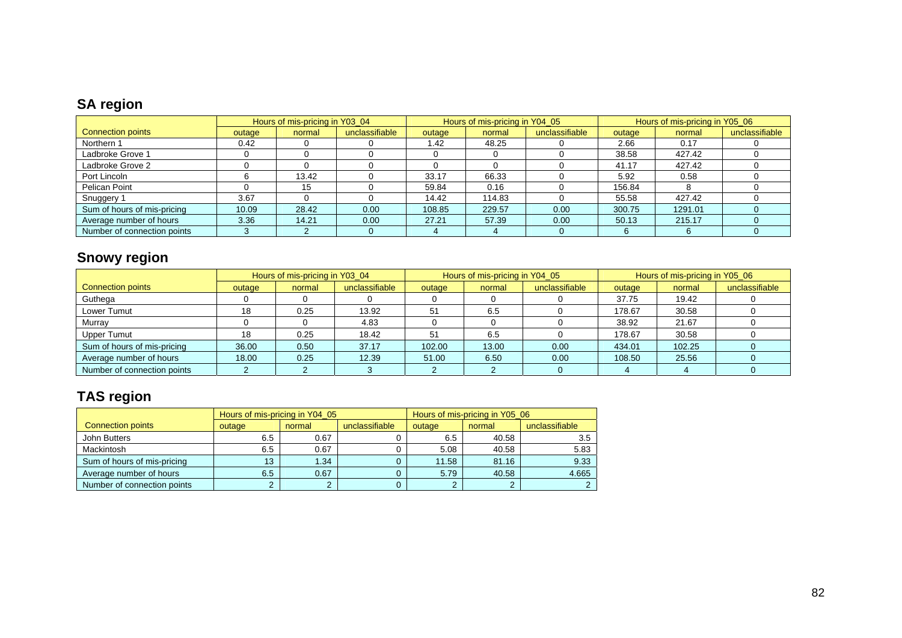## SA region

| | Hours of mis-pricing in Y03_04 | | | Hours of mis-pricing in Y04_05 | | | Hours of mis-pricing in Y05_06 | | |
|---|---|---|---|---|---|---|---|---|---|
| Connection points | outage | normal | unclassifiable | outage | normal | unclassifiable | outage | normal | unclassifiable |
| Northern 1 | 0.42 | 0 | 0 | 1.42 | 48.25 | 0 | 2.66 | 0.17 | 0 |
| Ladbroke Grove 1 | 0 | 0 | 0 | 0 | 0 | 0 | 38.58 | 427.42 | 0 |
| Ladbroke Grove 2 | 0 | 0 | 0 | 0 | 0 | 0 | 41.17 | 427.42 | 0 |
| Port Lincoln | 6 | 13.42 | 0 | 33.17 | 66.33 | 0 | 5.92 | 0.58 | 0 |
| Pelican Point | 0 | 15 | 0 | 59.84 | 0.16 | 0 | 156.84 | 8 | 0 |
| Snuggery 1 | 3.67 | 0 | 0 | 14.42 | 114.83 | 0 | 55.58 | 427.42 | 0 |
| Sum of hours of mis-pricing | 10.09 | 28.42 | 0.00 | 108.85 | 229.57 | 0.00 | 300.75 | 1291.01 | 0 |
| Average number of hours | 3.36 | 14.21 | 0.00 | 27.21 | 57.39 | 0.00 | 50.13 | 215.17 | 0 |
| Number of connection points | 3 | 2 | 0 | 4 | 4 | 0 | 6 | 6 | 0 |

## Snowy region

| | Hours of mis-pricing in Y03_04 | | | Hours of mis-pricing in Y04_05 | | | Hours of mis-pricing in Y05_06 | | |
|---|---|---|---|---|---|---|---|---|---|
| Connection points | outage | normal | unclassifiable | outage | normal | unclassifiable | outage | normal | unclassifiable |
| Guthega | 0 | 0 | 0 | 0 | 0 | 0 | 37.75 | 19.42 | 0 |
| Lower Tumut | 18 | 0.25 | 13.92 | 51 | 6.5 | 0 | 178.67 | 30.58 | 0 |
| Murray | 0 | 0 | 4.83 | 0 | 0 | 0 | 38.92 | 21.67 | 0 |
| Upper Tumut | 18 | 0.25 | 18.42 | 51 | 6.5 | 0 | 178.67 | 30.58 | 0 |
| Sum of hours of mis-pricing | 36.00 | 0.50 | 37.17 | 102.00 | 13.00 | 0.00 | 434.01 | 102.25 | 0 |
| Average number of hours | 18.00 | 0.25 | 12.39 | 51.00 | 6.50 | 0.00 | 108.50 | 25.56 | 0 |
| Number of connection points | 2 | 2 | 3 | 2 | 2 | 0 | 4 | 4 | 0 |

## TAS region

| | Hours of mis-pricing in Y04_05 | | | Hours of mis-pricing in Y05_06 | | |
|---|---|---|---|---|---|---|
| Connection points | outage | normal | unclassifiable | outage | normal | unclassifiable |
| John Butters | 6.5 | 0.67 | 0 | 6.5 | 40.58 | 3.5 |
| Mackintosh | 6.5 | 0.67 | 0 | 5.08 | 40.58 | 5.83 |
| Sum of hours of mis-pricing | 13 | 1.34 | 0 | 11.58 | 81.16 | 9.33 |
| Average number of hours | 6.5 | 0.67 | 0 | 5.79 | 40.58 | 4.665 |
| Number of connection points | 2 | 2 | 0 | 2 | 2 | 2 |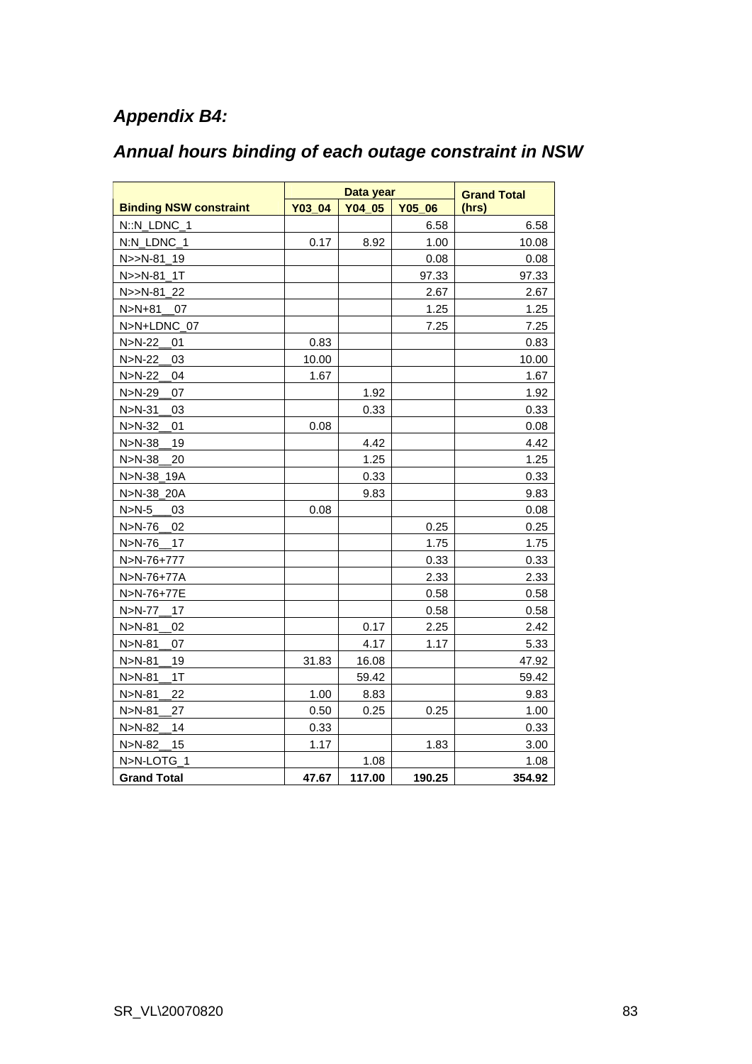## *Appendix B4:*

## *Annual hours binding of each outage constraint in NSW*

| | Data year | | | Grand Total |
|---|---|---|---|---|
| **Binding NSW constraint** | **Y03_04** | **Y04_05** | **Y05_06** | **(hrs)** |
| N::N_LDNC_1 | | | 6.58 | 6.58 |
| N:N_LDNC_1 | 0.17 | 8.92 | 1.00 | 10.08 |
| N>>N-81_19 | | | 0.08 | 0.08 |
| N>>N-81_1T | | | 97.33 | 97.33 |
| N>>N-81_22 | | | 2.67 | 2.67 |
| N>N+81__07 | | | 1.25 | 1.25 |
| N>N+LDNC_07 | | | 7.25 | 7.25 |
| N>N-22__01 | 0.83 | | | 0.83 |
| N>N-22__03 | 10.00 | | | 10.00 |
| N>N-22__04 | 1.67 | | | 1.67 |
| N>N-29__07 | | 1.92 | | 1.92 |
| N>N-31__03 | | 0.33 | | 0.33 |
| N>N-32__01 | 0.08 | | | 0.08 |
| N>N-38__19 | | 4.42 | | 4.42 |
| N>N-38__20 | | 1.25 | | 1.25 |
| N>N-38_19A | | 0.33 | | 0.33 |
| N>N-38_20A | | 9.83 | | 9.83 |
| N>N-5___03 | 0.08 | | | 0.08 |
| N>N-76__02 | | | 0.25 | 0.25 |
| N>N-76__17 | | | 1.75 | 1.75 |
| N>N-76+777 | | | 0.33 | 0.33 |
| N>N-76+77A | | | 2.33 | 2.33 |
| N>N-76+77E | | | 0.58 | 0.58 |
| N>N-77__17 | | | 0.58 | 0.58 |
| N>N-81__02 | | 0.17 | 2.25 | 2.42 |
| N>N-81__07 | | 4.17 | 1.17 | 5.33 |
| N>N-81__19 | 31.83 | 16.08 | | 47.92 |
| N>N-81__1T | | 59.42 | | 59.42 |
| N>N-81__22 | 1.00 | 8.83 | | 9.83 |
| N>N-81__27 | 0.50 | 0.25 | 0.25 | 1.00 |
| N>N-82__14 | 0.33 | | | 0.33 |
| N>N-82__15 | 1.17 | | 1.83 | 3.00 |
| N>N-LOTG_1 | | 1.08 | | 1.08 |
| **Grand Total** | **47.67** | **117.00** | **190.25** | **354.92** |

SR_VL\20070820